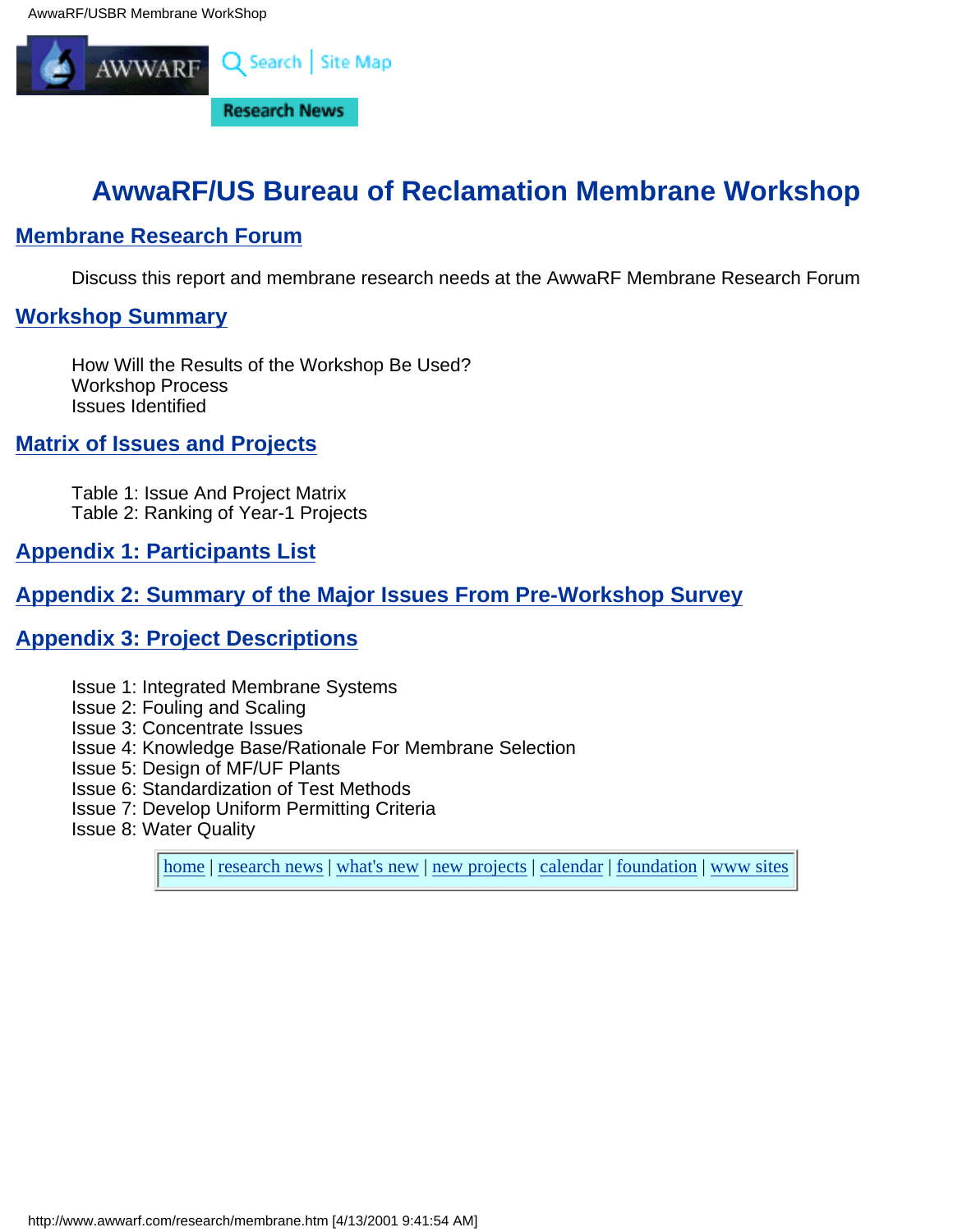# AwwaRF/US Bureau of Reclamation Membrane Workshop

## Membrane Research Forum

Discuss this report and membrane research needs at the AwwaRF Membrane Research Forum

## Workshop Summary

How Will the Results of the Workshop Be Used?
Workshop Process
Issues Identified

## Matrix of Issues and Projects

Table 1: Issue And Project Matrix
Table 2: Ranking of Year-1 Projects

## Appendix 1: Participants List

## Appendix 2: Summary of the Major Issues From Pre-Workshop Survey

## Appendix 3: Project Descriptions

Issue 1: Integrated Membrane Systems
Issue 2: Fouling and Scaling
Issue 3: Concentrate Issues
Issue 4: Knowledge Base/Rationale For Membrane Selection
Issue 5: Design of MF/UF Plants
Issue 6: Standardization of Test Methods
Issue 7: Develop Uniform Permitting Criteria
Issue 8: Water Quality

home | research news | what's new | new projects | calendar | foundation | www sites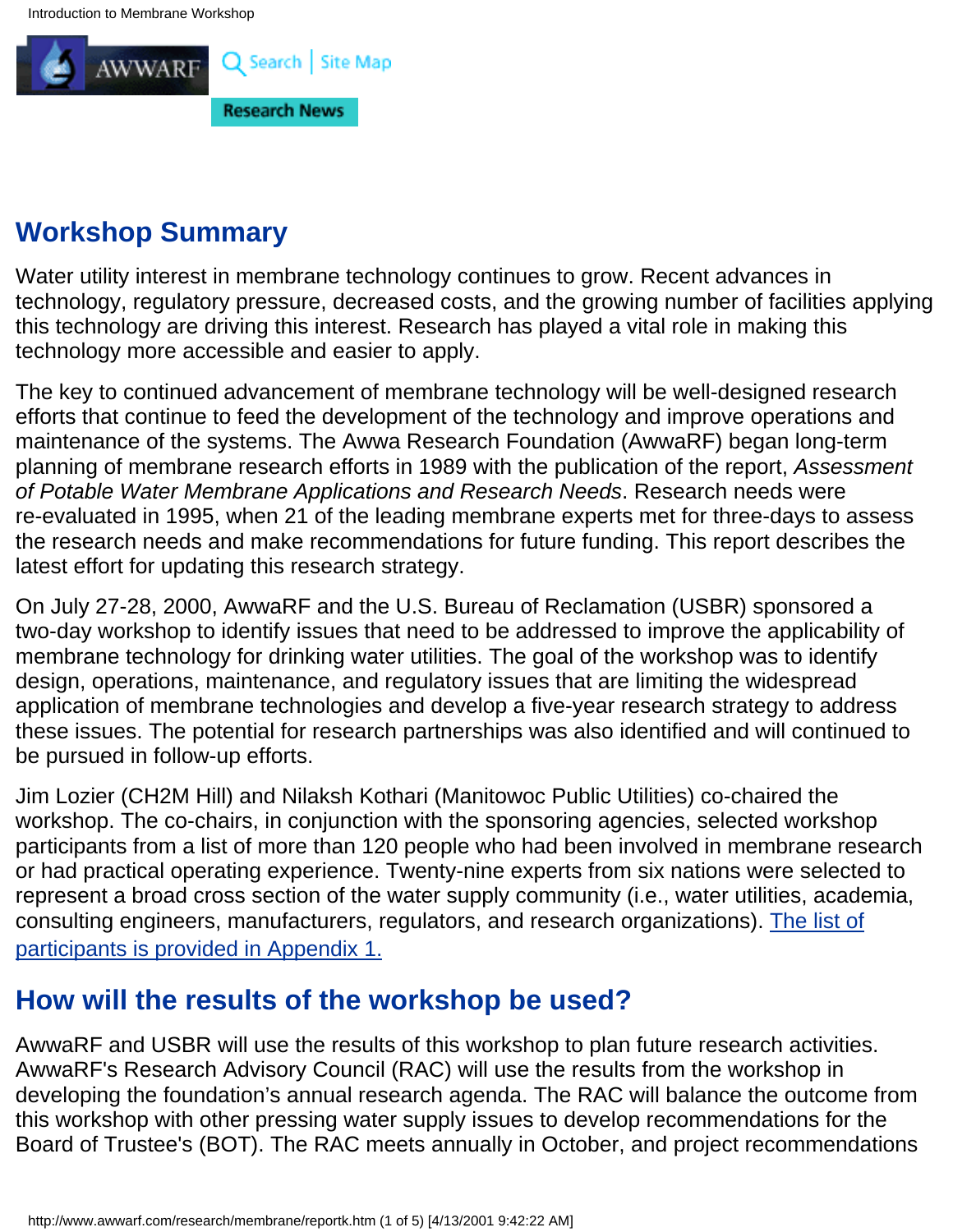## Workshop Summary

Water utility interest in membrane technology continues to grow. Recent advances in technology, regulatory pressure, decreased costs, and the growing number of facilities applying this technology are driving this interest. Research has played a vital role in making this technology more accessible and easier to apply.

The key to continued advancement of membrane technology will be well-designed research efforts that continue to feed the development of the technology and improve operations and maintenance of the systems. The Awwa Research Foundation (AwwaRF) began long-term planning of membrane research efforts in 1989 with the publication of the report, *Assessment of Potable Water Membrane Applications and Research Needs*. Research needs were re-evaluated in 1995, when 21 of the leading membrane experts met for three-days to assess the research needs and make recommendations for future funding. This report describes the latest effort for updating this research strategy.

On July 27-28, 2000, AwwaRF and the U.S. Bureau of Reclamation (USBR) sponsored a two-day workshop to identify issues that need to be addressed to improve the applicability of membrane technology for drinking water utilities. The goal of the workshop was to identify design, operations, maintenance, and regulatory issues that are limiting the widespread application of membrane technologies and develop a five-year research strategy to address these issues. The potential for research partnerships was also identified and will continued to be pursued in follow-up efforts.

Jim Lozier (CH2M Hill) and Nilaksh Kothari (Manitowoc Public Utilities) co-chaired the workshop. The co-chairs, in conjunction with the sponsoring agencies, selected workshop participants from a list of more than 120 people who had been involved in membrane research or had practical operating experience. Twenty-nine experts from six nations were selected to represent a broad cross section of the water supply community (i.e., water utilities, academia, consulting engineers, manufacturers, regulators, and research organizations). The list of participants is provided in Appendix 1.

## How will the results of the workshop be used?

AwwaRF and USBR will use the results of this workshop to plan future research activities. AwwaRF's Research Advisory Council (RAC) will use the results from the workshop in developing the foundation's annual research agenda. The RAC will balance the outcome from this workshop with other pressing water supply issues to develop recommendations for the Board of Trustee's (BOT). The RAC meets annually in October, and project recommendations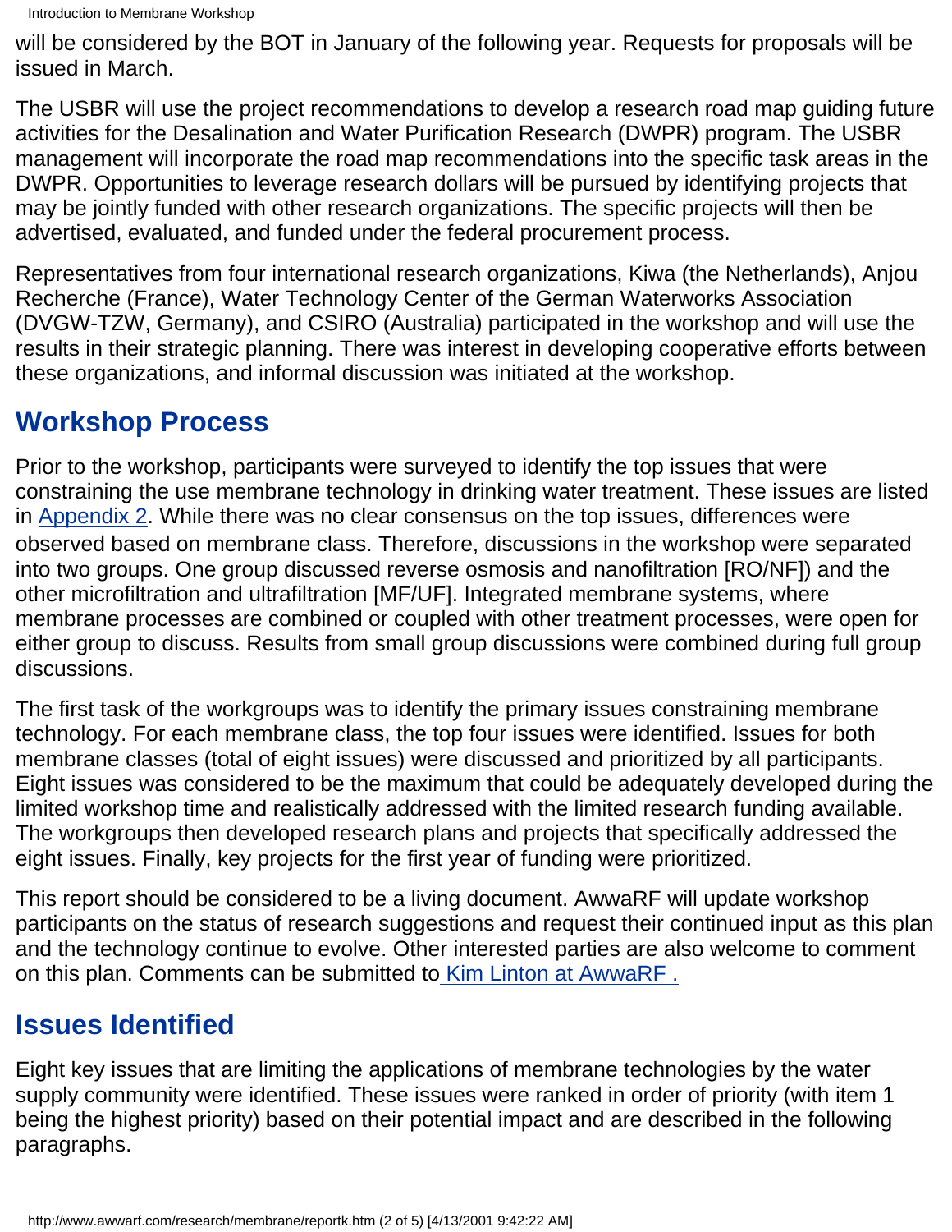will be considered by the BOT in January of the following year. Requests for proposals will be issued in March.

The USBR will use the project recommendations to develop a research road map guiding future activities for the Desalination and Water Purification Research (DWPR) program. The USBR management will incorporate the road map recommendations into the specific task areas in the DWPR. Opportunities to leverage research dollars will be pursued by identifying projects that may be jointly funded with other research organizations. The specific projects will then be advertised, evaluated, and funded under the federal procurement process.

Representatives from four international research organizations, Kiwa (the Netherlands), Anjou Recherche (France), Water Technology Center of the German Waterworks Association (DVGW-TZW, Germany), and CSIRO (Australia) participated in the workshop and will use the results in their strategic planning. There was interest in developing cooperative efforts between these organizations, and informal discussion was initiated at the workshop.

## Workshop Process

Prior to the workshop, participants were surveyed to identify the top issues that were constraining the use membrane technology in drinking water treatment. These issues are listed in Appendix 2. While there was no clear consensus on the top issues, differences were observed based on membrane class. Therefore, discussions in the workshop were separated into two groups. One group discussed reverse osmosis and nanofiltration [RO/NF]) and the other microfiltration and ultrafiltration [MF/UF]. Integrated membrane systems, where membrane processes are combined or coupled with other treatment processes, were open for either group to discuss. Results from small group discussions were combined during full group discussions.

The first task of the workgroups was to identify the primary issues constraining membrane technology. For each membrane class, the top four issues were identified. Issues for both membrane classes (total of eight issues) were discussed and prioritized by all participants. Eight issues was considered to be the maximum that could be adequately developed during the limited workshop time and realistically addressed with the limited research funding available. The workgroups then developed research plans and projects that specifically addressed the eight issues. Finally, key projects for the first year of funding were prioritized.

This report should be considered to be a living document. AwwaRF will update workshop participants on the status of research suggestions and request their continued input as this plan and the technology continue to evolve. Other interested parties are also welcome to comment on this plan. Comments can be submitted to Kim Linton at AwwaRF .

## Issues Identified

Eight key issues that are limiting the applications of membrane technologies by the water supply community were identified. These issues were ranked in order of priority (with item 1 being the highest priority) based on their potential impact and are described in the following paragraphs.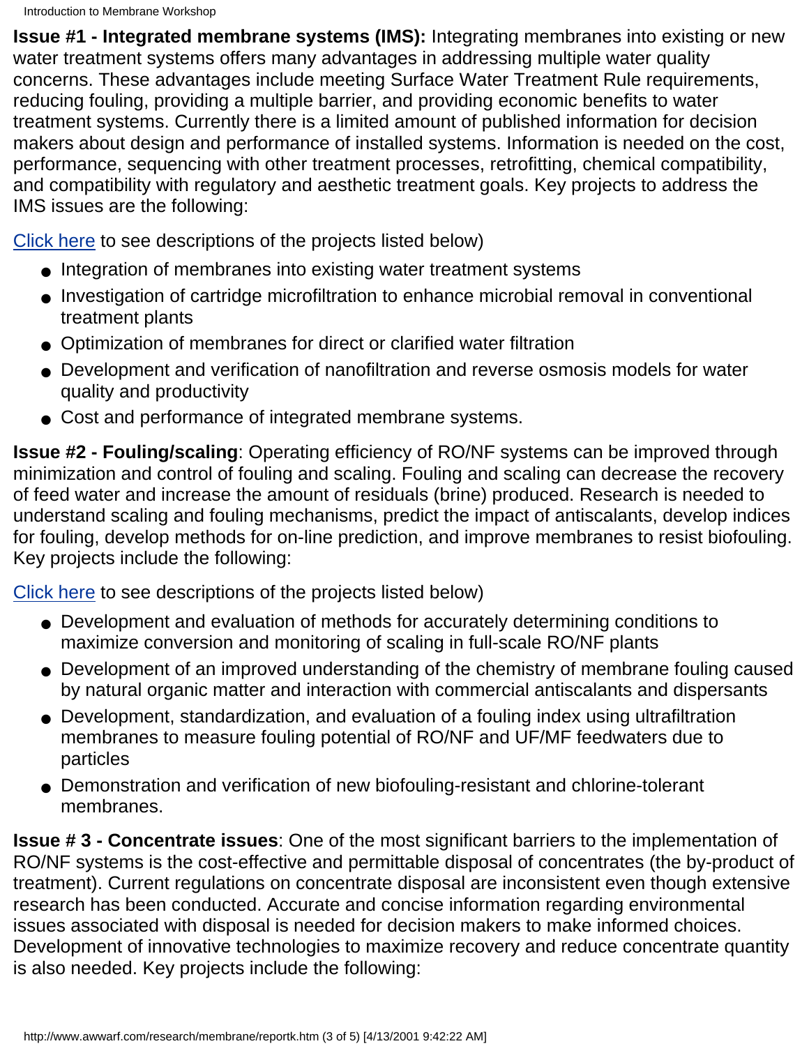**Issue #1 - Integrated membrane systems (IMS):** Integrating membranes into existing or new water treatment systems offers many advantages in addressing multiple water quality concerns. These advantages include meeting Surface Water Treatment Rule requirements, reducing fouling, providing a multiple barrier, and providing economic benefits to water treatment systems. Currently there is a limited amount of published information for decision makers about design and performance of installed systems. Information is needed on the cost, performance, sequencing with other treatment processes, retrofitting, chemical compatibility, and compatibility with regulatory and aesthetic treatment goals. Key projects to address the IMS issues are the following:

Click here to see descriptions of the projects listed below)

- Integration of membranes into existing water treatment systems
- Investigation of cartridge microfiltration to enhance microbial removal in conventional treatment plants
- Optimization of membranes for direct or clarified water filtration
- Development and verification of nanofiltration and reverse osmosis models for water quality and productivity
- Cost and performance of integrated membrane systems.

**Issue #2 - Fouling/scaling**: Operating efficiency of RO/NF systems can be improved through minimization and control of fouling and scaling. Fouling and scaling can decrease the recovery of feed water and increase the amount of residuals (brine) produced. Research is needed to understand scaling and fouling mechanisms, predict the impact of antiscalants, develop indices for fouling, develop methods for on-line prediction, and improve membranes to resist biofouling. Key projects include the following:

Click here to see descriptions of the projects listed below)

- Development and evaluation of methods for accurately determining conditions to maximize conversion and monitoring of scaling in full-scale RO/NF plants
- Development of an improved understanding of the chemistry of membrane fouling caused by natural organic matter and interaction with commercial antiscalants and dispersants
- Development, standardization, and evaluation of a fouling index using ultrafiltration membranes to measure fouling potential of RO/NF and UF/MF feedwaters due to particles
- Demonstration and verification of new biofouling-resistant and chlorine-tolerant membranes.

**Issue # 3 - Concentrate issues**: One of the most significant barriers to the implementation of RO/NF systems is the cost-effective and permittable disposal of concentrates (the by-product of treatment). Current regulations on concentrate disposal are inconsistent even though extensive research has been conducted. Accurate and concise information regarding environmental issues associated with disposal is needed for decision makers to make informed choices. Development of innovative technologies to maximize recovery and reduce concentrate quantity is also needed. Key projects include the following: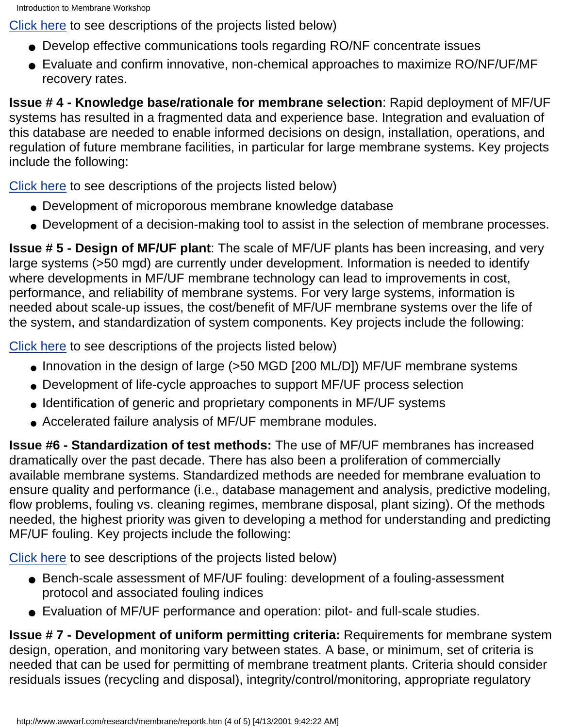Click here to see descriptions of the projects listed below)

- Develop effective communications tools regarding RO/NF concentrate issues
- Evaluate and confirm innovative, non-chemical approaches to maximize RO/NF/UF/MF recovery rates.

**Issue # 4 - Knowledge base/rationale for membrane selection**: Rapid deployment of MF/UF systems has resulted in a fragmented data and experience base. Integration and evaluation of this database are needed to enable informed decisions on design, installation, operations, and regulation of future membrane facilities, in particular for large membrane systems. Key projects include the following:

Click here to see descriptions of the projects listed below)

- Development of microporous membrane knowledge database
- Development of a decision-making tool to assist in the selection of membrane processes.

**Issue # 5 - Design of MF/UF plant**: The scale of MF/UF plants has been increasing, and very large systems (>50 mgd) are currently under development. Information is needed to identify where developments in MF/UF membrane technology can lead to improvements in cost, performance, and reliability of membrane systems. For very large systems, information is needed about scale-up issues, the cost/benefit of MF/UF membrane systems over the life of the system, and standardization of system components. Key projects include the following:

Click here to see descriptions of the projects listed below)

- Innovation in the design of large (>50 MGD [200 ML/D]) MF/UF membrane systems
- Development of life-cycle approaches to support MF/UF process selection
- Identification of generic and proprietary components in MF/UF systems
- Accelerated failure analysis of MF/UF membrane modules.

**Issue #6 - Standardization of test methods:** The use of MF/UF membranes has increased dramatically over the past decade. There has also been a proliferation of commercially available membrane systems. Standardized methods are needed for membrane evaluation to ensure quality and performance (i.e., database management and analysis, predictive modeling, flow problems, fouling vs. cleaning regimes, membrane disposal, plant sizing). Of the methods needed, the highest priority was given to developing a method for understanding and predicting MF/UF fouling. Key projects include the following:

Click here to see descriptions of the projects listed below)

- Bench-scale assessment of MF/UF fouling: development of a fouling-assessment protocol and associated fouling indices
- Evaluation of MF/UF performance and operation: pilot- and full-scale studies.

**Issue # 7 - Development of uniform permitting criteria:** Requirements for membrane system design, operation, and monitoring vary between states. A base, or minimum, set of criteria is needed that can be used for permitting of membrane treatment plants. Criteria should consider residuals issues (recycling and disposal), integrity/control/monitoring, appropriate regulatory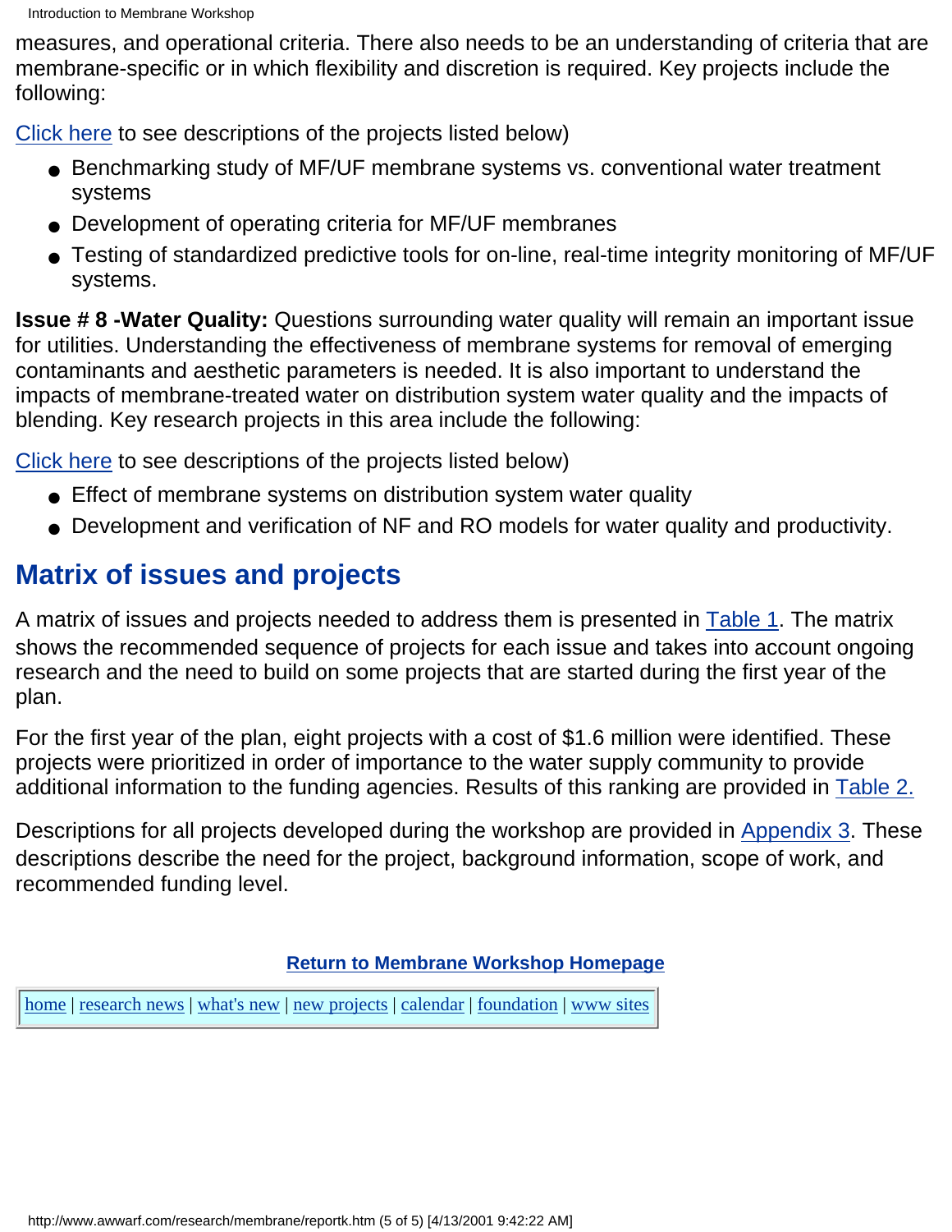measures, and operational criteria. There also needs to be an understanding of criteria that are membrane-specific or in which flexibility and discretion is required. Key projects include the following:

Click here to see descriptions of the projects listed below)

- Benchmarking study of MF/UF membrane systems vs. conventional water treatment systems
- Development of operating criteria for MF/UF membranes
- Testing of standardized predictive tools for on-line, real-time integrity monitoring of MF/UF systems.

**Issue # 8 -Water Quality:** Questions surrounding water quality will remain an important issue for utilities. Understanding the effectiveness of membrane systems for removal of emerging contaminants and aesthetic parameters is needed. It is also important to understand the impacts of membrane-treated water on distribution system water quality and the impacts of blending. Key research projects in this area include the following:

Click here to see descriptions of the projects listed below)

- Effect of membrane systems on distribution system water quality
- Development and verification of NF and RO models for water quality and productivity.

## Matrix of issues and projects

A matrix of issues and projects needed to address them is presented in Table 1. The matrix shows the recommended sequence of projects for each issue and takes into account ongoing research and the need to build on some projects that are started during the first year of the plan.

For the first year of the plan, eight projects with a cost of $1.6 million were identified. These projects were prioritized in order of importance to the water supply community to provide additional information to the funding agencies. Results of this ranking are provided in Table 2.

Descriptions for all projects developed during the workshop are provided in Appendix 3. These descriptions describe the need for the project, background information, scope of work, and recommended funding level.

**Return to Membrane Workshop Homepage**

home | research news | what's new | new projects | calendar | foundation | www sites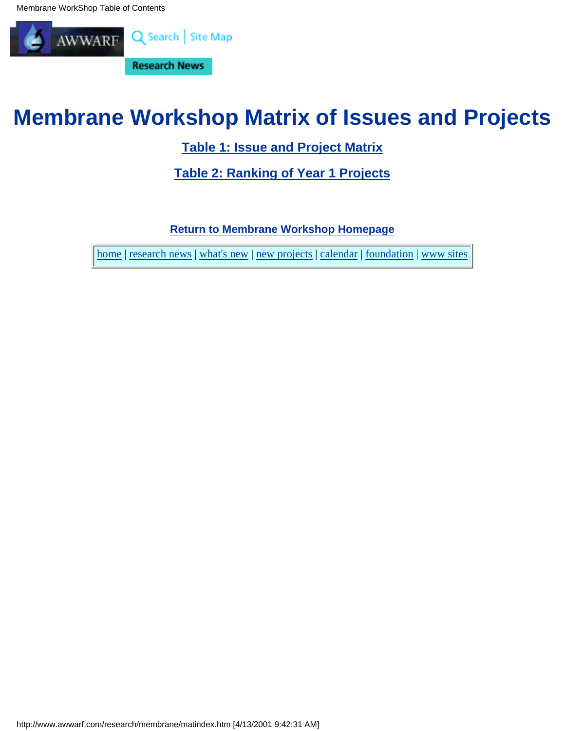# Membrane Workshop Matrix of Issues and Projects

**Table 1: Issue and Project Matrix**

**Table 2: Ranking of Year 1 Projects**

**Return to Membrane Workshop Homepage**

home | research news | what's new | new projects | calendar | foundation | www sites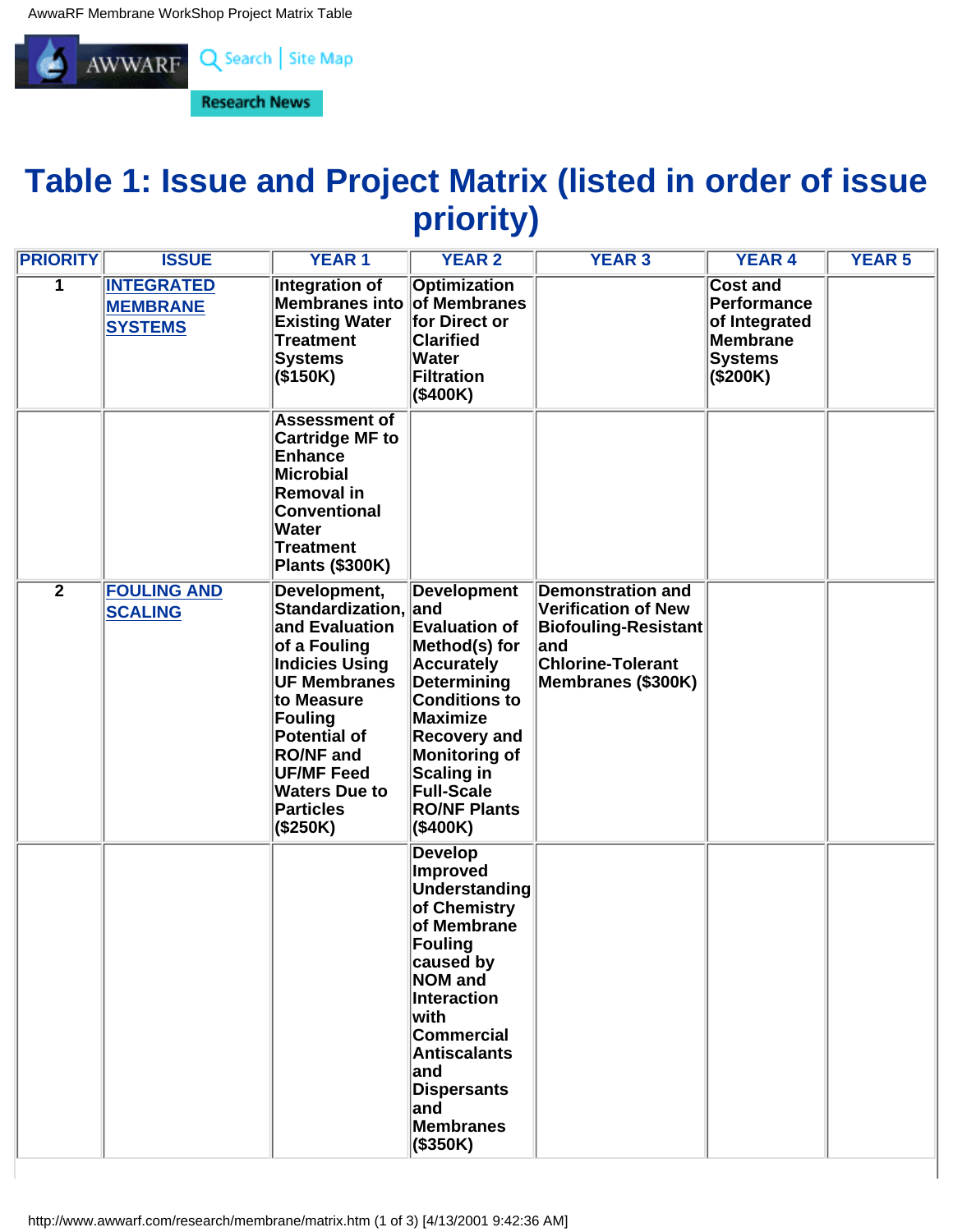# Table 1: Issue and Project Matrix (listed in order of issue priority)

| PRIORITY | ISSUE | YEAR 1 | YEAR 2 | YEAR 3 | YEAR 4 | YEAR 5 |
|---|---|---|---|---|---|---|
| 1 | INTEGRATED MEMBRANE SYSTEMS | **Integration of Membranes into Existing Water Treatment Systems ($150K)** | **Optimization of Membranes for Direct or Clarified Water Filtration ($400K)** | | **Cost and Performance of Integrated Membrane Systems ($200K)** | |
| | | **Assessment of Cartridge MF to Enhance Microbial Removal in Conventional Water Treatment Plants ($300K)** | | | | |
| 2 | FOULING AND SCALING | **Development, Standardization, and Evaluation of a Fouling Indicies Using UF Membranes to Measure Fouling Potential of RO/NF and UF/MF Feed Waters Due to Particles ($250K)** | **Development and Evaluation of Method(s) for Accurately Determining Conditions to Maximize Recovery and Monitoring of Scaling in Full-Scale RO/NF Plants ($400K)** | **Demonstration and Verification of New Biofouling-Resistant and Chlorine-Tolerant Membranes ($300K)** | | |
| | | | **Develop Improved Understanding of Chemistry of Membrane Fouling caused by NOM and Interaction with Commercial Antiscalants and Dispersants and Membranes ($350K)** | | | |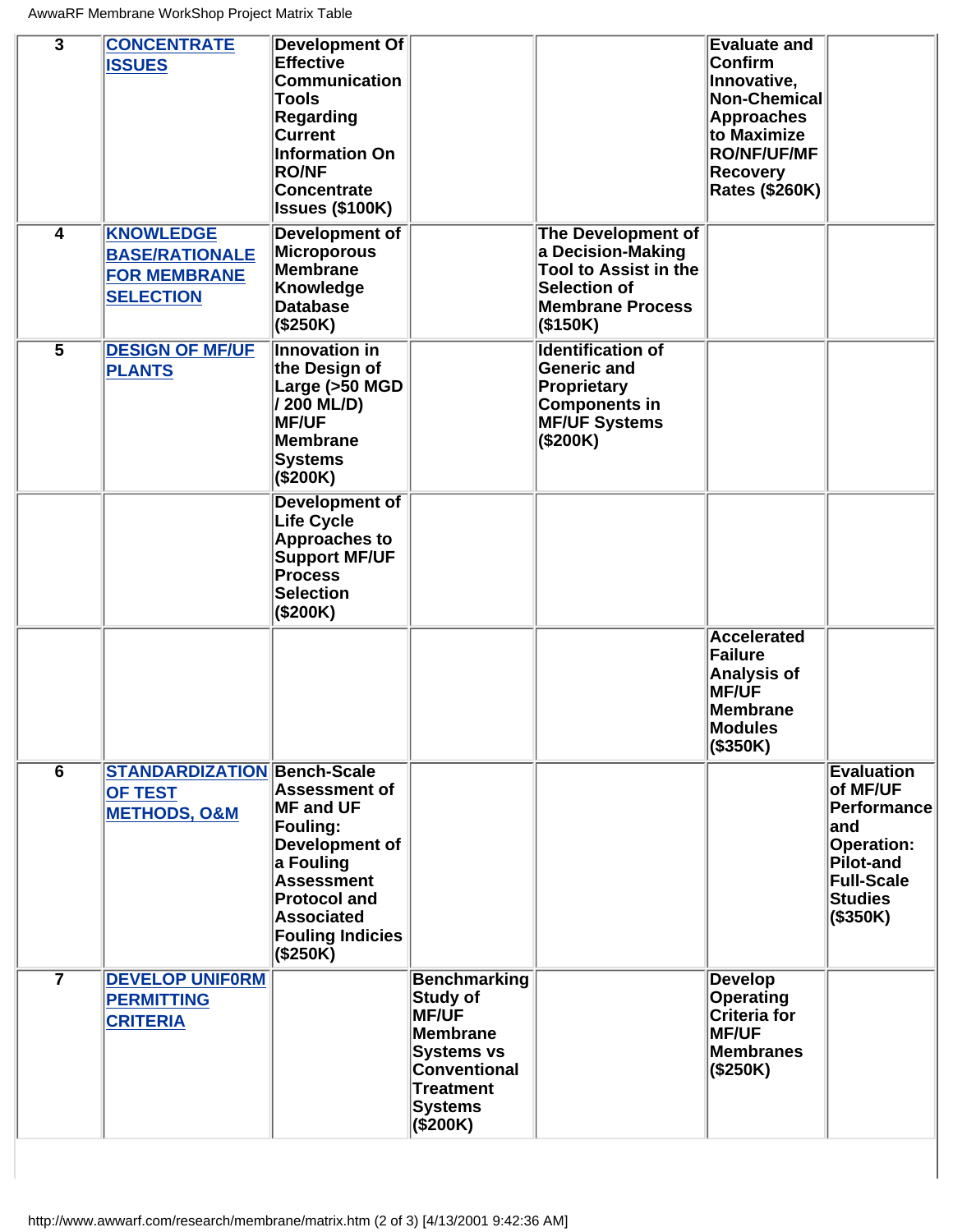| 3 | [CONCENTRATE ISSUES] | Development Of Effective Communication Tools Regarding Current Information On RO/NF Concentrate Issues ($100K) | | | Evaluate and Confirm Innovative, Non-Chemical Approaches to Maximize RO/NF/UF/MF Recovery Rates ($260K) | |
|---|---|---|---|---|---|---|
| 4 | [KNOWLEDGE BASE/RATIONALE FOR MEMBRANE SELECTION] | Development of Microporous Membrane Knowledge Database ($250K) | | The Development of a Decision-Making Tool to Assist in the Selection of Membrane Process ($150K) | | |
| 5 | [DESIGN OF MF/UF PLANTS] | Innovation in the Design of Large (>50 MGD / 200 ML/D) MF/UF Membrane Systems ($200K) | | Identification of Generic and Proprietary Components in MF/UF Systems ($200K) | | |
| | | Development of Life Cycle Approaches to Support MF/UF Process Selection ($200K) | | | | |
| | | | | | Accelerated Failure Analysis of MF/UF Membrane Modules ($350K) | |
| 6 | [STANDARDIZATION OF TEST METHODS, O&M] | Bench-Scale Assessment of MF and UF Fouling: Development of a Fouling Assessment Protocol and Associated Fouling Indicies ($250K) | | | | Evaluation of MF/UF Performance and Operation: Pilot-and Full-Scale Studies ($350K) |
| 7 | [DEVELOP UNIF0RM PERMITTING CRITERIA] | | Benchmarking Study of MF/UF Membrane Systems vs Conventional Treatment Systems ($200K) | | Develop Operating Criteria for MF/UF Membranes ($250K) | |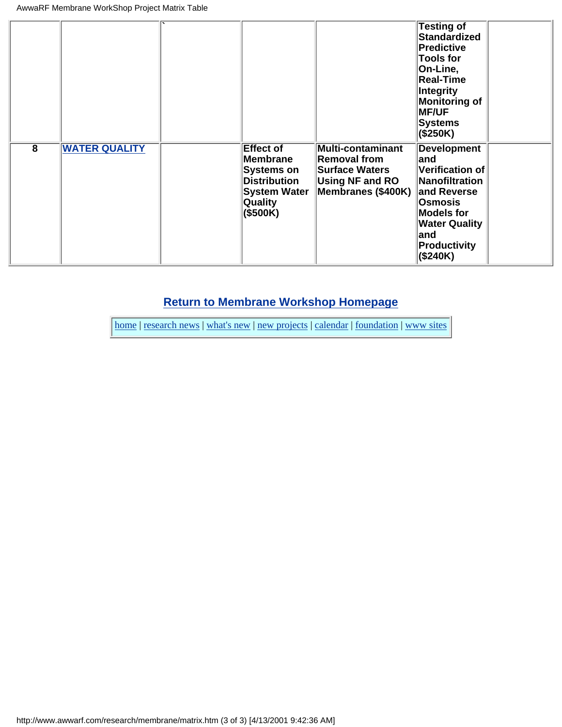| | | | | | | |
|---|---|---|---|---|---|---|
| | | ` | | | **Testing of Standardized Predictive Tools for On-Line, Real-Time Integrity Monitoring of MF/UF Systems ($250K)** | |
| **8** | **WATER QUALITY** | | **Effect of Membrane Systems on Distribution System Water Quality ($500K)** | **Multi-contaminant Removal from Surface Waters Using NF and RO Membranes ($400K)** | **Development and Verification of Nanofiltration and Reverse Osmosis Models for Water Quality and Productivity ($240K)** | |

**Return to Membrane Workshop Homepage**

home | research news | what's new | new projects | calendar | foundation | www sites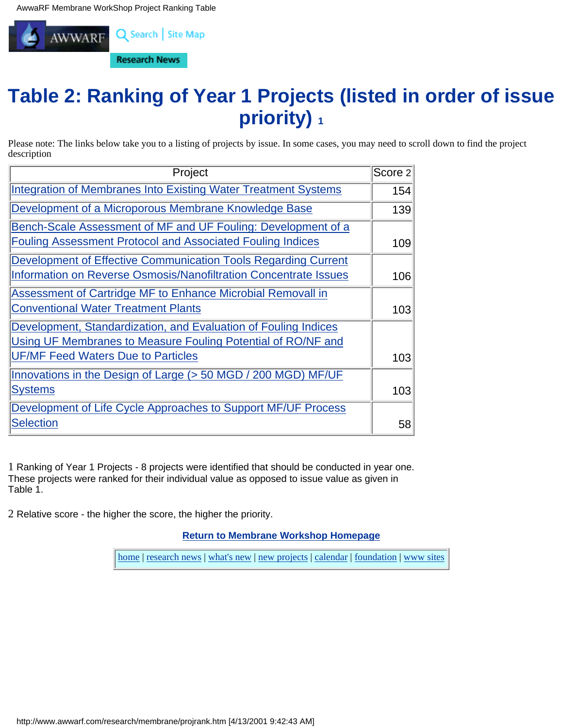# Table 2: Ranking of Year 1 Projects (listed in order of issue priority) [1]

Please note: The links below take you to a listing of projects by issue. In some cases, you may need to scroll down to find the project description

| Project | Score [2] |
|---|---|
| Integration of Membranes Into Existing Water Treatment Systems | 154 |
| Development of a Microporous Membrane Knowledge Base | 139 |
| Bench-Scale Assessment of MF and UF Fouling: Development of a Fouling Assessment Protocol and Associated Fouling Indices | 109 |
| Development of Effective Communication Tools Regarding Current Information on Reverse Osmosis/Nanofiltration Concentrate Issues | 106 |
| Assessment of Cartridge MF to Enhance Microbial Removall in Conventional Water Treatment Plants | 103 |
| Development, Standardization, and Evaluation of Fouling Indices Using UF Membranes to Measure Fouling Potential of RO/NF and UF/MF Feed Waters Due to Particles | 103 |
| Innovations in the Design of Large (> 50 MGD / 200 MGD) MF/UF Systems | 103 |
| Development of Life Cycle Approaches to Support MF/UF Process Selection | 58 |

1 Ranking of Year 1 Projects - 8 projects were identified that should be conducted in year one. These projects were ranked for their individual value as opposed to issue value as given in Table 1.

2 Relative score - the higher the score, the higher the priority.

**Return to Membrane Workshop Homepage**

home | research news | what's new | new projects | calendar | foundation | www sites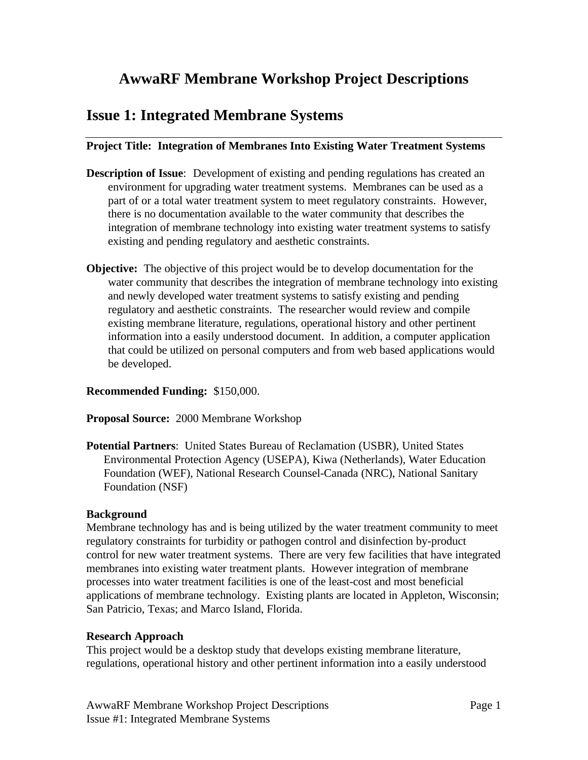# AwwaRF Membrane Workshop Project Descriptions

## Issue 1: Integrated Membrane Systems

---

**Project Title: Integration of Membranes Into Existing Water Treatment Systems**

**Description of Issue**: Development of existing and pending regulations has created an environment for upgrading water treatment systems. Membranes can be used as a part of or a total water treatment system to meet regulatory constraints. However, there is no documentation available to the water community that describes the integration of membrane technology into existing water treatment systems to satisfy existing and pending regulatory and aesthetic constraints.

**Objective:** The objective of this project would be to develop documentation for the water community that describes the integration of membrane technology into existing and newly developed water treatment systems to satisfy existing and pending regulatory and aesthetic constraints. The researcher would review and compile existing membrane literature, regulations, operational history and other pertinent information into a easily understood document. In addition, a computer application that could be utilized on personal computers and from web based applications would be developed.

**Recommended Funding:** $150,000.

**Proposal Source:** 2000 Membrane Workshop

**Potential Partners**: United States Bureau of Reclamation (USBR), United States Environmental Protection Agency (USEPA), Kiwa (Netherlands), Water Education Foundation (WEF), National Research Counsel-Canada (NRC), National Sanitary Foundation (NSF)

**Background**

Membrane technology has and is being utilized by the water treatment community to meet regulatory constraints for turbidity or pathogen control and disinfection by-product control for new water treatment systems. There are very few facilities that have integrated membranes into existing water treatment plants. However integration of membrane processes into water treatment facilities is one of the least-cost and most beneficial applications of membrane technology. Existing plants are located in Appleton, Wisconsin; San Patricio, Texas; and Marco Island, Florida.

**Research Approach**

This project would be a desktop study that develops existing membrane literature, regulations, operational history and other pertinent information into a easily understood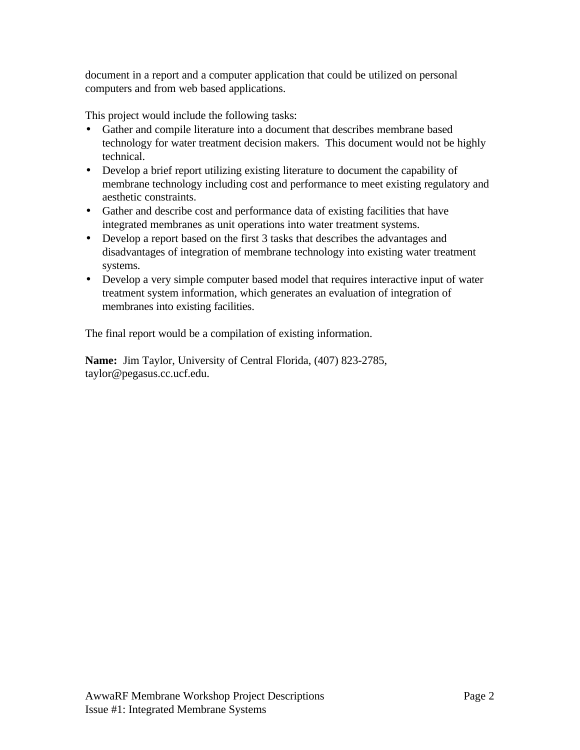document in a report and a computer application that could be utilized on personal computers and from web based applications.

This project would include the following tasks:

- Gather and compile literature into a document that describes membrane based technology for water treatment decision makers. This document would not be highly technical.
- Develop a brief report utilizing existing literature to document the capability of membrane technology including cost and performance to meet existing regulatory and aesthetic constraints.
- Gather and describe cost and performance data of existing facilities that have integrated membranes as unit operations into water treatment systems.
- Develop a report based on the first 3 tasks that describes the advantages and disadvantages of integration of membrane technology into existing water treatment systems.
- Develop a very simple computer based model that requires interactive input of water treatment system information, which generates an evaluation of integration of membranes into existing facilities.

The final report would be a compilation of existing information.

**Name:** Jim Taylor, University of Central Florida, (407) 823-2785, taylor@pegasus.cc.ucf.edu.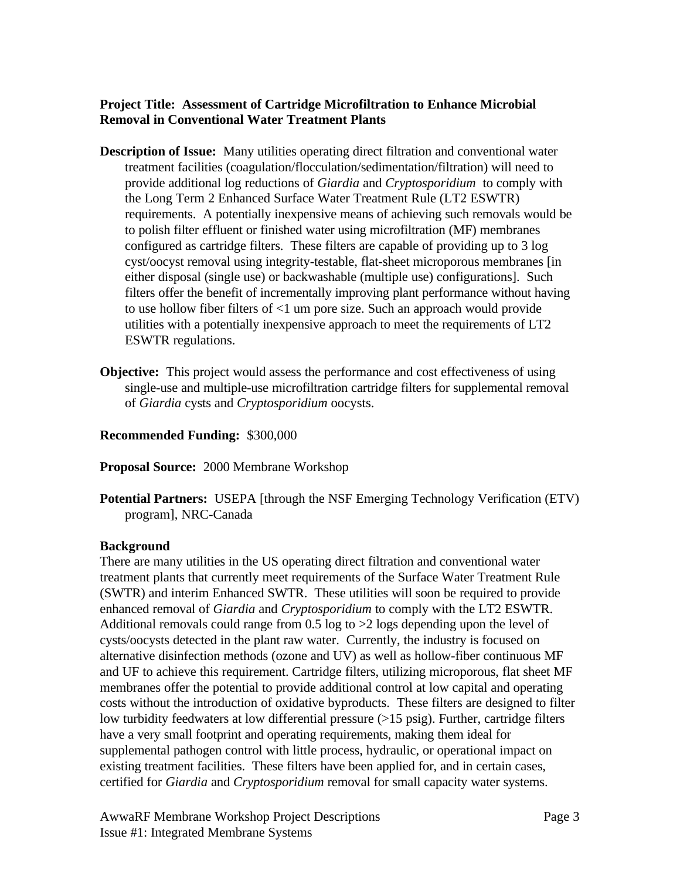**Project Title: Assessment of Cartridge Microfiltration to Enhance Microbial Removal in Conventional Water Treatment Plants**

**Description of Issue:** Many utilities operating direct filtration and conventional water treatment facilities (coagulation/flocculation/sedimentation/filtration) will need to provide additional log reductions of *Giardia* and *Cryptosporidium* to comply with the Long Term 2 Enhanced Surface Water Treatment Rule (LT2 ESWTR) requirements. A potentially inexpensive means of achieving such removals would be to polish filter effluent or finished water using microfiltration (MF) membranes configured as cartridge filters. These filters are capable of providing up to 3 log cyst/oocyst removal using integrity-testable, flat-sheet microporous membranes [in either disposal (single use) or backwashable (multiple use) configurations]. Such filters offer the benefit of incrementally improving plant performance without having to use hollow fiber filters of <1 um pore size. Such an approach would provide utilities with a potentially inexpensive approach to meet the requirements of LT2 ESWTR regulations.

**Objective:** This project would assess the performance and cost effectiveness of using single-use and multiple-use microfiltration cartridge filters for supplemental removal of *Giardia* cysts and *Cryptosporidium* oocysts.

**Recommended Funding:** $300,000

**Proposal Source:** 2000 Membrane Workshop

**Potential Partners:** USEPA [through the NSF Emerging Technology Verification (ETV) program], NRC-Canada

**Background**

There are many utilities in the US operating direct filtration and conventional water treatment plants that currently meet requirements of the Surface Water Treatment Rule (SWTR) and interim Enhanced SWTR. These utilities will soon be required to provide enhanced removal of *Giardia* and *Cryptosporidium* to comply with the LT2 ESWTR. Additional removals could range from 0.5 log to >2 logs depending upon the level of cysts/oocysts detected in the plant raw water. Currently, the industry is focused on alternative disinfection methods (ozone and UV) as well as hollow-fiber continuous MF and UF to achieve this requirement. Cartridge filters, utilizing microporous, flat sheet MF membranes offer the potential to provide additional control at low capital and operating costs without the introduction of oxidative byproducts. These filters are designed to filter low turbidity feedwaters at low differential pressure (>15 psig). Further, cartridge filters have a very small footprint and operating requirements, making them ideal for supplemental pathogen control with little process, hydraulic, or operational impact on existing treatment facilities. These filters have been applied for, and in certain cases, certified for *Giardia* and *Cryptosporidium* removal for small capacity water systems.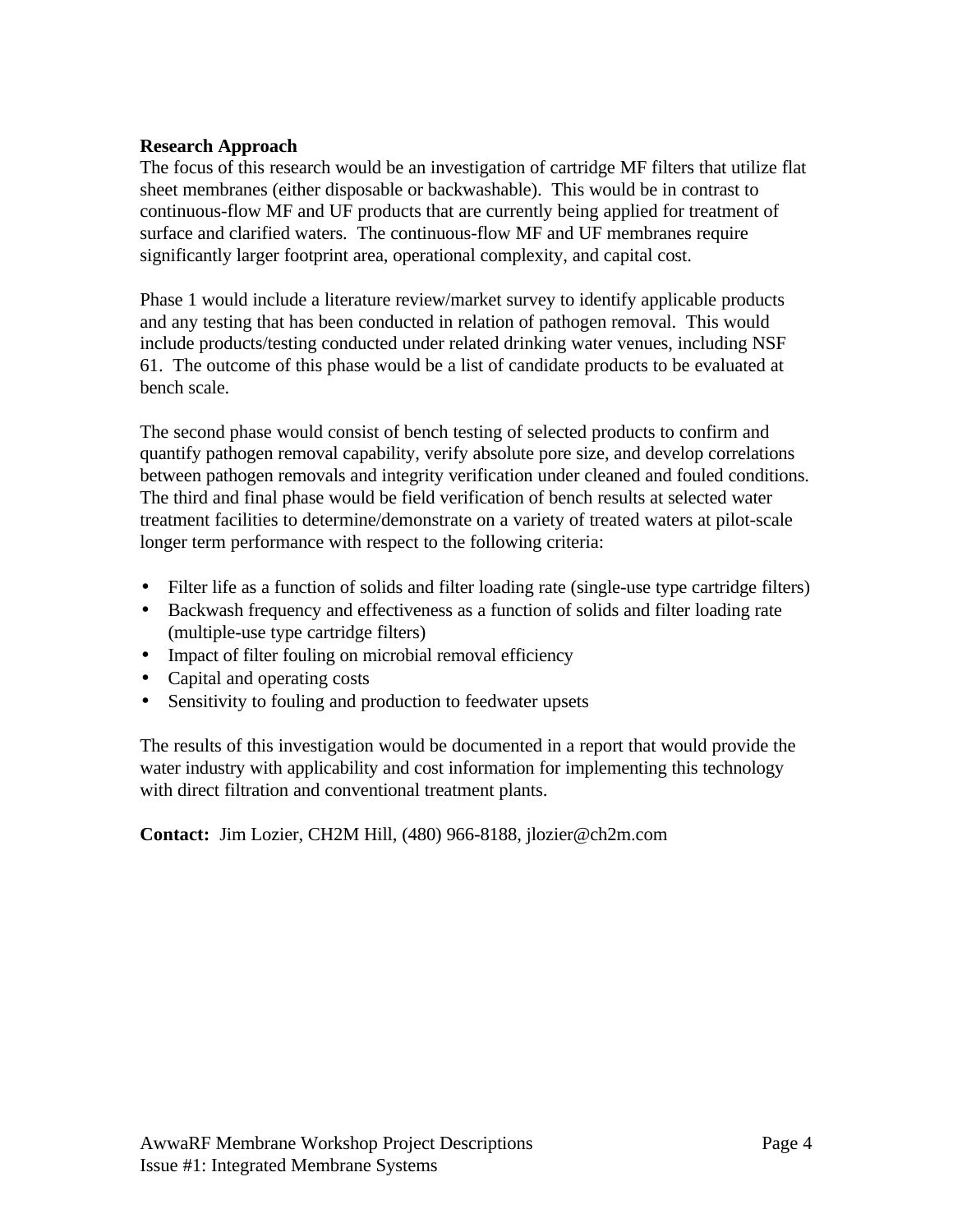**Research Approach**

The focus of this research would be an investigation of cartridge MF filters that utilize flat sheet membranes (either disposable or backwashable). This would be in contrast to continuous-flow MF and UF products that are currently being applied for treatment of surface and clarified waters. The continuous-flow MF and UF membranes require significantly larger footprint area, operational complexity, and capital cost.

Phase 1 would include a literature review/market survey to identify applicable products and any testing that has been conducted in relation of pathogen removal. This would include products/testing conducted under related drinking water venues, including NSF 61. The outcome of this phase would be a list of candidate products to be evaluated at bench scale.

The second phase would consist of bench testing of selected products to confirm and quantify pathogen removal capability, verify absolute pore size, and develop correlations between pathogen removals and integrity verification under cleaned and fouled conditions. The third and final phase would be field verification of bench results at selected water treatment facilities to determine/demonstrate on a variety of treated waters at pilot-scale longer term performance with respect to the following criteria:

- Filter life as a function of solids and filter loading rate (single-use type cartridge filters)
- Backwash frequency and effectiveness as a function of solids and filter loading rate (multiple-use type cartridge filters)
- Impact of filter fouling on microbial removal efficiency
- Capital and operating costs
- Sensitivity to fouling and production to feedwater upsets

The results of this investigation would be documented in a report that would provide the water industry with applicability and cost information for implementing this technology with direct filtration and conventional treatment plants.

**Contact:** Jim Lozier, CH2M Hill, (480) 966-8188, jlozier@ch2m.com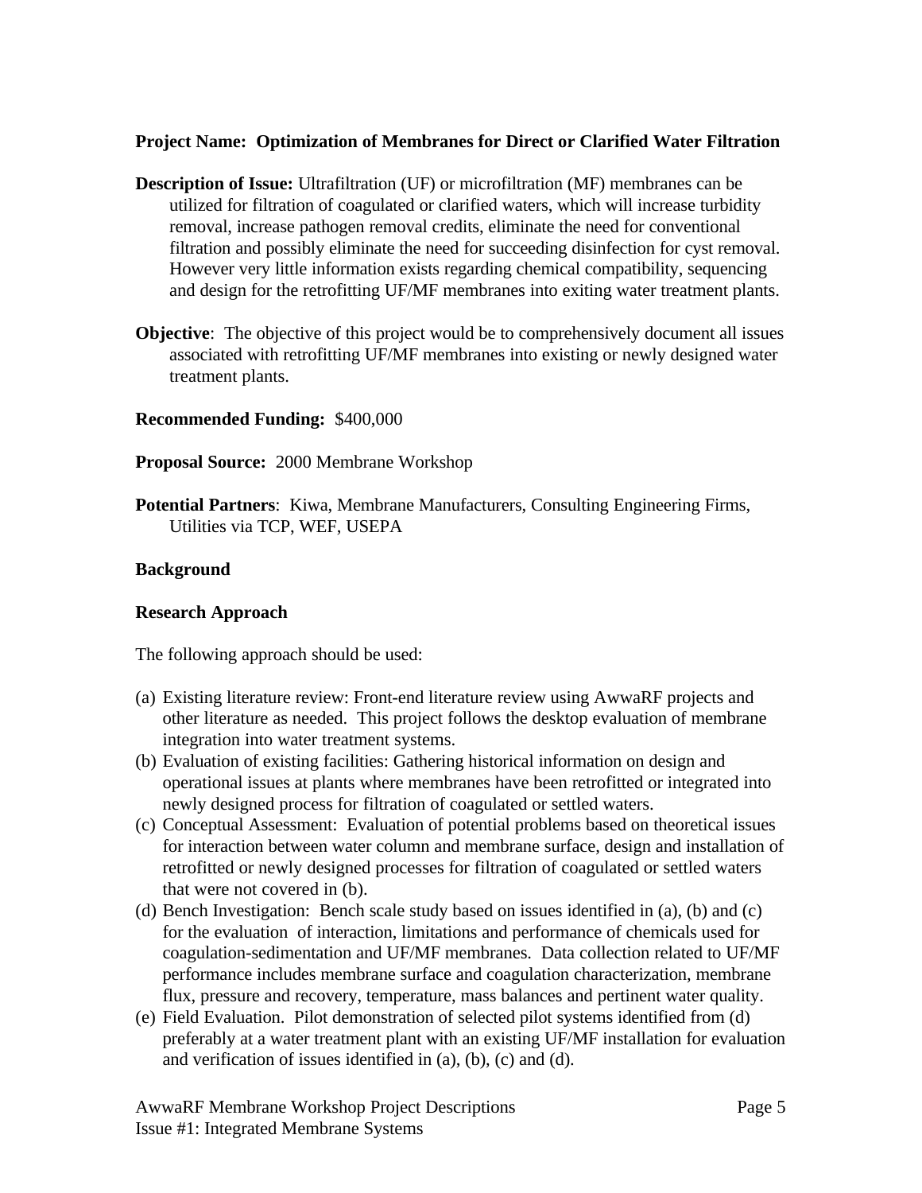**Project Name: Optimization of Membranes for Direct or Clarified Water Filtration**

**Description of Issue:** Ultrafiltration (UF) or microfiltration (MF) membranes can be utilized for filtration of coagulated or clarified waters, which will increase turbidity removal, increase pathogen removal credits, eliminate the need for conventional filtration and possibly eliminate the need for succeeding disinfection for cyst removal. However very little information exists regarding chemical compatibility, sequencing and design for the retrofitting UF/MF membranes into exiting water treatment plants.

**Objective**: The objective of this project would be to comprehensively document all issues associated with retrofitting UF/MF membranes into existing or newly designed water treatment plants.

**Recommended Funding:** $400,000

**Proposal Source:** 2000 Membrane Workshop

**Potential Partners**: Kiwa, Membrane Manufacturers, Consulting Engineering Firms, Utilities via TCP, WEF, USEPA

**Background**

**Research Approach**

The following approach should be used:

(a) Existing literature review: Front-end literature review using AwwaRF projects and other literature as needed. This project follows the desktop evaluation of membrane integration into water treatment systems.
(b) Evaluation of existing facilities: Gathering historical information on design and operational issues at plants where membranes have been retrofitted or integrated into newly designed process for filtration of coagulated or settled waters.
(c) Conceptual Assessment: Evaluation of potential problems based on theoretical issues for interaction between water column and membrane surface, design and installation of retrofitted or newly designed processes for filtration of coagulated or settled waters that were not covered in (b).
(d) Bench Investigation: Bench scale study based on issues identified in (a), (b) and (c) for the evaluation of interaction, limitations and performance of chemicals used for coagulation-sedimentation and UF/MF membranes. Data collection related to UF/MF performance includes membrane surface and coagulation characterization, membrane flux, pressure and recovery, temperature, mass balances and pertinent water quality.
(e) Field Evaluation. Pilot demonstration of selected pilot systems identified from (d) preferably at a water treatment plant with an existing UF/MF installation for evaluation and verification of issues identified in (a), (b), (c) and (d).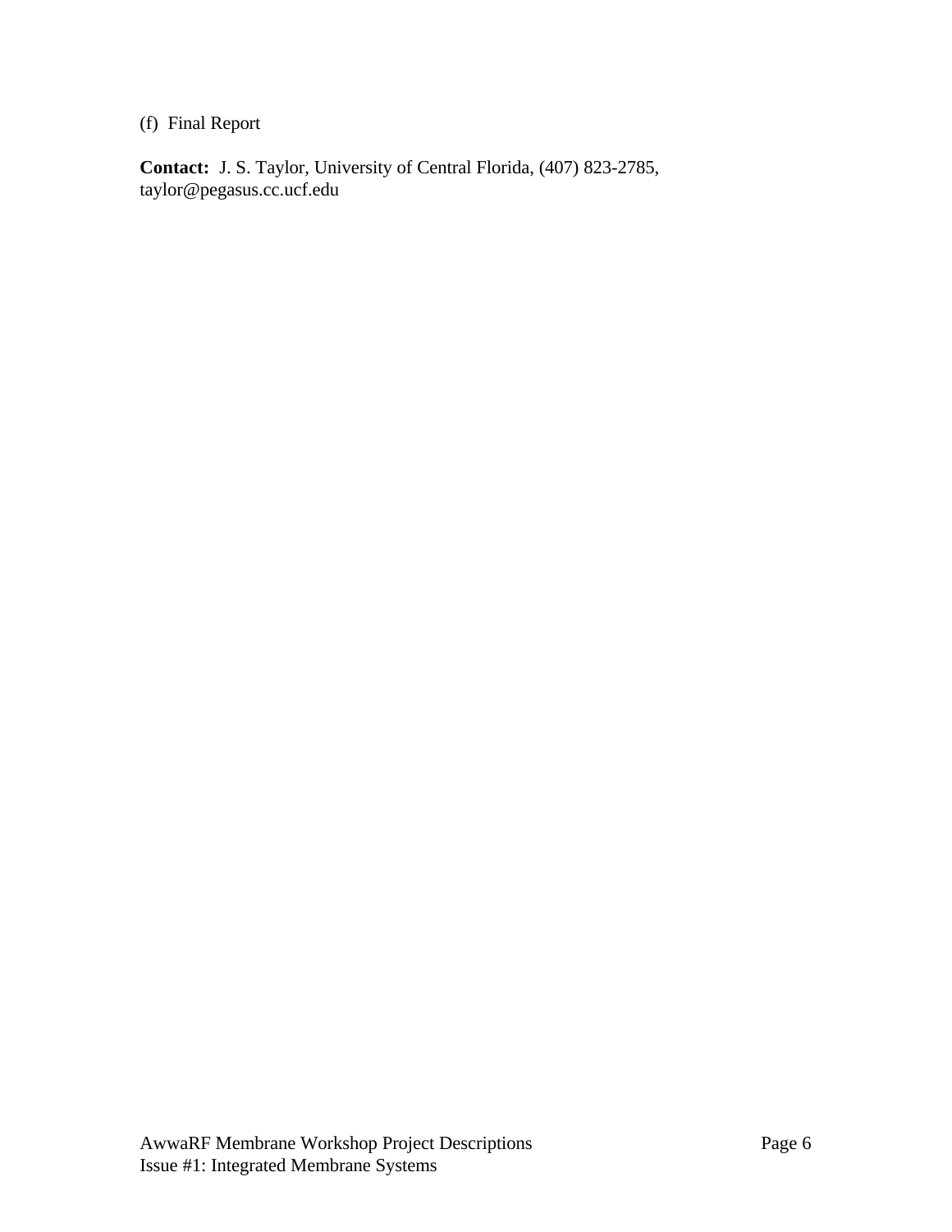(f)  Final Report

**Contact:**  J. S. Taylor, University of Central Florida, (407) 823-2785, taylor@pegasus.cc.ucf.edu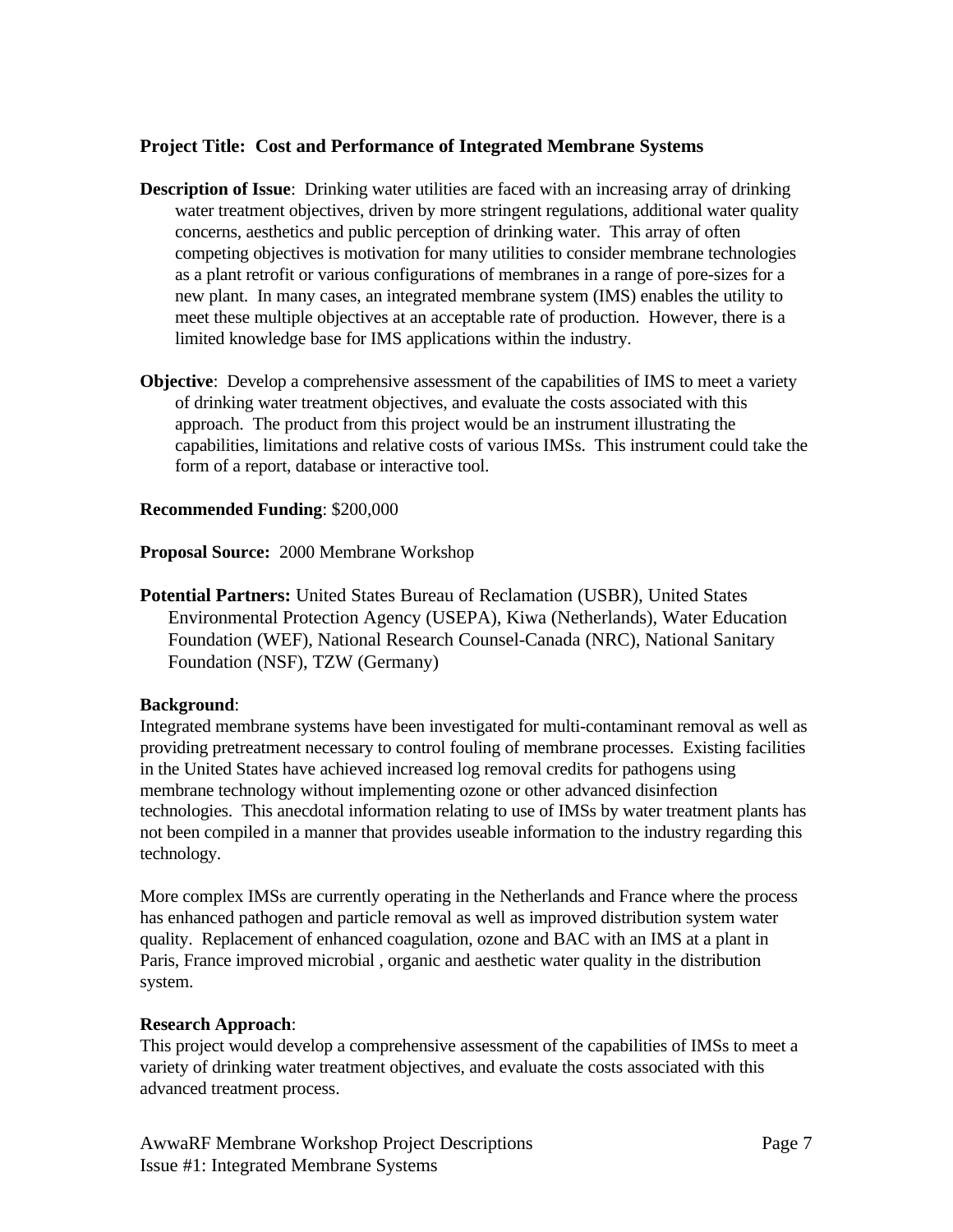**Project Title: Cost and Performance of Integrated Membrane Systems**

**Description of Issue**: Drinking water utilities are faced with an increasing array of drinking water treatment objectives, driven by more stringent regulations, additional water quality concerns, aesthetics and public perception of drinking water. This array of often competing objectives is motivation for many utilities to consider membrane technologies as a plant retrofit or various configurations of membranes in a range of pore-sizes for a new plant. In many cases, an integrated membrane system (IMS) enables the utility to meet these multiple objectives at an acceptable rate of production. However, there is a limited knowledge base for IMS applications within the industry.

**Objective**: Develop a comprehensive assessment of the capabilities of IMS to meet a variety of drinking water treatment objectives, and evaluate the costs associated with this approach. The product from this project would be an instrument illustrating the capabilities, limitations and relative costs of various IMSs. This instrument could take the form of a report, database or interactive tool.

**Recommended Funding**: $200,000

**Proposal Source:** 2000 Membrane Workshop

**Potential Partners:** United States Bureau of Reclamation (USBR), United States Environmental Protection Agency (USEPA), Kiwa (Netherlands), Water Education Foundation (WEF), National Research Counsel-Canada (NRC), National Sanitary Foundation (NSF), TZW (Germany)

**Background**:

Integrated membrane systems have been investigated for multi-contaminant removal as well as providing pretreatment necessary to control fouling of membrane processes. Existing facilities in the United States have achieved increased log removal credits for pathogens using membrane technology without implementing ozone or other advanced disinfection technologies. This anecdotal information relating to use of IMSs by water treatment plants has not been compiled in a manner that provides useable information to the industry regarding this technology.

More complex IMSs are currently operating in the Netherlands and France where the process has enhanced pathogen and particle removal as well as improved distribution system water quality. Replacement of enhanced coagulation, ozone and BAC with an IMS at a plant in Paris, France improved microbial , organic and aesthetic water quality in the distribution system.

**Research Approach**:

This project would develop a comprehensive assessment of the capabilities of IMSs to meet a variety of drinking water treatment objectives, and evaluate the costs associated with this advanced treatment process.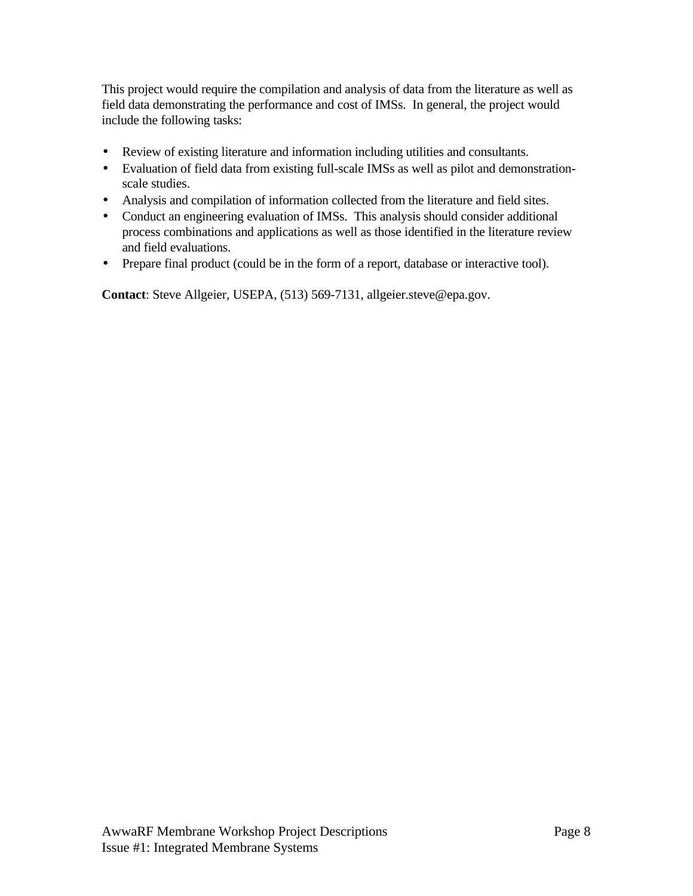This project would require the compilation and analysis of data from the literature as well as field data demonstrating the performance and cost of IMSs. In general, the project would include the following tasks:

- Review of existing literature and information including utilities and consultants.
- Evaluation of field data from existing full-scale IMSs as well as pilot and demonstration-scale studies.
- Analysis and compilation of information collected from the literature and field sites.
- Conduct an engineering evaluation of IMSs. This analysis should consider additional process combinations and applications as well as those identified in the literature review and field evaluations.
- Prepare final product (could be in the form of a report, database or interactive tool).

**Contact**: Steve Allgeier, USEPA, (513) 569-7131, allgeier.steve@epa.gov.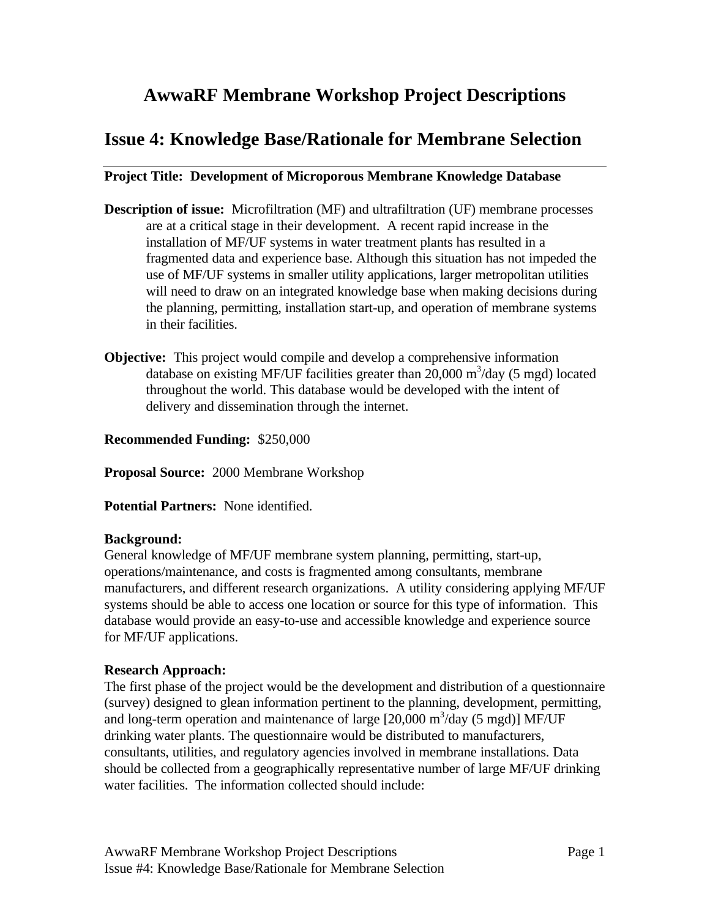# AwwaRF Membrane Workshop Project Descriptions

## Issue 4: Knowledge Base/Rationale for Membrane Selection

---

**Project Title: Development of Microporous Membrane Knowledge Database**

**Description of issue:** Microfiltration (MF) and ultrafiltration (UF) membrane processes are at a critical stage in their development. A recent rapid increase in the installation of MF/UF systems in water treatment plants has resulted in a fragmented data and experience base. Although this situation has not impeded the use of MF/UF systems in smaller utility applications, larger metropolitan utilities will need to draw on an integrated knowledge base when making decisions during the planning, permitting, installation start-up, and operation of membrane systems in their facilities.

**Objective:** This project would compile and develop a comprehensive information database on existing MF/UF facilities greater than 20,000 $m^3$/day (5 mgd) located throughout the world. This database would be developed with the intent of delivery and dissemination through the internet.

**Recommended Funding:** $250,000

**Proposal Source:** 2000 Membrane Workshop

**Potential Partners:** None identified.

**Background:**
General knowledge of MF/UF membrane system planning, permitting, start-up, operations/maintenance, and costs is fragmented among consultants, membrane manufacturers, and different research organizations. A utility considering applying MF/UF systems should be able to access one location or source for this type of information. This database would provide an easy-to-use and accessible knowledge and experience source for MF/UF applications.

**Research Approach:**
The first phase of the project would be the development and distribution of a questionnaire (survey) designed to glean information pertinent to the planning, development, permitting, and long-term operation and maintenance of large [20,000 $m^3$/day (5 mgd)] MF/UF drinking water plants. The questionnaire would be distributed to manufacturers, consultants, utilities, and regulatory agencies involved in membrane installations. Data should be collected from a geographically representative number of large MF/UF drinking water facilities. The information collected should include: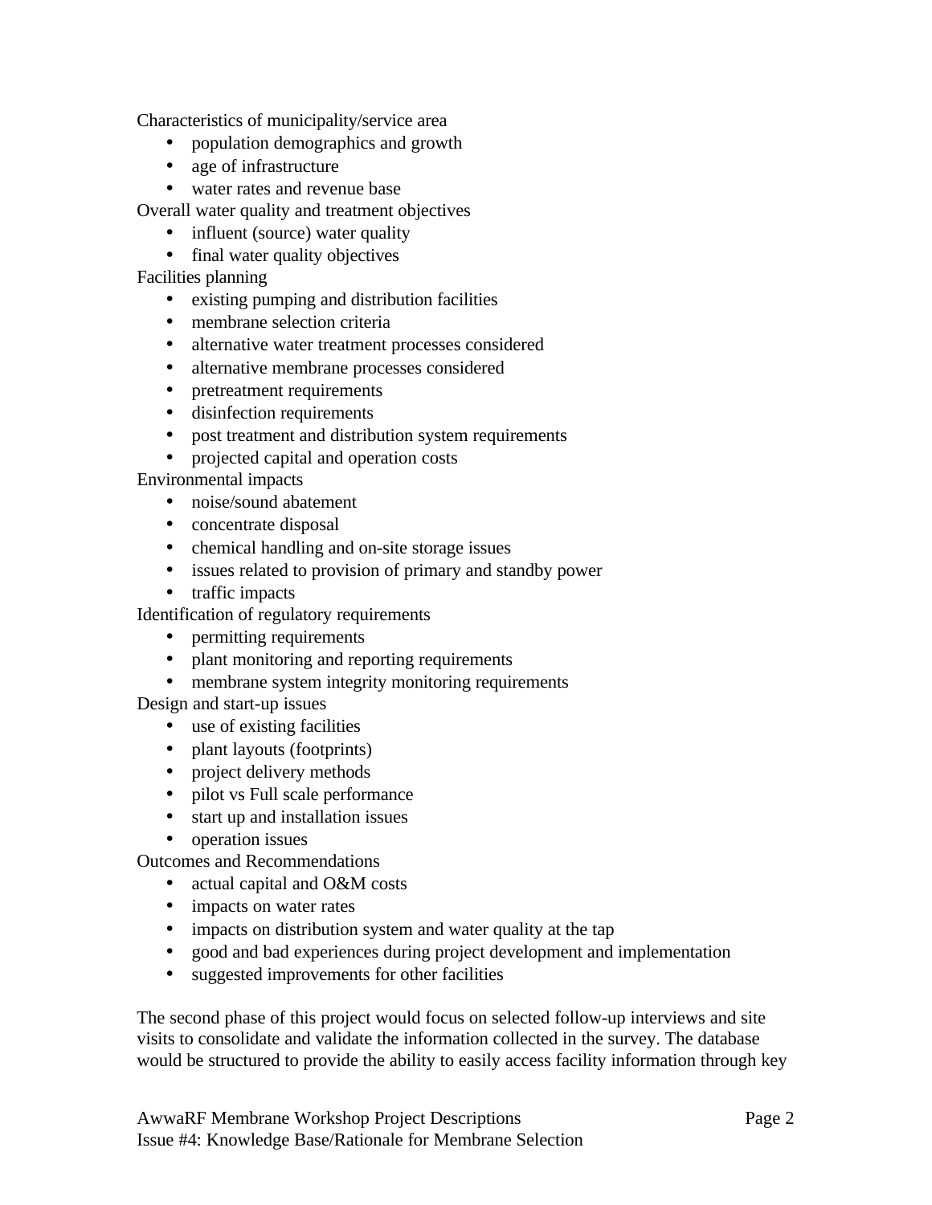Characteristics of municipality/service area

- population demographics and growth
- age of infrastructure
- water rates and revenue base

Overall water quality and treatment objectives

- influent (source) water quality
- final water quality objectives

Facilities planning

- existing pumping and distribution facilities
- membrane selection criteria
- alternative water treatment processes considered
- alternative membrane processes considered
- pretreatment requirements
- disinfection requirements
- post treatment and distribution system requirements
- projected capital and operation costs

Environmental impacts

- noise/sound abatement
- concentrate disposal
- chemical handling and on-site storage issues
- issues related to provision of primary and standby power
- traffic impacts

Identification of regulatory requirements

- permitting requirements
- plant monitoring and reporting requirements
- membrane system integrity monitoring requirements

Design and start-up issues

- use of existing facilities
- plant layouts (footprints)
- project delivery methods
- pilot vs Full scale performance
- start up and installation issues
- operation issues

Outcomes and Recommendations

- actual capital and O&M costs
- impacts on water rates
- impacts on distribution system and water quality at the tap
- good and bad experiences during project development and implementation
- suggested improvements for other facilities

The second phase of this project would focus on selected follow-up interviews and site visits to consolidate and validate the information collected in the survey. The database would be structured to provide the ability to easily access facility information through key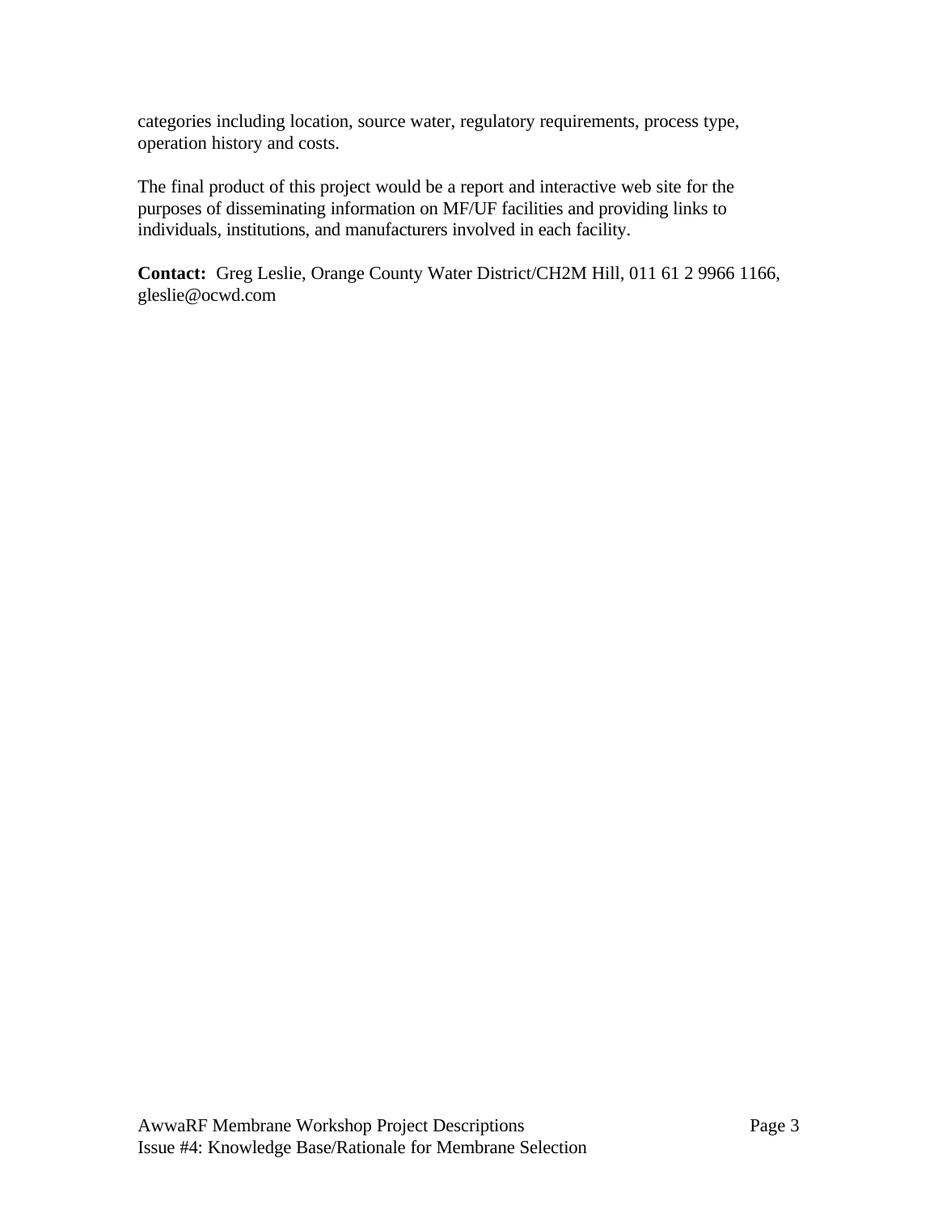categories including location, source water, regulatory requirements, process type, operation history and costs.

The final product of this project would be a report and interactive web site for the purposes of disseminating information on MF/UF facilities and providing links to individuals, institutions, and manufacturers involved in each facility.

**Contact:** Greg Leslie, Orange County Water District/CH2M Hill, 011 61 2 9966 1166, gleslie@ocwd.com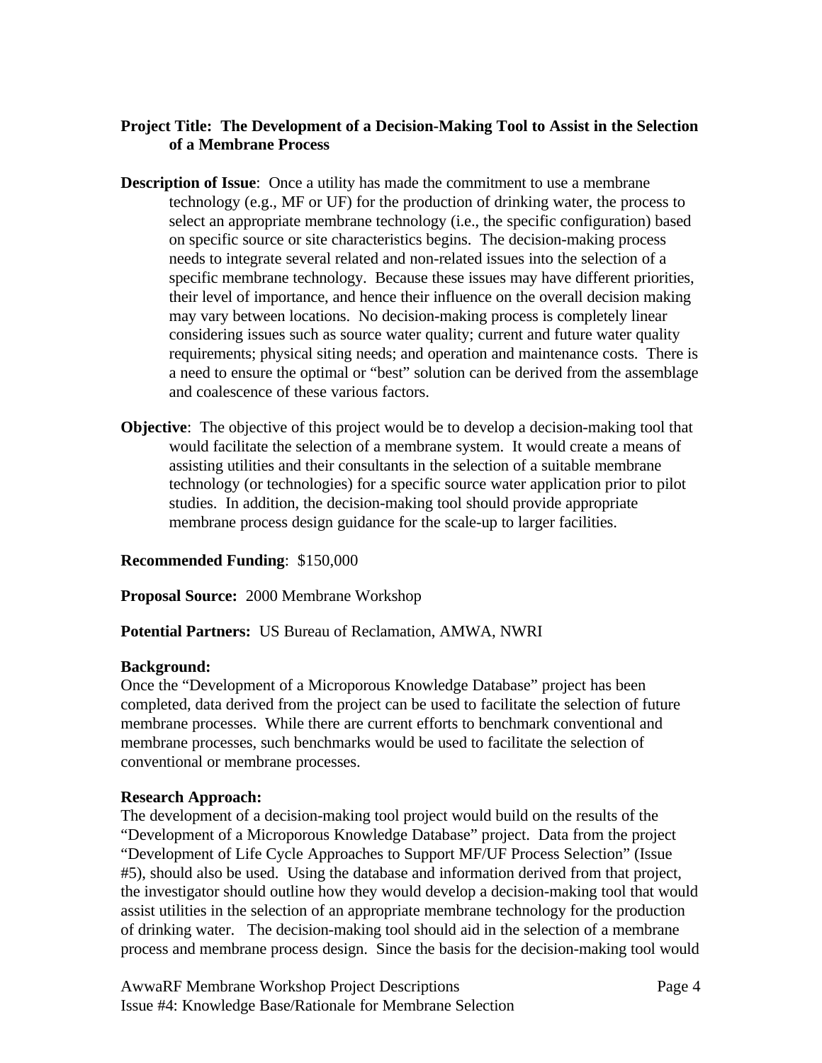**Project Title: The Development of a Decision-Making Tool to Assist in the Selection of a Membrane Process**

**Description of Issue**: Once a utility has made the commitment to use a membrane technology (e.g., MF or UF) for the production of drinking water, the process to select an appropriate membrane technology (i.e., the specific configuration) based on specific source or site characteristics begins. The decision-making process needs to integrate several related and non-related issues into the selection of a specific membrane technology. Because these issues may have different priorities, their level of importance, and hence their influence on the overall decision making may vary between locations. No decision-making process is completely linear considering issues such as source water quality; current and future water quality requirements; physical siting needs; and operation and maintenance costs. There is a need to ensure the optimal or "best" solution can be derived from the assemblage and coalescence of these various factors.

**Objective**: The objective of this project would be to develop a decision-making tool that would facilitate the selection of a membrane system. It would create a means of assisting utilities and their consultants in the selection of a suitable membrane technology (or technologies) for a specific source water application prior to pilot studies. In addition, the decision-making tool should provide appropriate membrane process design guidance for the scale-up to larger facilities.

**Recommended Funding**: $150,000

**Proposal Source:** 2000 Membrane Workshop

**Potential Partners:** US Bureau of Reclamation, AMWA, NWRI

**Background:**

Once the "Development of a Microporous Knowledge Database" project has been completed, data derived from the project can be used to facilitate the selection of future membrane processes. While there are current efforts to benchmark conventional and membrane processes, such benchmarks would be used to facilitate the selection of conventional or membrane processes.

**Research Approach:**

The development of a decision-making tool project would build on the results of the "Development of a Microporous Knowledge Database" project. Data from the project "Development of Life Cycle Approaches to Support MF/UF Process Selection" (Issue #5), should also be used. Using the database and information derived from that project, the investigator should outline how they would develop a decision-making tool that would assist utilities in the selection of an appropriate membrane technology for the production of drinking water. The decision-making tool should aid in the selection of a membrane process and membrane process design. Since the basis for the decision-making tool would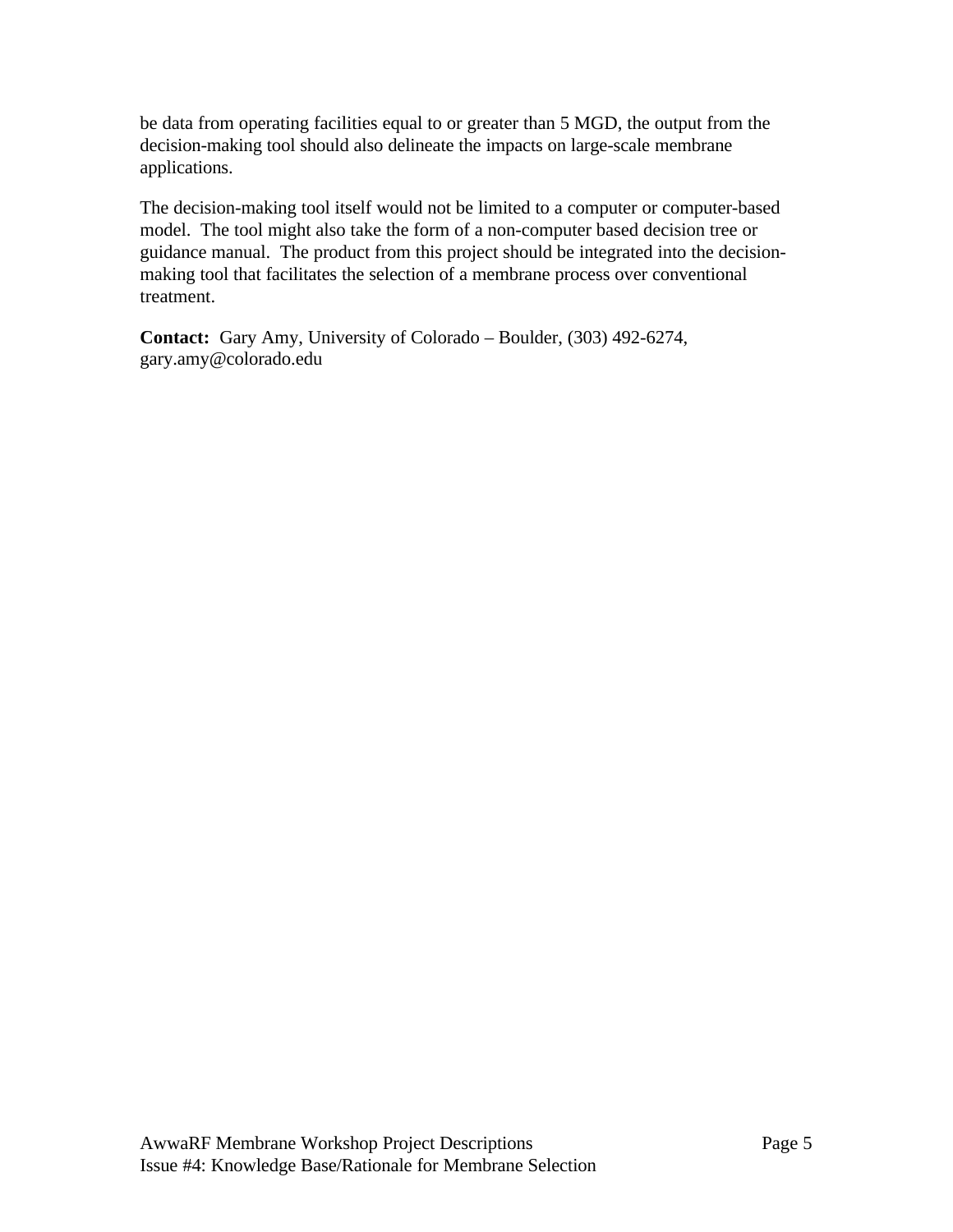be data from operating facilities equal to or greater than 5 MGD, the output from the decision-making tool should also delineate the impacts on large-scale membrane applications.

The decision-making tool itself would not be limited to a computer or computer-based model. The tool might also take the form of a non-computer based decision tree or guidance manual. The product from this project should be integrated into the decision-making tool that facilitates the selection of a membrane process over conventional treatment.

**Contact:** Gary Amy, University of Colorado – Boulder, (303) 492-6274, gary.amy@colorado.edu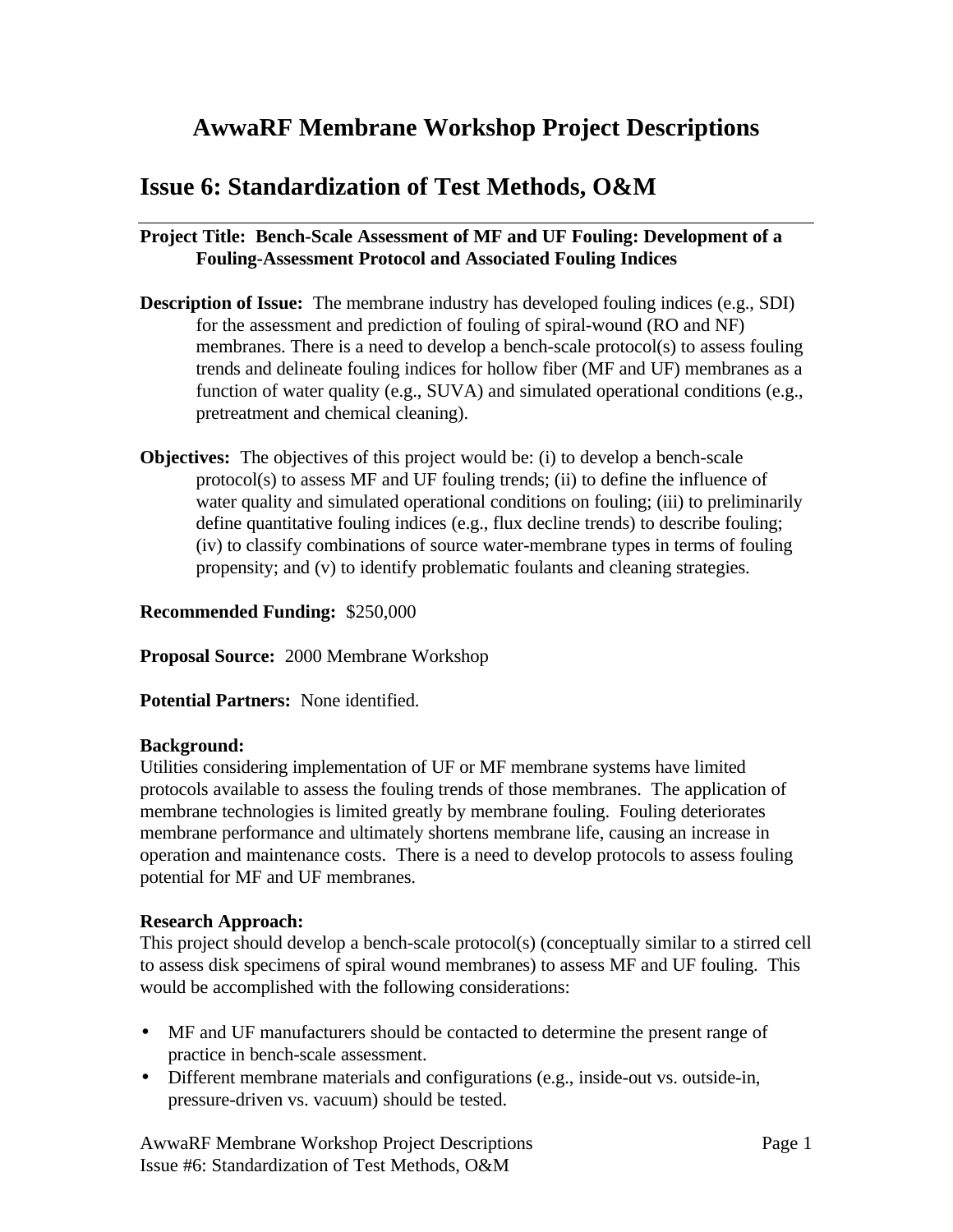# AwwaRF Membrane Workshop Project Descriptions

## Issue 6: Standardization of Test Methods, O&M

---

**Project Title: Bench-Scale Assessment of MF and UF Fouling: Development of a Fouling-Assessment Protocol and Associated Fouling Indices**

**Description of Issue:** The membrane industry has developed fouling indices (e.g., SDI) for the assessment and prediction of fouling of spiral-wound (RO and NF) membranes. There is a need to develop a bench-scale protocol(s) to assess fouling trends and delineate fouling indices for hollow fiber (MF and UF) membranes as a function of water quality (e.g., SUVA) and simulated operational conditions (e.g., pretreatment and chemical cleaning).

**Objectives:** The objectives of this project would be: (i) to develop a bench-scale protocol(s) to assess MF and UF fouling trends; (ii) to define the influence of water quality and simulated operational conditions on fouling; (iii) to preliminarily define quantitative fouling indices (e.g., flux decline trends) to describe fouling; (iv) to classify combinations of source water-membrane types in terms of fouling propensity; and (v) to identify problematic foulants and cleaning strategies.

**Recommended Funding:** $250,000

**Proposal Source:** 2000 Membrane Workshop

**Potential Partners:** None identified.

**Background:**
Utilities considering implementation of UF or MF membrane systems have limited protocols available to assess the fouling trends of those membranes. The application of membrane technologies is limited greatly by membrane fouling. Fouling deteriorates membrane performance and ultimately shortens membrane life, causing an increase in operation and maintenance costs. There is a need to develop protocols to assess fouling potential for MF and UF membranes.

**Research Approach:**
This project should develop a bench-scale protocol(s) (conceptually similar to a stirred cell to assess disk specimens of spiral wound membranes) to assess MF and UF fouling. This would be accomplished with the following considerations:

- MF and UF manufacturers should be contacted to determine the present range of practice in bench-scale assessment.
- Different membrane materials and configurations (e.g., inside-out vs. outside-in, pressure-driven vs. vacuum) should be tested.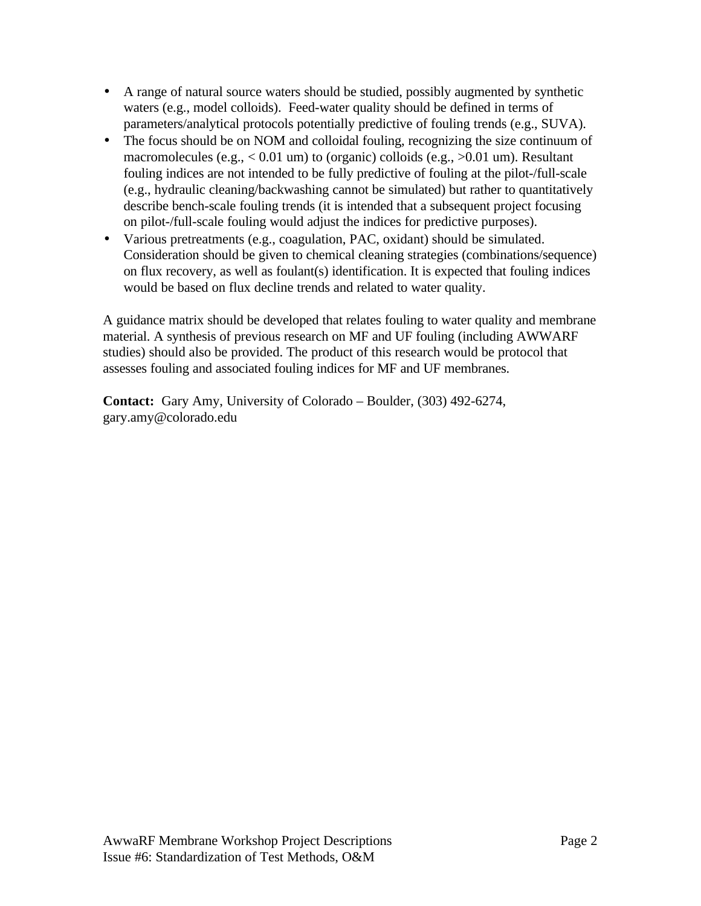- A range of natural source waters should be studied, possibly augmented by synthetic waters (e.g., model colloids). Feed-water quality should be defined in terms of parameters/analytical protocols potentially predictive of fouling trends (e.g., SUVA).
- The focus should be on NOM and colloidal fouling, recognizing the size continuum of macromolecules (e.g., < 0.01 um) to (organic) colloids (e.g., >0.01 um). Resultant fouling indices are not intended to be fully predictive of fouling at the pilot-/full-scale (e.g., hydraulic cleaning/backwashing cannot be simulated) but rather to quantitatively describe bench-scale fouling trends (it is intended that a subsequent project focusing on pilot-/full-scale fouling would adjust the indices for predictive purposes).
- Various pretreatments (e.g., coagulation, PAC, oxidant) should be simulated. Consideration should be given to chemical cleaning strategies (combinations/sequence) on flux recovery, as well as foulant(s) identification. It is expected that fouling indices would be based on flux decline trends and related to water quality.

A guidance matrix should be developed that relates fouling to water quality and membrane material. A synthesis of previous research on MF and UF fouling (including AWWARF studies) should also be provided. The product of this research would be protocol that assesses fouling and associated fouling indices for MF and UF membranes.

**Contact:** Gary Amy, University of Colorado – Boulder, (303) 492-6274, gary.amy@colorado.edu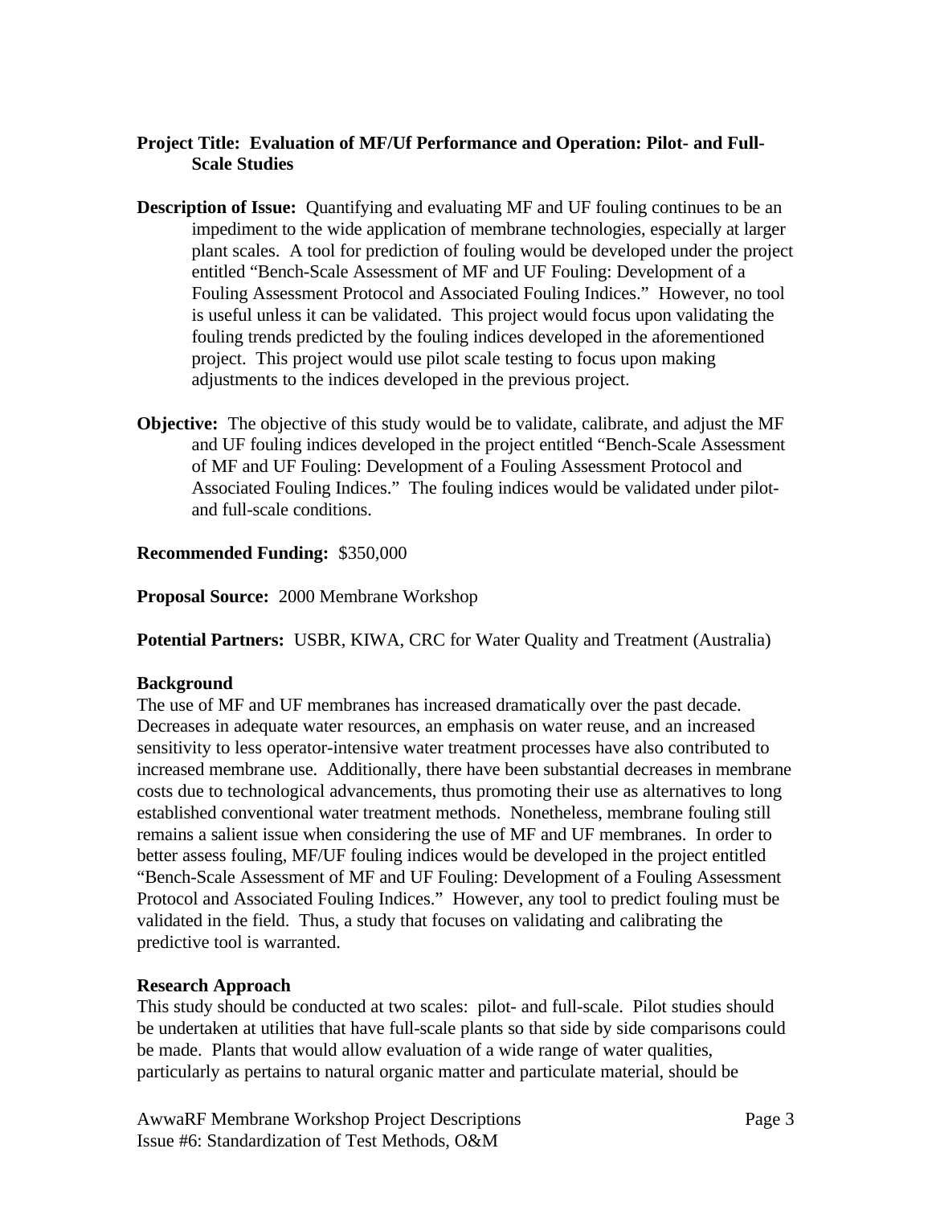**Project Title: Evaluation of MF/Uf Performance and Operation: Pilot- and Full-Scale Studies**

**Description of Issue:** Quantifying and evaluating MF and UF fouling continues to be an impediment to the wide application of membrane technologies, especially at larger plant scales. A tool for prediction of fouling would be developed under the project entitled "Bench-Scale Assessment of MF and UF Fouling: Development of a Fouling Assessment Protocol and Associated Fouling Indices." However, no tool is useful unless it can be validated. This project would focus upon validating the fouling trends predicted by the fouling indices developed in the aforementioned project. This project would use pilot scale testing to focus upon making adjustments to the indices developed in the previous project.

**Objective:** The objective of this study would be to validate, calibrate, and adjust the MF and UF fouling indices developed in the project entitled "Bench-Scale Assessment of MF and UF Fouling: Development of a Fouling Assessment Protocol and Associated Fouling Indices." The fouling indices would be validated under pilot- and full-scale conditions.

**Recommended Funding:** $350,000

**Proposal Source:** 2000 Membrane Workshop

**Potential Partners:** USBR, KIWA, CRC for Water Quality and Treatment (Australia)

**Background**

The use of MF and UF membranes has increased dramatically over the past decade. Decreases in adequate water resources, an emphasis on water reuse, and an increased sensitivity to less operator-intensive water treatment processes have also contributed to increased membrane use. Additionally, there have been substantial decreases in membrane costs due to technological advancements, thus promoting their use as alternatives to long established conventional water treatment methods. Nonetheless, membrane fouling still remains a salient issue when considering the use of MF and UF membranes. In order to better assess fouling, MF/UF fouling indices would be developed in the project entitled "Bench-Scale Assessment of MF and UF Fouling: Development of a Fouling Assessment Protocol and Associated Fouling Indices." However, any tool to predict fouling must be validated in the field. Thus, a study that focuses on validating and calibrating the predictive tool is warranted.

**Research Approach**

This study should be conducted at two scales: pilot- and full-scale. Pilot studies should be undertaken at utilities that have full-scale plants so that side by side comparisons could be made. Plants that would allow evaluation of a wide range of water qualities, particularly as pertains to natural organic matter and particulate material, should be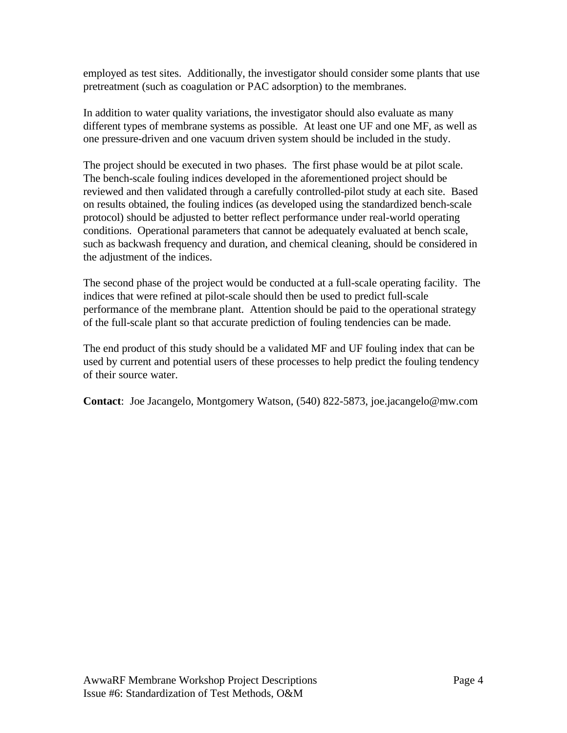employed as test sites. Additionally, the investigator should consider some plants that use pretreatment (such as coagulation or PAC adsorption) to the membranes.

In addition to water quality variations, the investigator should also evaluate as many different types of membrane systems as possible. At least one UF and one MF, as well as one pressure-driven and one vacuum driven system should be included in the study.

The project should be executed in two phases. The first phase would be at pilot scale. The bench-scale fouling indices developed in the aforementioned project should be reviewed and then validated through a carefully controlled-pilot study at each site. Based on results obtained, the fouling indices (as developed using the standardized bench-scale protocol) should be adjusted to better reflect performance under real-world operating conditions. Operational parameters that cannot be adequately evaluated at bench scale, such as backwash frequency and duration, and chemical cleaning, should be considered in the adjustment of the indices.

The second phase of the project would be conducted at a full-scale operating facility. The indices that were refined at pilot-scale should then be used to predict full-scale performance of the membrane plant. Attention should be paid to the operational strategy of the full-scale plant so that accurate prediction of fouling tendencies can be made.

The end product of this study should be a validated MF and UF fouling index that can be used by current and potential users of these processes to help predict the fouling tendency of their source water.

**Contact**: Joe Jacangelo, Montgomery Watson, (540) 822-5873, joe.jacangelo@mw.com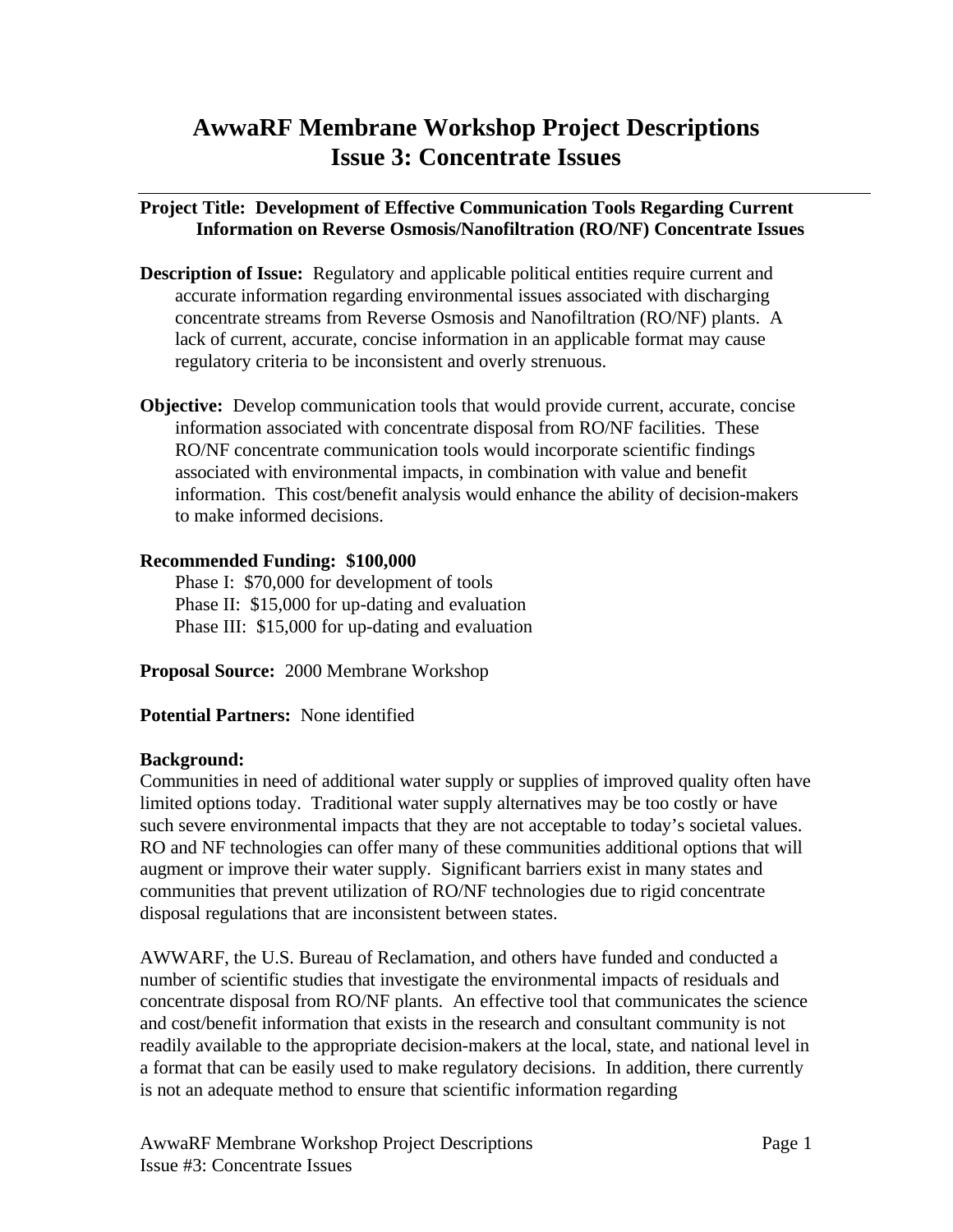# AwwaRF Membrane Workshop Project Descriptions
# Issue 3: Concentrate Issues

---

**Project Title: Development of Effective Communication Tools Regarding Current Information on Reverse Osmosis/Nanofiltration (RO/NF) Concentrate Issues**

**Description of Issue:** Regulatory and applicable political entities require current and accurate information regarding environmental issues associated with discharging concentrate streams from Reverse Osmosis and Nanofiltration (RO/NF) plants. A lack of current, accurate, concise information in an applicable format may cause regulatory criteria to be inconsistent and overly strenuous.

**Objective:** Develop communication tools that would provide current, accurate, concise information associated with concentrate disposal from RO/NF facilities. These RO/NF concentrate communication tools would incorporate scientific findings associated with environmental impacts, in combination with value and benefit information. This cost/benefit analysis would enhance the ability of decision-makers to make informed decisions.

**Recommended Funding: $100,000**

Phase I: $70,000 for development of tools
Phase II: $15,000 for up-dating and evaluation
Phase III: $15,000 for up-dating and evaluation

**Proposal Source:** 2000 Membrane Workshop

**Potential Partners:** None identified

**Background:**

Communities in need of additional water supply or supplies of improved quality often have limited options today. Traditional water supply alternatives may be too costly or have such severe environmental impacts that they are not acceptable to today's societal values. RO and NF technologies can offer many of these communities additional options that will augment or improve their water supply. Significant barriers exist in many states and communities that prevent utilization of RO/NF technologies due to rigid concentrate disposal regulations that are inconsistent between states.

AWWARF, the U.S. Bureau of Reclamation, and others have funded and conducted a number of scientific studies that investigate the environmental impacts of residuals and concentrate disposal from RO/NF plants. An effective tool that communicates the science and cost/benefit information that exists in the research and consultant community is not readily available to the appropriate decision-makers at the local, state, and national level in a format that can be easily used to make regulatory decisions. In addition, there currently is not an adequate method to ensure that scientific information regarding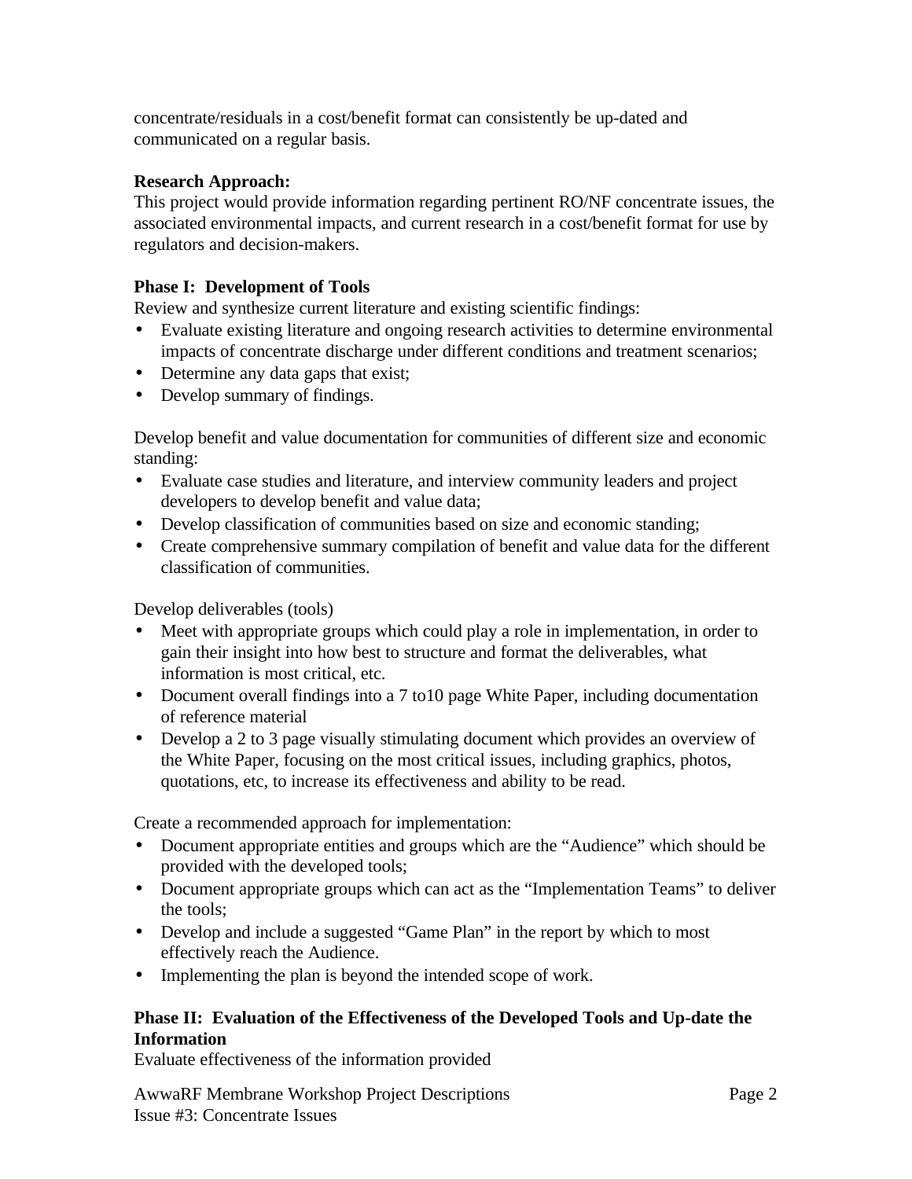concentrate/residuals in a cost/benefit format can consistently be up-dated and communicated on a regular basis.

**Research Approach:**
This project would provide information regarding pertinent RO/NF concentrate issues, the associated environmental impacts, and current research in a cost/benefit format for use by regulators and decision-makers.

**Phase I: Development of Tools**
Review and synthesize current literature and existing scientific findings:

- Evaluate existing literature and ongoing research activities to determine environmental impacts of concentrate discharge under different conditions and treatment scenarios;
- Determine any data gaps that exist;
- Develop summary of findings.

Develop benefit and value documentation for communities of different size and economic standing:

- Evaluate case studies and literature, and interview community leaders and project developers to develop benefit and value data;
- Develop classification of communities based on size and economic standing;
- Create comprehensive summary compilation of benefit and value data for the different classification of communities.

Develop deliverables (tools)

- Meet with appropriate groups which could play a role in implementation, in order to gain their insight into how best to structure and format the deliverables, what information is most critical, etc.
- Document overall findings into a 7 to10 page White Paper, including documentation of reference material
- Develop a 2 to 3 page visually stimulating document which provides an overview of the White Paper, focusing on the most critical issues, including graphics, photos, quotations, etc, to increase its effectiveness and ability to be read.

Create a recommended approach for implementation:

- Document appropriate entities and groups which are the "Audience" which should be provided with the developed tools;
- Document appropriate groups which can act as the "Implementation Teams" to deliver the tools;
- Develop and include a suggested "Game Plan" in the report by which to most effectively reach the Audience.
- Implementing the plan is beyond the intended scope of work.

**Phase II: Evaluation of the Effectiveness of the Developed Tools and Up-date the Information**
Evaluate effectiveness of the information provided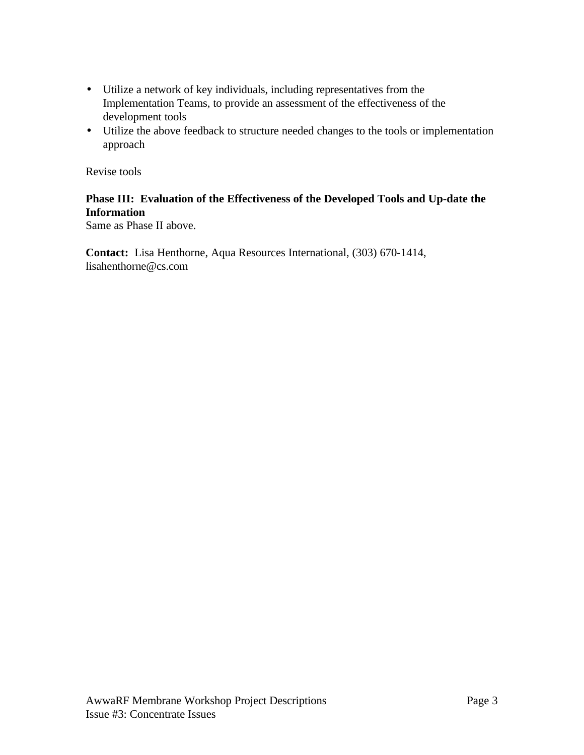- Utilize a network of key individuals, including representatives from the Implementation Teams, to provide an assessment of the effectiveness of the development tools
- Utilize the above feedback to structure needed changes to the tools or implementation approach

Revise tools

**Phase III: Evaluation of the Effectiveness of the Developed Tools and Up-date the Information**
Same as Phase II above.

**Contact:** Lisa Henthorne, Aqua Resources International, (303) 670-1414, lisahenthorne@cs.com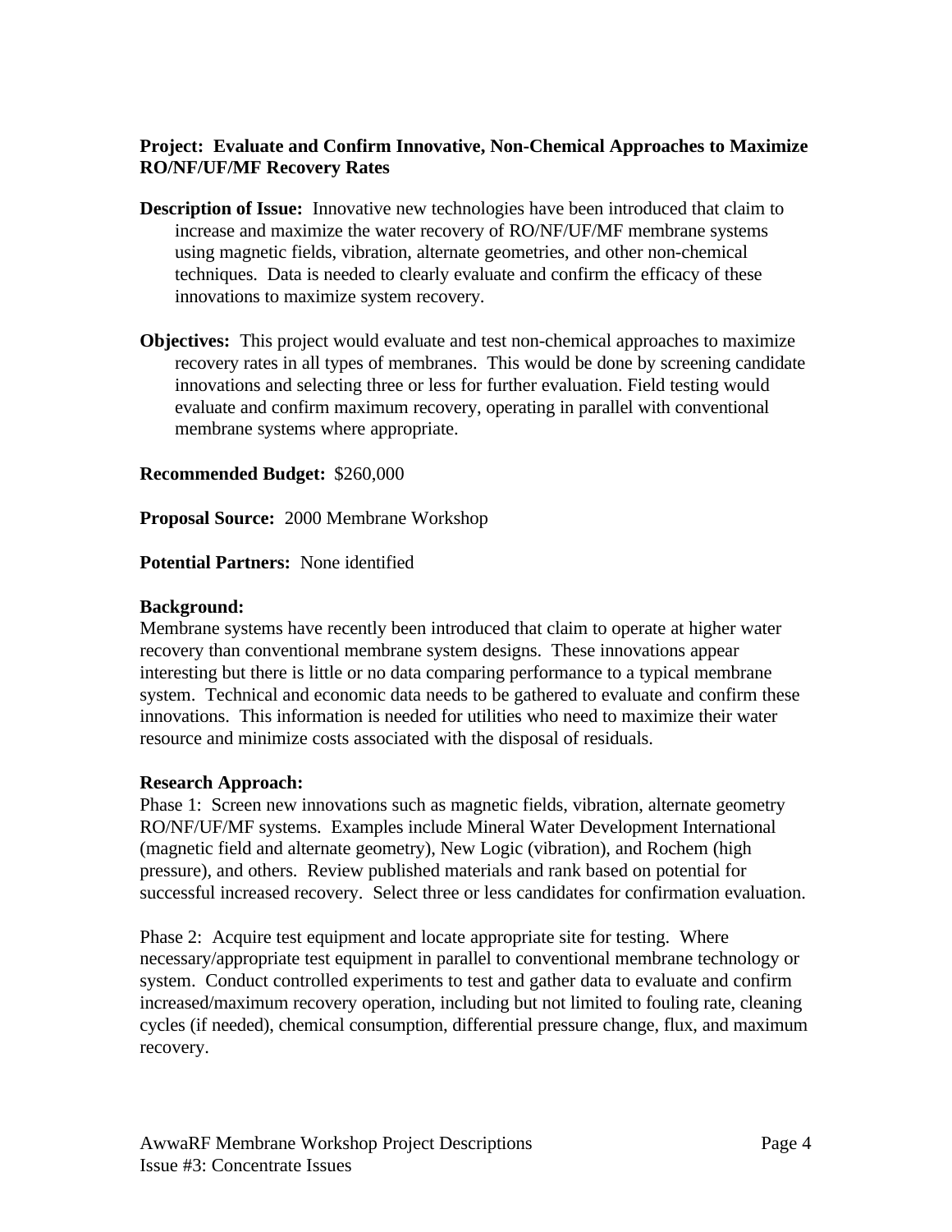**Project: Evaluate and Confirm Innovative, Non-Chemical Approaches to Maximize RO/NF/UF/MF Recovery Rates**

**Description of Issue:** Innovative new technologies have been introduced that claim to increase and maximize the water recovery of RO/NF/UF/MF membrane systems using magnetic fields, vibration, alternate geometries, and other non-chemical techniques. Data is needed to clearly evaluate and confirm the efficacy of these innovations to maximize system recovery.

**Objectives:** This project would evaluate and test non-chemical approaches to maximize recovery rates in all types of membranes. This would be done by screening candidate innovations and selecting three or less for further evaluation. Field testing would evaluate and confirm maximum recovery, operating in parallel with conventional membrane systems where appropriate.

**Recommended Budget:** $260,000

**Proposal Source:** 2000 Membrane Workshop

**Potential Partners:** None identified

**Background:**

Membrane systems have recently been introduced that claim to operate at higher water recovery than conventional membrane system designs. These innovations appear interesting but there is little or no data comparing performance to a typical membrane system. Technical and economic data needs to be gathered to evaluate and confirm these innovations. This information is needed for utilities who need to maximize their water resource and minimize costs associated with the disposal of residuals.

**Research Approach:**

Phase 1: Screen new innovations such as magnetic fields, vibration, alternate geometry RO/NF/UF/MF systems. Examples include Mineral Water Development International (magnetic field and alternate geometry), New Logic (vibration), and Rochem (high pressure), and others. Review published materials and rank based on potential for successful increased recovery. Select three or less candidates for confirmation evaluation.

Phase 2: Acquire test equipment and locate appropriate site for testing. Where necessary/appropriate test equipment in parallel to conventional membrane technology or system. Conduct controlled experiments to test and gather data to evaluate and confirm increased/maximum recovery operation, including but not limited to fouling rate, cleaning cycles (if needed), chemical consumption, differential pressure change, flux, and maximum recovery.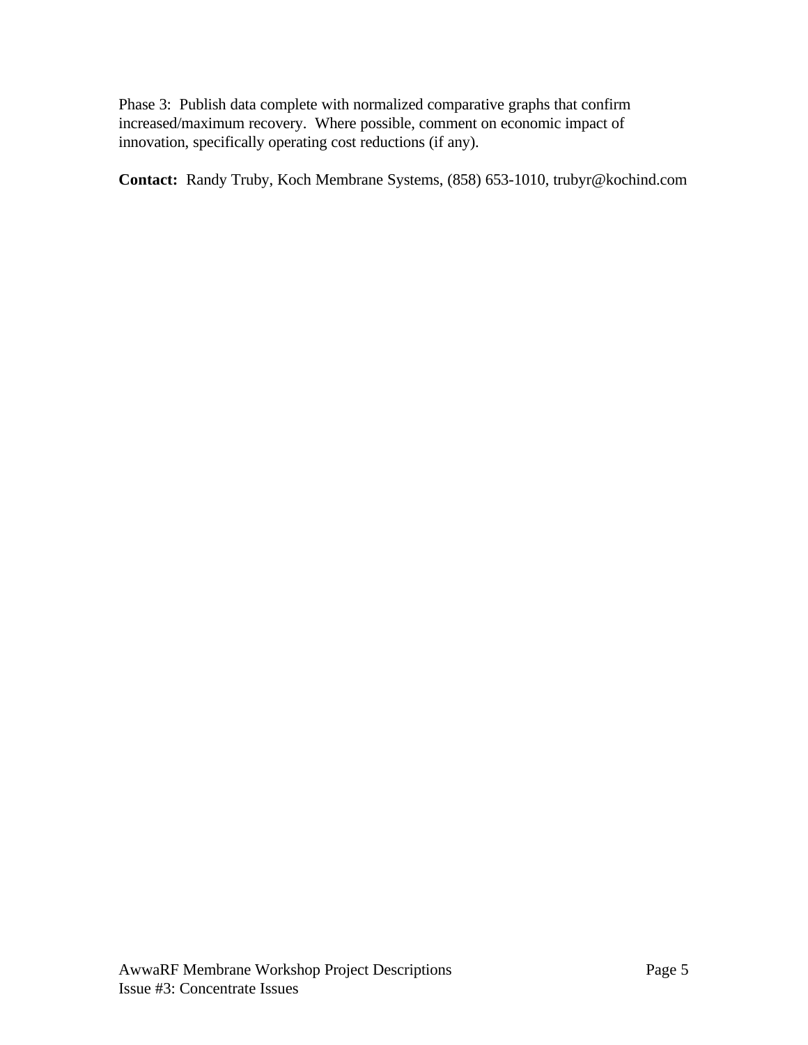Phase 3: Publish data complete with normalized comparative graphs that confirm increased/maximum recovery. Where possible, comment on economic impact of innovation, specifically operating cost reductions (if any).

**Contact:** Randy Truby, Koch Membrane Systems, (858) 653-1010, trubyr@kochind.com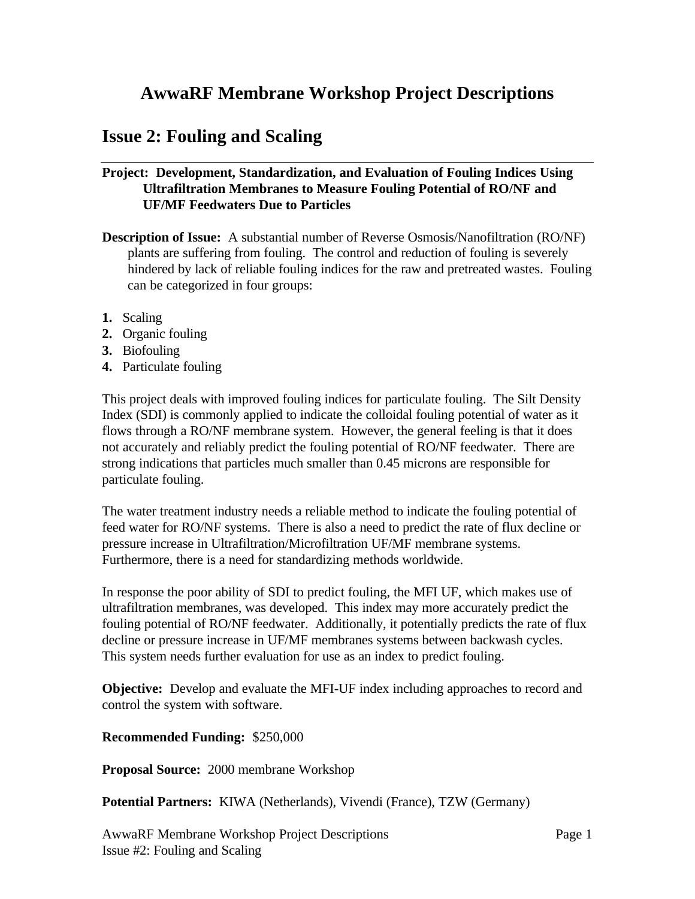# AwwaRF Membrane Workshop Project Descriptions

## Issue 2: Fouling and Scaling

**Project: Development, Standardization, and Evaluation of Fouling Indices Using Ultrafiltration Membranes to Measure Fouling Potential of RO/NF and UF/MF Feedwaters Due to Particles**

**Description of Issue:** A substantial number of Reverse Osmosis/Nanofiltration (RO/NF) plants are suffering from fouling. The control and reduction of fouling is severely hindered by lack of reliable fouling indices for the raw and pretreated wastes. Fouling can be categorized in four groups:

1. Scaling
2. Organic fouling
3. Biofouling
4. Particulate fouling

This project deals with improved fouling indices for particulate fouling. The Silt Density Index (SDI) is commonly applied to indicate the colloidal fouling potential of water as it flows through a RO/NF membrane system. However, the general feeling is that it does not accurately and reliably predict the fouling potential of RO/NF feedwater. There are strong indications that particles much smaller than 0.45 microns are responsible for particulate fouling.

The water treatment industry needs a reliable method to indicate the fouling potential of feed water for RO/NF systems. There is also a need to predict the rate of flux decline or pressure increase in Ultrafiltration/Microfiltration UF/MF membrane systems. Furthermore, there is a need for standardizing methods worldwide.

In response the poor ability of SDI to predict fouling, the MFI UF, which makes use of ultrafiltration membranes, was developed. This index may more accurately predict the fouling potential of RO/NF feedwater. Additionally, it potentially predicts the rate of flux decline or pressure increase in UF/MF membranes systems between backwash cycles. This system needs further evaluation for use as an index to predict fouling.

**Objective:** Develop and evaluate the MFI-UF index including approaches to record and control the system with software.

**Recommended Funding:** $250,000

**Proposal Source:** 2000 membrane Workshop

**Potential Partners:** KIWA (Netherlands), Vivendi (France), TZW (Germany)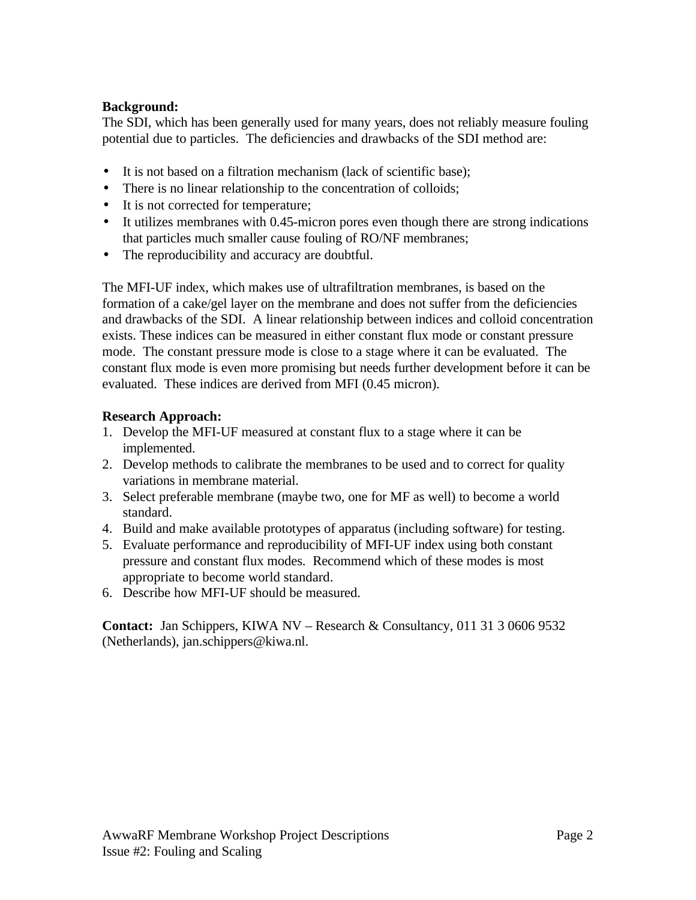**Background:**
The SDI, which has been generally used for many years, does not reliably measure fouling potential due to particles.  The deficiencies and drawbacks of the SDI method are:

- It is not based on a filtration mechanism (lack of scientific base);
- There is no linear relationship to the concentration of colloids;
- It is not corrected for temperature;
- It utilizes membranes with 0.45-micron pores even though there are strong indications that particles much smaller cause fouling of RO/NF membranes;
- The reproducibility and accuracy are doubtful.

The MFI-UF index, which makes use of ultrafiltration membranes, is based on the formation of a cake/gel layer on the membrane and does not suffer from the deficiencies and drawbacks of the SDI.  A linear relationship between indices and colloid concentration exists. These indices can be measured in either constant flux mode or constant pressure mode.  The constant pressure mode is close to a stage where it can be evaluated.  The constant flux mode is even more promising but needs further development before it can be evaluated.  These indices are derived from MFI (0.45 micron).

**Research Approach:**

1. Develop the MFI-UF measured at constant flux to a stage where it can be implemented.
2. Develop methods to calibrate the membranes to be used and to correct for quality variations in membrane material.
3. Select preferable membrane (maybe two, one for MF as well) to become a world standard.
4. Build and make available prototypes of apparatus (including software) for testing.
5. Evaluate performance and reproducibility of MFI-UF index using both constant pressure and constant flux modes.  Recommend which of these modes is most appropriate to become world standard.
6. Describe how MFI-UF should be measured.

**Contact:**  Jan Schippers, KIWA NV – Research & Consultancy, 011 31 3 0606 9532 (Netherlands), jan.schippers@kiwa.nl.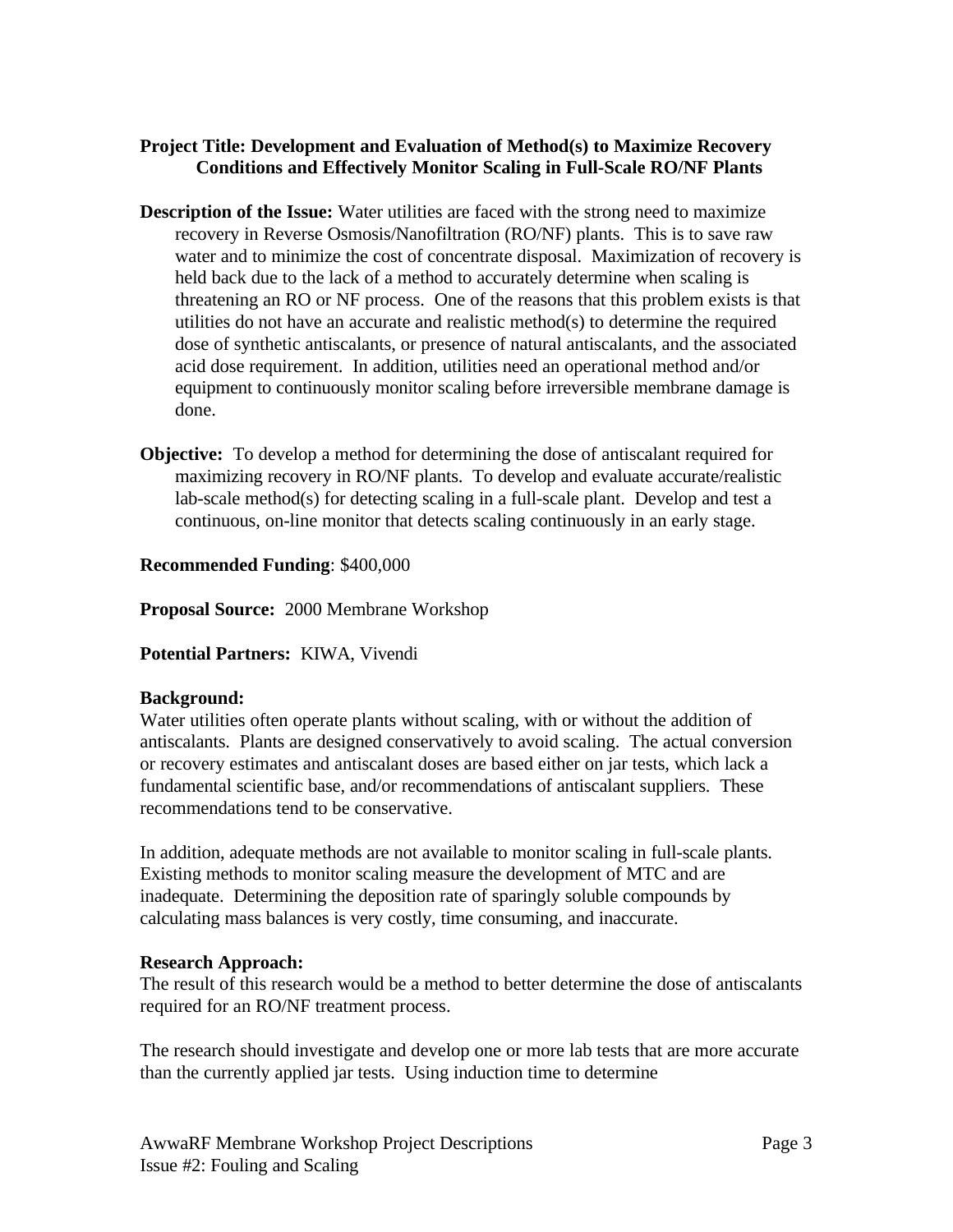**Project Title: Development and Evaluation of Method(s) to Maximize Recovery Conditions and Effectively Monitor Scaling in Full-Scale RO/NF Plants**

**Description of the Issue:** Water utilities are faced with the strong need to maximize recovery in Reverse Osmosis/Nanofiltration (RO/NF) plants. This is to save raw water and to minimize the cost of concentrate disposal. Maximization of recovery is held back due to the lack of a method to accurately determine when scaling is threatening an RO or NF process. One of the reasons that this problem exists is that utilities do not have an accurate and realistic method(s) to determine the required dose of synthetic antiscalants, or presence of natural antiscalants, and the associated acid dose requirement. In addition, utilities need an operational method and/or equipment to continuously monitor scaling before irreversible membrane damage is done.

**Objective:** To develop a method for determining the dose of antiscalant required for maximizing recovery in RO/NF plants. To develop and evaluate accurate/realistic lab-scale method(s) for detecting scaling in a full-scale plant. Develop and test a continuous, on-line monitor that detects scaling continuously in an early stage.

**Recommended Funding**: $400,000

**Proposal Source:** 2000 Membrane Workshop

**Potential Partners:** KIWA, Vivendi

**Background:**

Water utilities often operate plants without scaling, with or without the addition of antiscalants. Plants are designed conservatively to avoid scaling. The actual conversion or recovery estimates and antiscalant doses are based either on jar tests, which lack a fundamental scientific base, and/or recommendations of antiscalant suppliers. These recommendations tend to be conservative.

In addition, adequate methods are not available to monitor scaling in full-scale plants. Existing methods to monitor scaling measure the development of MTC and are inadequate. Determining the deposition rate of sparingly soluble compounds by calculating mass balances is very costly, time consuming, and inaccurate.

**Research Approach:**

The result of this research would be a method to better determine the dose of antiscalants required for an RO/NF treatment process.

The research should investigate and develop one or more lab tests that are more accurate than the currently applied jar tests. Using induction time to determine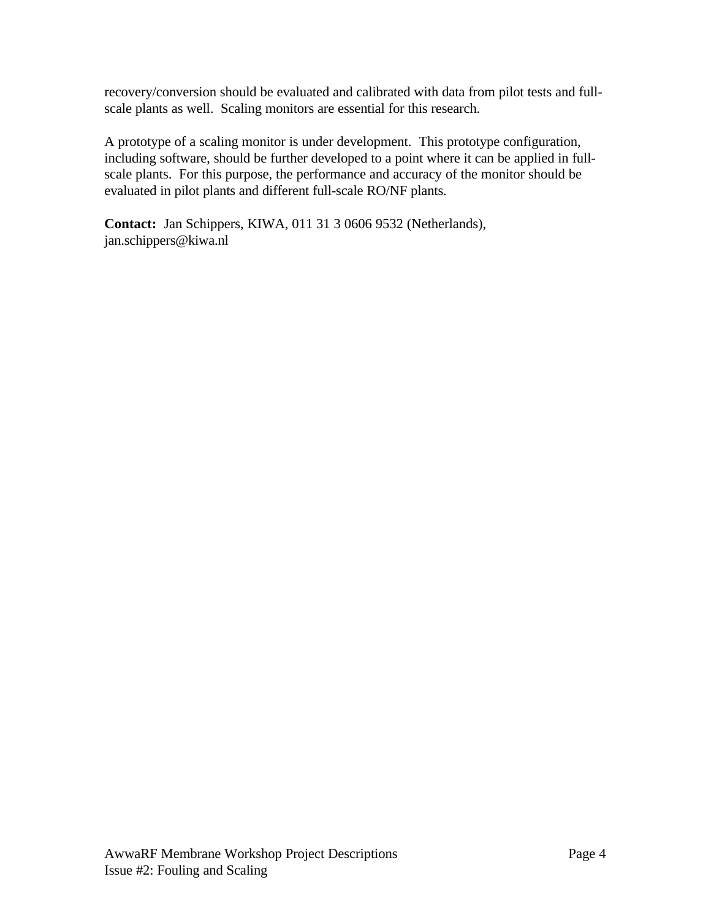recovery/conversion should be evaluated and calibrated with data from pilot tests and full-scale plants as well. Scaling monitors are essential for this research.

A prototype of a scaling monitor is under development. This prototype configuration, including software, should be further developed to a point where it can be applied in full-scale plants. For this purpose, the performance and accuracy of the monitor should be evaluated in pilot plants and different full-scale RO/NF plants.

**Contact:** Jan Schippers, KIWA, 011 31 3 0606 9532 (Netherlands), jan.schippers@kiwa.nl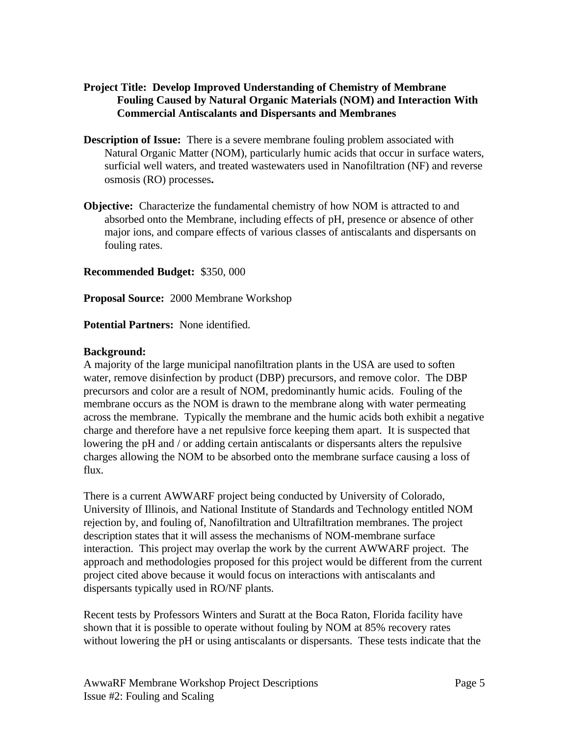**Project Title: Develop Improved Understanding of Chemistry of Membrane Fouling Caused by Natural Organic Materials (NOM) and Interaction With Commercial Antiscalants and Dispersants and Membranes**

**Description of Issue:** There is a severe membrane fouling problem associated with Natural Organic Matter (NOM), particularly humic acids that occur in surface waters, surficial well waters, and treated wastewaters used in Nanofiltration (NF) and reverse osmosis (RO) processes**.**

**Objective:** Characterize the fundamental chemistry of how NOM is attracted to and absorbed onto the Membrane, including effects of pH, presence or absence of other major ions, and compare effects of various classes of antiscalants and dispersants on fouling rates.

**Recommended Budget:** $350, 000

**Proposal Source:** 2000 Membrane Workshop

**Potential Partners:** None identified.

**Background:**

A majority of the large municipal nanofiltration plants in the USA are used to soften water, remove disinfection by product (DBP) precursors, and remove color. The DBP precursors and color are a result of NOM, predominantly humic acids. Fouling of the membrane occurs as the NOM is drawn to the membrane along with water permeating across the membrane. Typically the membrane and the humic acids both exhibit a negative charge and therefore have a net repulsive force keeping them apart. It is suspected that lowering the pH and / or adding certain antiscalants or dispersants alters the repulsive charges allowing the NOM to be absorbed onto the membrane surface causing a loss of flux.

There is a current AWWARF project being conducted by University of Colorado, University of Illinois, and National Institute of Standards and Technology entitled NOM rejection by, and fouling of, Nanofiltration and Ultrafiltration membranes. The project description states that it will assess the mechanisms of NOM-membrane surface interaction. This project may overlap the work by the current AWWARF project. The approach and methodologies proposed for this project would be different from the current project cited above because it would focus on interactions with antiscalants and dispersants typically used in RO/NF plants.

Recent tests by Professors Winters and Suratt at the Boca Raton, Florida facility have shown that it is possible to operate without fouling by NOM at 85% recovery rates without lowering the pH or using antiscalants or dispersants. These tests indicate that the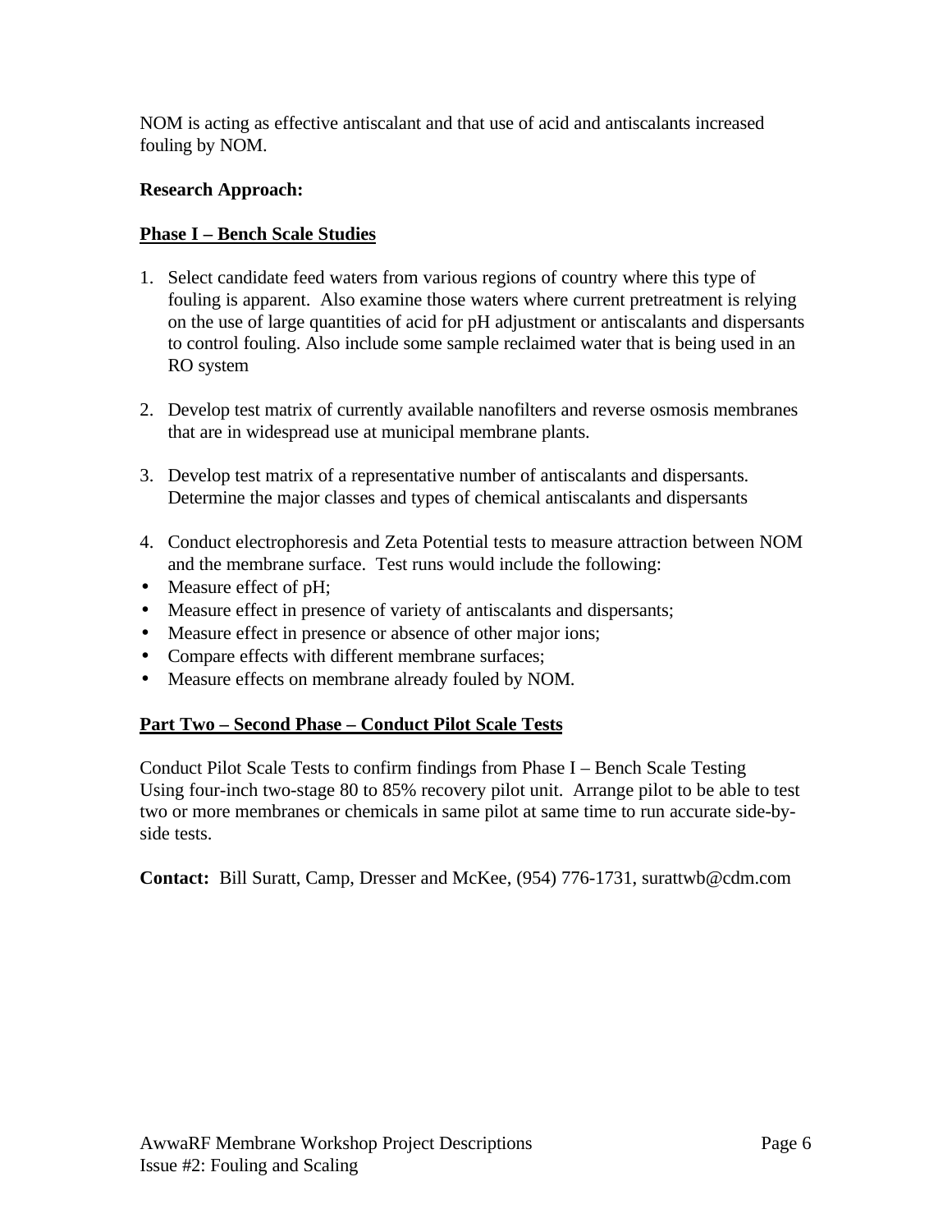NOM is acting as effective antiscalant and that use of acid and antiscalants increased fouling by NOM.

**Research Approach:**

**Phase I – Bench Scale Studies**

1. Select candidate feed waters from various regions of country where this type of fouling is apparent. Also examine those waters where current pretreatment is relying on the use of large quantities of acid for pH adjustment or antiscalants and dispersants to control fouling. Also include some sample reclaimed water that is being used in an RO system

2. Develop test matrix of currently available nanofilters and reverse osmosis membranes that are in widespread use at municipal membrane plants.

3. Develop test matrix of a representative number of antiscalants and dispersants. Determine the major classes and types of chemical antiscalants and dispersants

4. Conduct electrophoresis and Zeta Potential tests to measure attraction between NOM and the membrane surface. Test runs would include the following:

- Measure effect of pH;
- Measure effect in presence of variety of antiscalants and dispersants;
- Measure effect in presence or absence of other major ions;
- Compare effects with different membrane surfaces;
- Measure effects on membrane already fouled by NOM.

**Part Two – Second Phase – Conduct Pilot Scale Tests**

Conduct Pilot Scale Tests to confirm findings from Phase I – Bench Scale Testing
Using four-inch two-stage 80 to 85% recovery pilot unit. Arrange pilot to be able to test two or more membranes or chemicals in same pilot at same time to run accurate side-by-side tests.

**Contact:** Bill Suratt, Camp, Dresser and McKee, (954) 776-1731, surattwb@cdm.com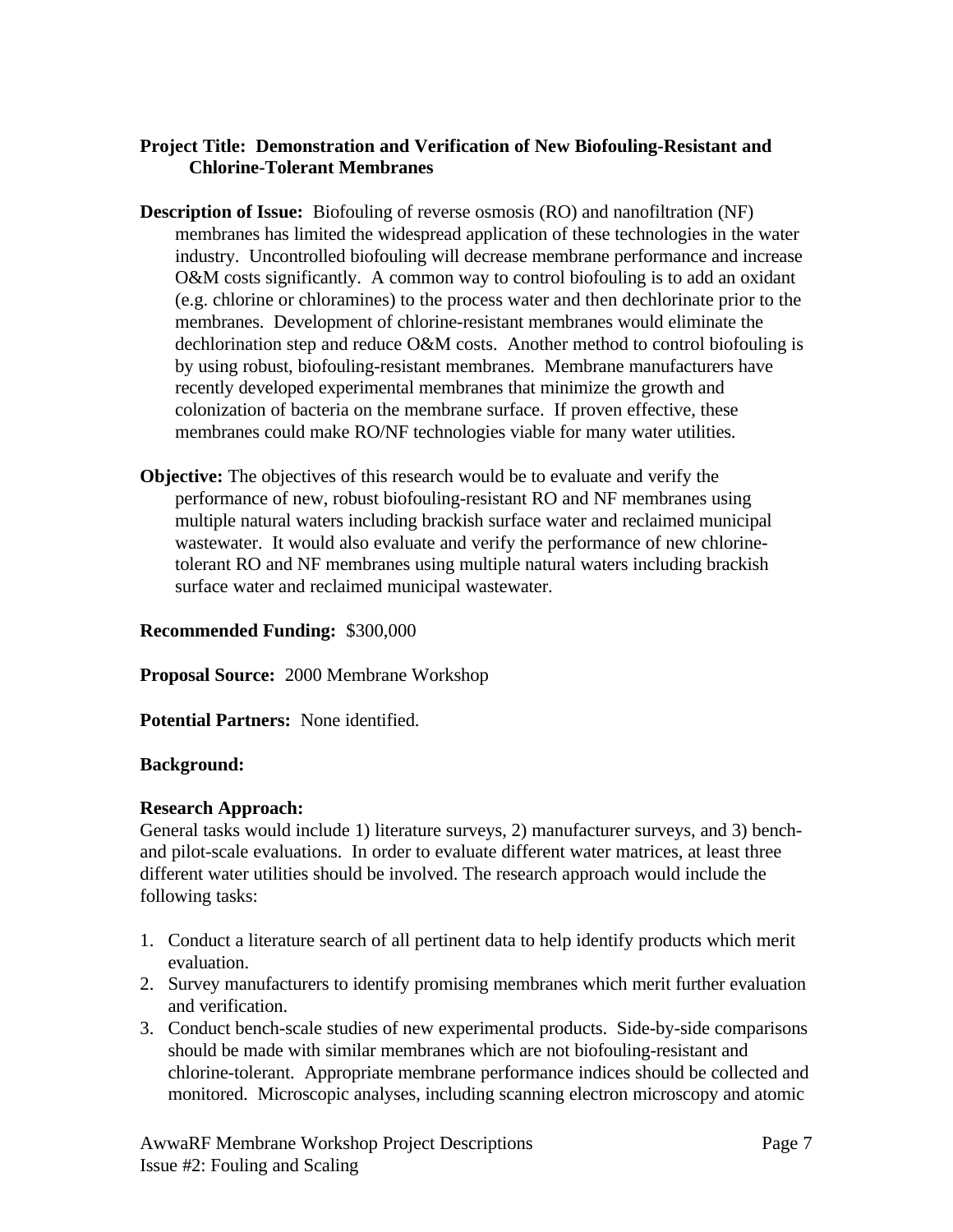**Project Title: Demonstration and Verification of New Biofouling-Resistant and Chlorine-Tolerant Membranes**

**Description of Issue:** Biofouling of reverse osmosis (RO) and nanofiltration (NF) membranes has limited the widespread application of these technologies in the water industry. Uncontrolled biofouling will decrease membrane performance and increase O&M costs significantly. A common way to control biofouling is to add an oxidant (e.g. chlorine or chloramines) to the process water and then dechlorinate prior to the membranes. Development of chlorine-resistant membranes would eliminate the dechlorination step and reduce O&M costs. Another method to control biofouling is by using robust, biofouling-resistant membranes. Membrane manufacturers have recently developed experimental membranes that minimize the growth and colonization of bacteria on the membrane surface. If proven effective, these membranes could make RO/NF technologies viable for many water utilities.

**Objective:** The objectives of this research would be to evaluate and verify the performance of new, robust biofouling-resistant RO and NF membranes using multiple natural waters including brackish surface water and reclaimed municipal wastewater. It would also evaluate and verify the performance of new chlorine-tolerant RO and NF membranes using multiple natural waters including brackish surface water and reclaimed municipal wastewater.

**Recommended Funding:** $300,000

**Proposal Source:** 2000 Membrane Workshop

**Potential Partners:** None identified.

**Background:**

**Research Approach:**
General tasks would include 1) literature surveys, 2) manufacturer surveys, and 3) bench- and pilot-scale evaluations. In order to evaluate different water matrices, at least three different water utilities should be involved. The research approach would include the following tasks:

1. Conduct a literature search of all pertinent data to help identify products which merit evaluation.
2. Survey manufacturers to identify promising membranes which merit further evaluation and verification.
3. Conduct bench-scale studies of new experimental products. Side-by-side comparisons should be made with similar membranes which are not biofouling-resistant and chlorine-tolerant. Appropriate membrane performance indices should be collected and monitored. Microscopic analyses, including scanning electron microscopy and atomic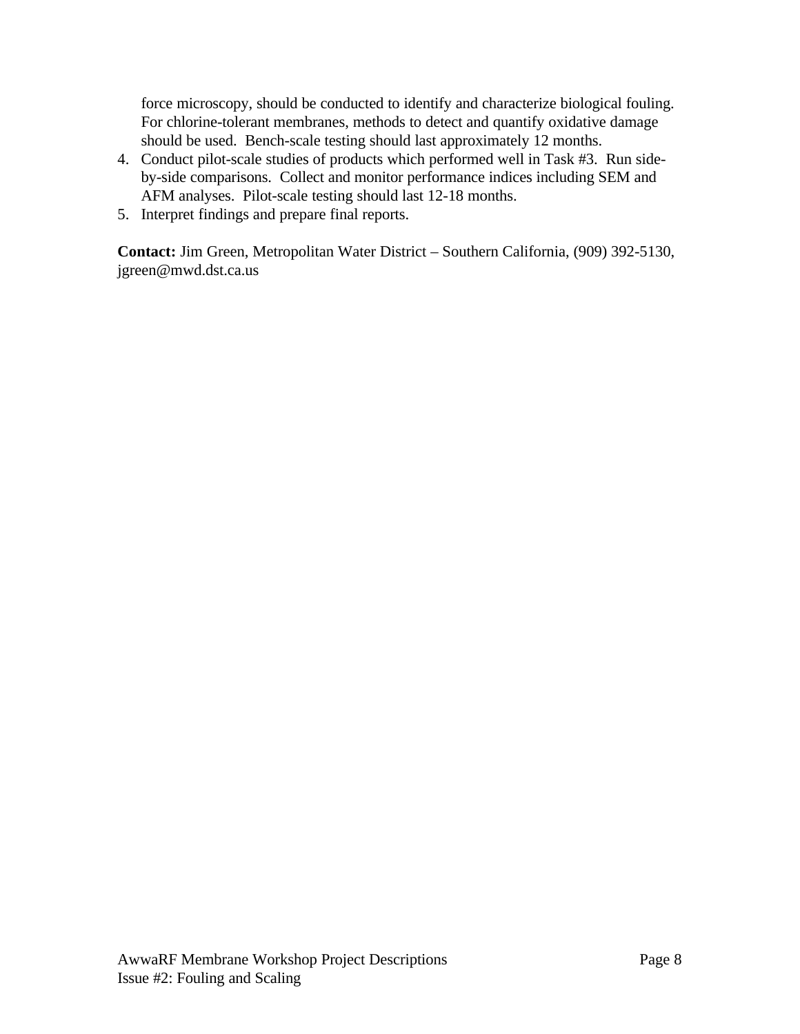force microscopy, should be conducted to identify and characterize biological fouling. For chlorine-tolerant membranes, methods to detect and quantify oxidative damage should be used. Bench-scale testing should last approximately 12 months.

4. Conduct pilot-scale studies of products which performed well in Task #3. Run side-by-side comparisons. Collect and monitor performance indices including SEM and AFM analyses. Pilot-scale testing should last 12-18 months.
5. Interpret findings and prepare final reports.

**Contact:** Jim Green, Metropolitan Water District – Southern California, (909) 392-5130, jgreen@mwd.dst.ca.us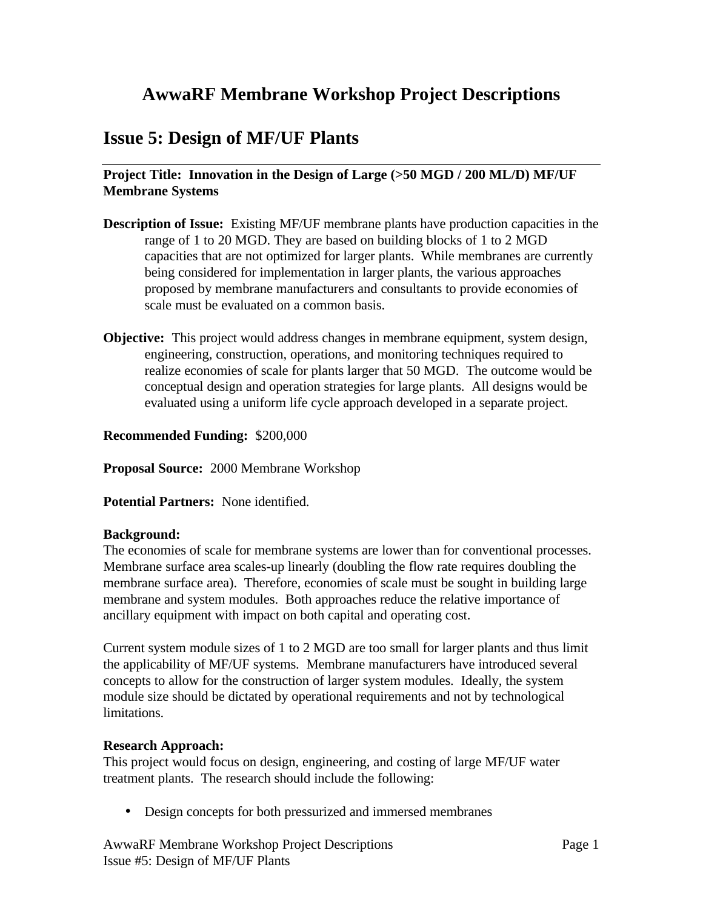# AwwaRF Membrane Workshop Project Descriptions

## Issue 5: Design of MF/UF Plants

**Project Title: Innovation in the Design of Large (>50 MGD / 200 ML/D) MF/UF Membrane Systems**

**Description of Issue:** Existing MF/UF membrane plants have production capacities in the range of 1 to 20 MGD. They are based on building blocks of 1 to 2 MGD capacities that are not optimized for larger plants. While membranes are currently being considered for implementation in larger plants, the various approaches proposed by membrane manufacturers and consultants to provide economies of scale must be evaluated on a common basis.

**Objective:** This project would address changes in membrane equipment, system design, engineering, construction, operations, and monitoring techniques required to realize economies of scale for plants larger that 50 MGD. The outcome would be conceptual design and operation strategies for large plants. All designs would be evaluated using a uniform life cycle approach developed in a separate project.

**Recommended Funding:** $200,000

**Proposal Source:** 2000 Membrane Workshop

**Potential Partners:** None identified.

**Background:**
The economies of scale for membrane systems are lower than for conventional processes. Membrane surface area scales-up linearly (doubling the flow rate requires doubling the membrane surface area). Therefore, economies of scale must be sought in building large membrane and system modules. Both approaches reduce the relative importance of ancillary equipment with impact on both capital and operating cost.

Current system module sizes of 1 to 2 MGD are too small for larger plants and thus limit the applicability of MF/UF systems. Membrane manufacturers have introduced several concepts to allow for the construction of larger system modules. Ideally, the system module size should be dictated by operational requirements and not by technological limitations.

**Research Approach:**
This project would focus on design, engineering, and costing of large MF/UF water treatment plants. The research should include the following:

- Design concepts for both pressurized and immersed membranes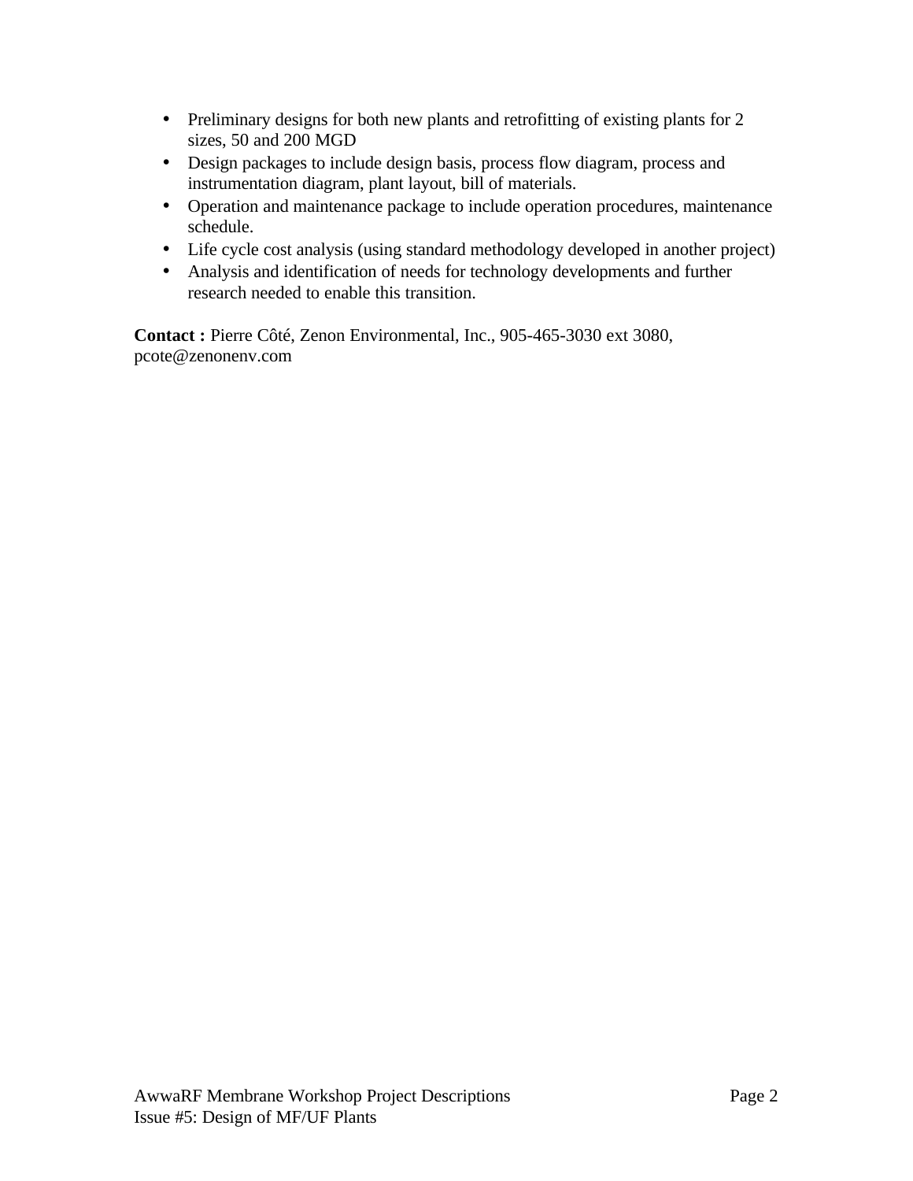- Preliminary designs for both new plants and retrofitting of existing plants for 2 sizes, 50 and 200 MGD
- Design packages to include design basis, process flow diagram, process and instrumentation diagram, plant layout, bill of materials.
- Operation and maintenance package to include operation procedures, maintenance schedule.
- Life cycle cost analysis (using standard methodology developed in another project)
- Analysis and identification of needs for technology developments and further research needed to enable this transition.

**Contact :** Pierre Côté, Zenon Environmental, Inc., 905-465-3030 ext 3080, pcote@zenonenv.com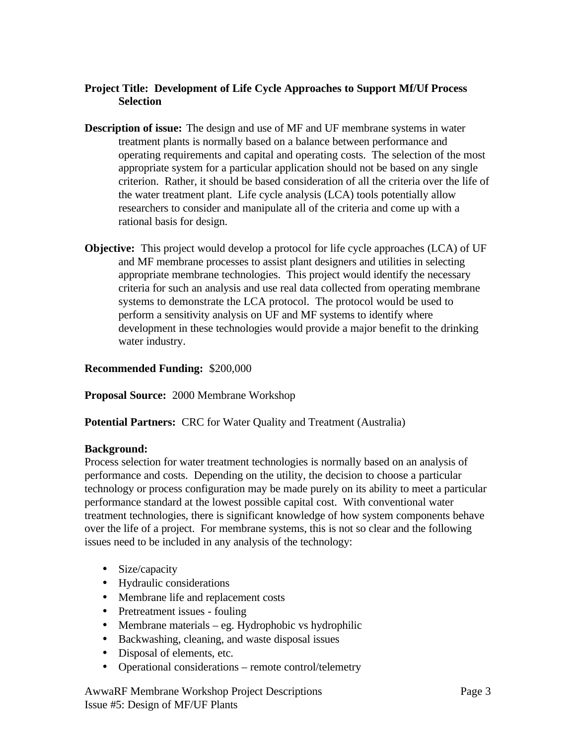**Project Title: Development of Life Cycle Approaches to Support Mf/Uf Process Selection**

**Description of issue:** The design and use of MF and UF membrane systems in water treatment plants is normally based on a balance between performance and operating requirements and capital and operating costs. The selection of the most appropriate system for a particular application should not be based on any single criterion. Rather, it should be based consideration of all the criteria over the life of the water treatment plant. Life cycle analysis (LCA) tools potentially allow researchers to consider and manipulate all of the criteria and come up with a rational basis for design.

**Objective:** This project would develop a protocol for life cycle approaches (LCA) of UF and MF membrane processes to assist plant designers and utilities in selecting appropriate membrane technologies. This project would identify the necessary criteria for such an analysis and use real data collected from operating membrane systems to demonstrate the LCA protocol. The protocol would be used to perform a sensitivity analysis on UF and MF systems to identify where development in these technologies would provide a major benefit to the drinking water industry.

**Recommended Funding:** $200,000

**Proposal Source:** 2000 Membrane Workshop

**Potential Partners:** CRC for Water Quality and Treatment (Australia)

**Background:**
Process selection for water treatment technologies is normally based on an analysis of performance and costs. Depending on the utility, the decision to choose a particular technology or process configuration may be made purely on its ability to meet a particular performance standard at the lowest possible capital cost. With conventional water treatment technologies, there is significant knowledge of how system components behave over the life of a project. For membrane systems, this is not so clear and the following issues need to be included in any analysis of the technology:

- Size/capacity
- Hydraulic considerations
- Membrane life and replacement costs
- Pretreatment issues - fouling
- Membrane materials – eg. Hydrophobic vs hydrophilic
- Backwashing, cleaning, and waste disposal issues
- Disposal of elements, etc.
- Operational considerations – remote control/telemetry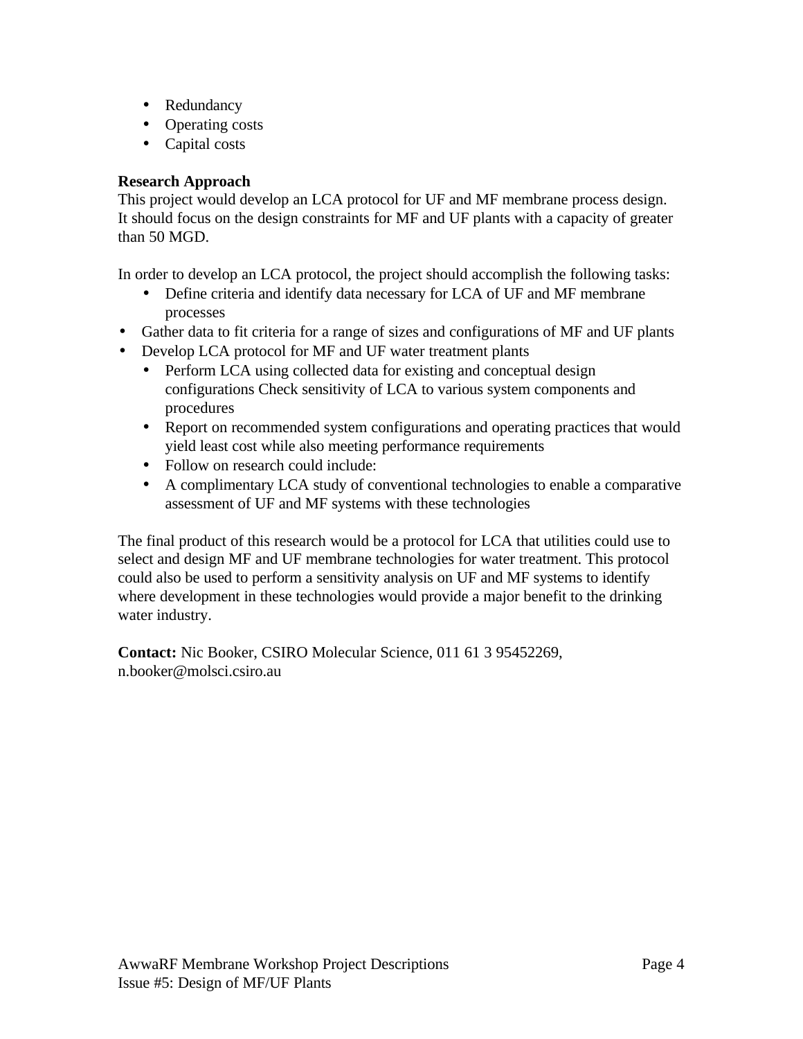- Redundancy
- Operating costs
- Capital costs

**Research Approach**
This project would develop an LCA protocol for UF and MF membrane process design. It should focus on the design constraints for MF and UF plants with a capacity of greater than 50 MGD.

In order to develop an LCA protocol, the project should accomplish the following tasks:

- Define criteria and identify data necessary for LCA of UF and MF membrane processes
- Gather data to fit criteria for a range of sizes and configurations of MF and UF plants
- Develop LCA protocol for MF and UF water treatment plants
- Perform LCA using collected data for existing and conceptual design configurations Check sensitivity of LCA to various system components and procedures
- Report on recommended system configurations and operating practices that would yield least cost while also meeting performance requirements
- Follow on research could include:
- A complimentary LCA study of conventional technologies to enable a comparative assessment of UF and MF systems with these technologies

The final product of this research would be a protocol for LCA that utilities could use to select and design MF and UF membrane technologies for water treatment. This protocol could also be used to perform a sensitivity analysis on UF and MF systems to identify where development in these technologies would provide a major benefit to the drinking water industry.

**Contact:** Nic Booker, CSIRO Molecular Science, 011 61 3 95452269, n.booker@molsci.csiro.au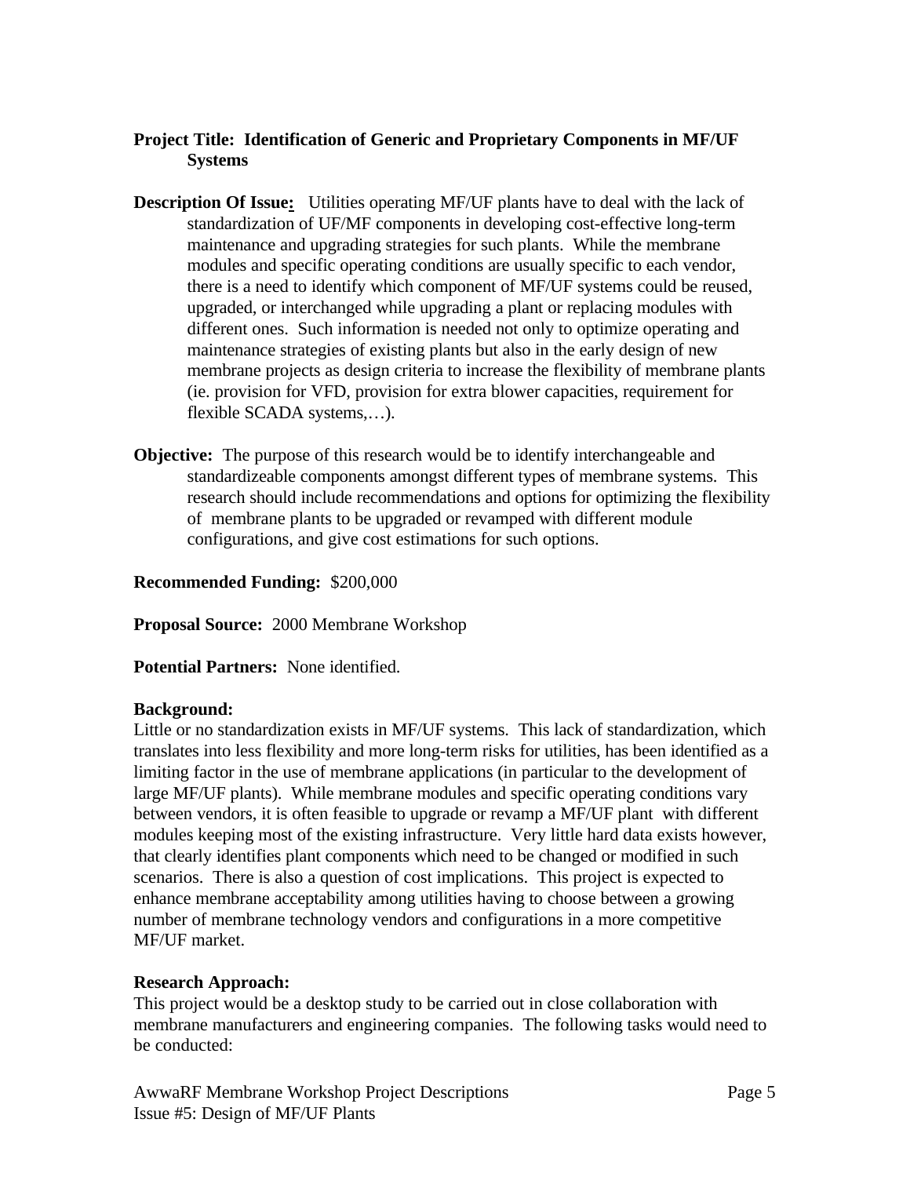**Project Title: Identification of Generic and Proprietary Components in MF/UF Systems**

**Description Of Issue:** Utilities operating MF/UF plants have to deal with the lack of standardization of UF/MF components in developing cost-effective long-term maintenance and upgrading strategies for such plants. While the membrane modules and specific operating conditions are usually specific to each vendor, there is a need to identify which component of MF/UF systems could be reused, upgraded, or interchanged while upgrading a plant or replacing modules with different ones. Such information is needed not only to optimize operating and maintenance strategies of existing plants but also in the early design of new membrane projects as design criteria to increase the flexibility of membrane plants (ie. provision for VFD, provision for extra blower capacities, requirement for flexible SCADA systems,…).

**Objective:** The purpose of this research would be to identify interchangeable and standardizeable components amongst different types of membrane systems. This research should include recommendations and options for optimizing the flexibility of membrane plants to be upgraded or revamped with different module configurations, and give cost estimations for such options.

**Recommended Funding:** $200,000

**Proposal Source:** 2000 Membrane Workshop

**Potential Partners:** None identified.

**Background:**
Little or no standardization exists in MF/UF systems. This lack of standardization, which translates into less flexibility and more long-term risks for utilities, has been identified as a limiting factor in the use of membrane applications (in particular to the development of large MF/UF plants). While membrane modules and specific operating conditions vary between vendors, it is often feasible to upgrade or revamp a MF/UF plant with different modules keeping most of the existing infrastructure. Very little hard data exists however, that clearly identifies plant components which need to be changed or modified in such scenarios. There is also a question of cost implications. This project is expected to enhance membrane acceptability among utilities having to choose between a growing number of membrane technology vendors and configurations in a more competitive MF/UF market.

**Research Approach:**
This project would be a desktop study to be carried out in close collaboration with membrane manufacturers and engineering companies. The following tasks would need to be conducted: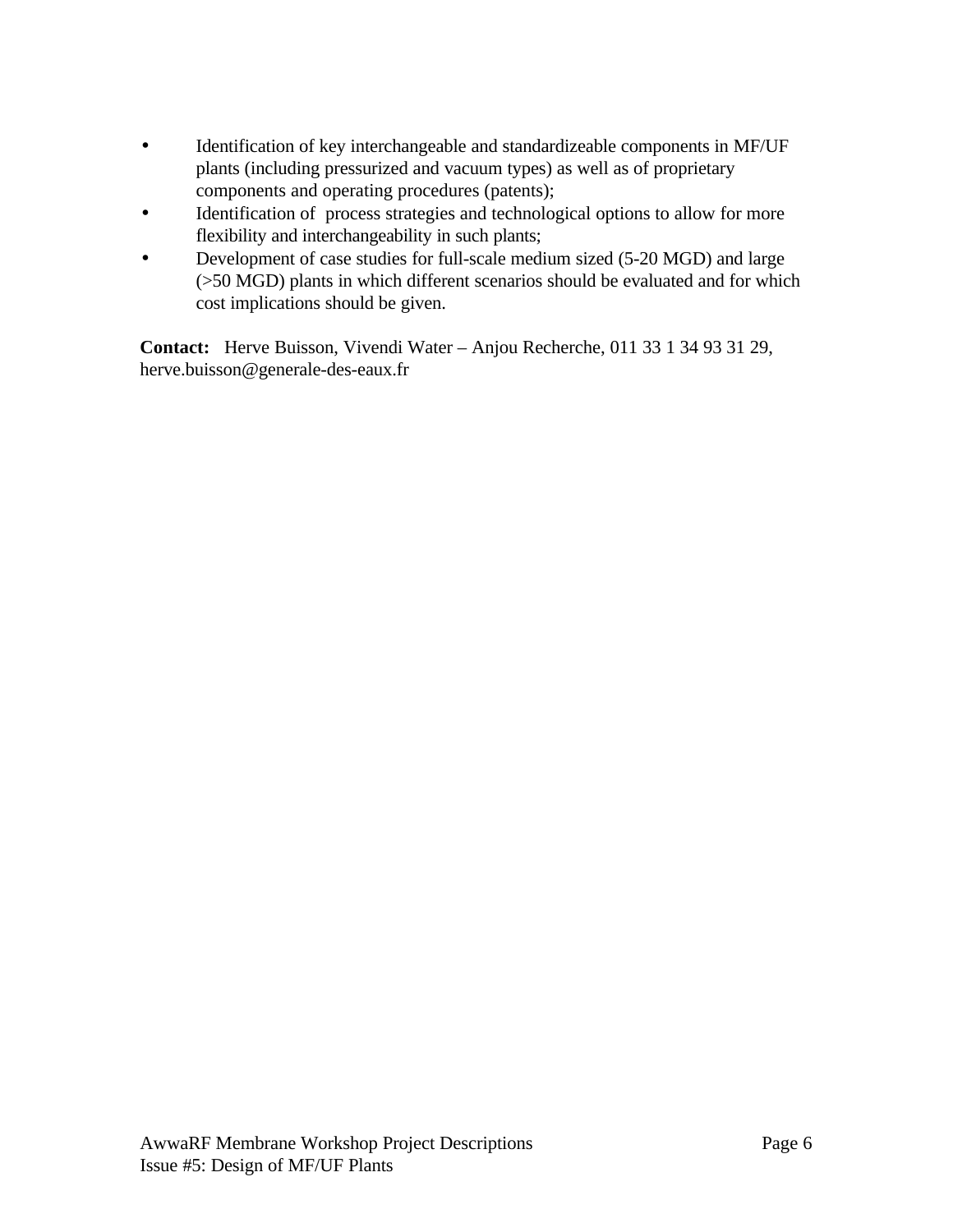- Identification of key interchangeable and standardizeable components in MF/UF plants (including pressurized and vacuum types) as well as of proprietary components and operating procedures (patents);
- Identification of process strategies and technological options to allow for more flexibility and interchangeability in such plants;
- Development of case studies for full-scale medium sized (5-20 MGD) and large (>50 MGD) plants in which different scenarios should be evaluated and for which cost implications should be given.

**Contact:** Herve Buisson, Vivendi Water – Anjou Recherche, 011 33 1 34 93 31 29, herve.buisson@generale-des-eaux.fr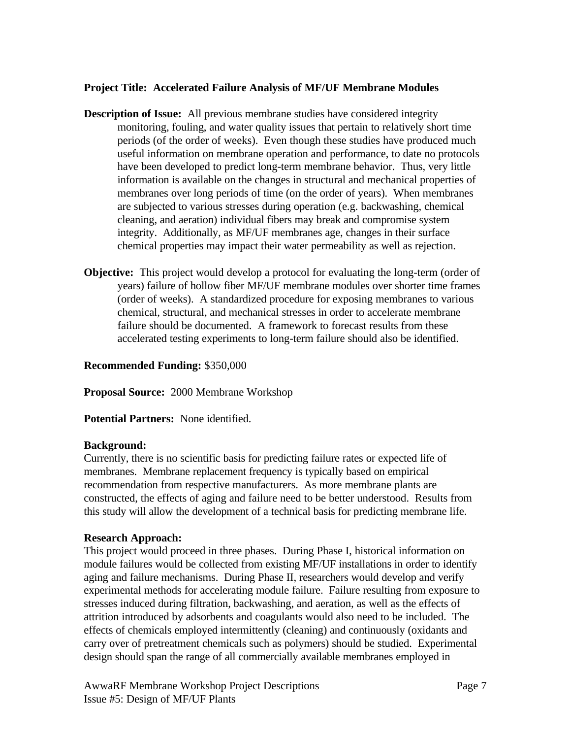**Project Title: Accelerated Failure Analysis of MF/UF Membrane Modules**

**Description of Issue:** All previous membrane studies have considered integrity monitoring, fouling, and water quality issues that pertain to relatively short time periods (of the order of weeks). Even though these studies have produced much useful information on membrane operation and performance, to date no protocols have been developed to predict long-term membrane behavior. Thus, very little information is available on the changes in structural and mechanical properties of membranes over long periods of time (on the order of years). When membranes are subjected to various stresses during operation (e.g. backwashing, chemical cleaning, and aeration) individual fibers may break and compromise system integrity. Additionally, as MF/UF membranes age, changes in their surface chemical properties may impact their water permeability as well as rejection.

**Objective:** This project would develop a protocol for evaluating the long-term (order of years) failure of hollow fiber MF/UF membrane modules over shorter time frames (order of weeks). A standardized procedure for exposing membranes to various chemical, structural, and mechanical stresses in order to accelerate membrane failure should be documented. A framework to forecast results from these accelerated testing experiments to long-term failure should also be identified.

**Recommended Funding:** $350,000

**Proposal Source:** 2000 Membrane Workshop

**Potential Partners:** None identified.

**Background:**

Currently, there is no scientific basis for predicting failure rates or expected life of membranes. Membrane replacement frequency is typically based on empirical recommendation from respective manufacturers. As more membrane plants are constructed, the effects of aging and failure need to be better understood. Results from this study will allow the development of a technical basis for predicting membrane life.

**Research Approach:**

This project would proceed in three phases. During Phase I, historical information on module failures would be collected from existing MF/UF installations in order to identify aging and failure mechanisms. During Phase II, researchers would develop and verify experimental methods for accelerating module failure. Failure resulting from exposure to stresses induced during filtration, backwashing, and aeration, as well as the effects of attrition introduced by adsorbents and coagulants would also need to be included. The effects of chemicals employed intermittently (cleaning) and continuously (oxidants and carry over of pretreatment chemicals such as polymers) should be studied. Experimental design should span the range of all commercially available membranes employed in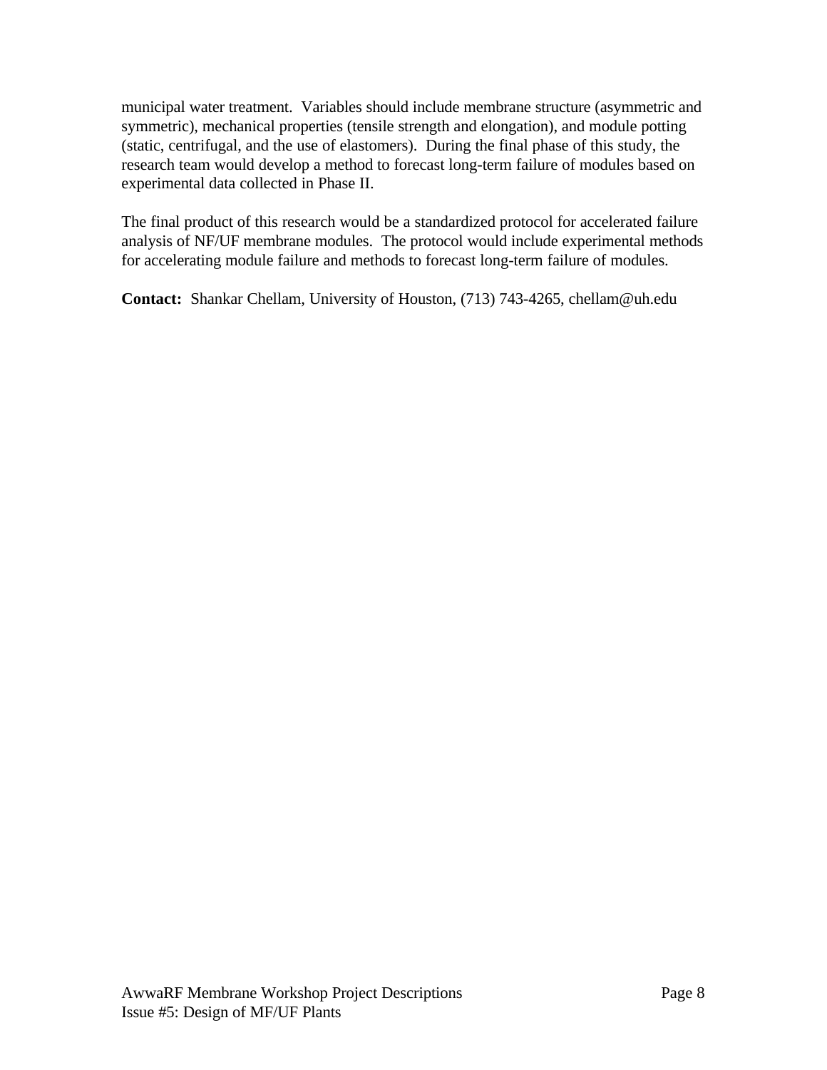municipal water treatment. Variables should include membrane structure (asymmetric and symmetric), mechanical properties (tensile strength and elongation), and module potting (static, centrifugal, and the use of elastomers). During the final phase of this study, the research team would develop a method to forecast long-term failure of modules based on experimental data collected in Phase II.

The final product of this research would be a standardized protocol for accelerated failure analysis of NF/UF membrane modules. The protocol would include experimental methods for accelerating module failure and methods to forecast long-term failure of modules.

**Contact:** Shankar Chellam, University of Houston, (713) 743-4265, chellam@uh.edu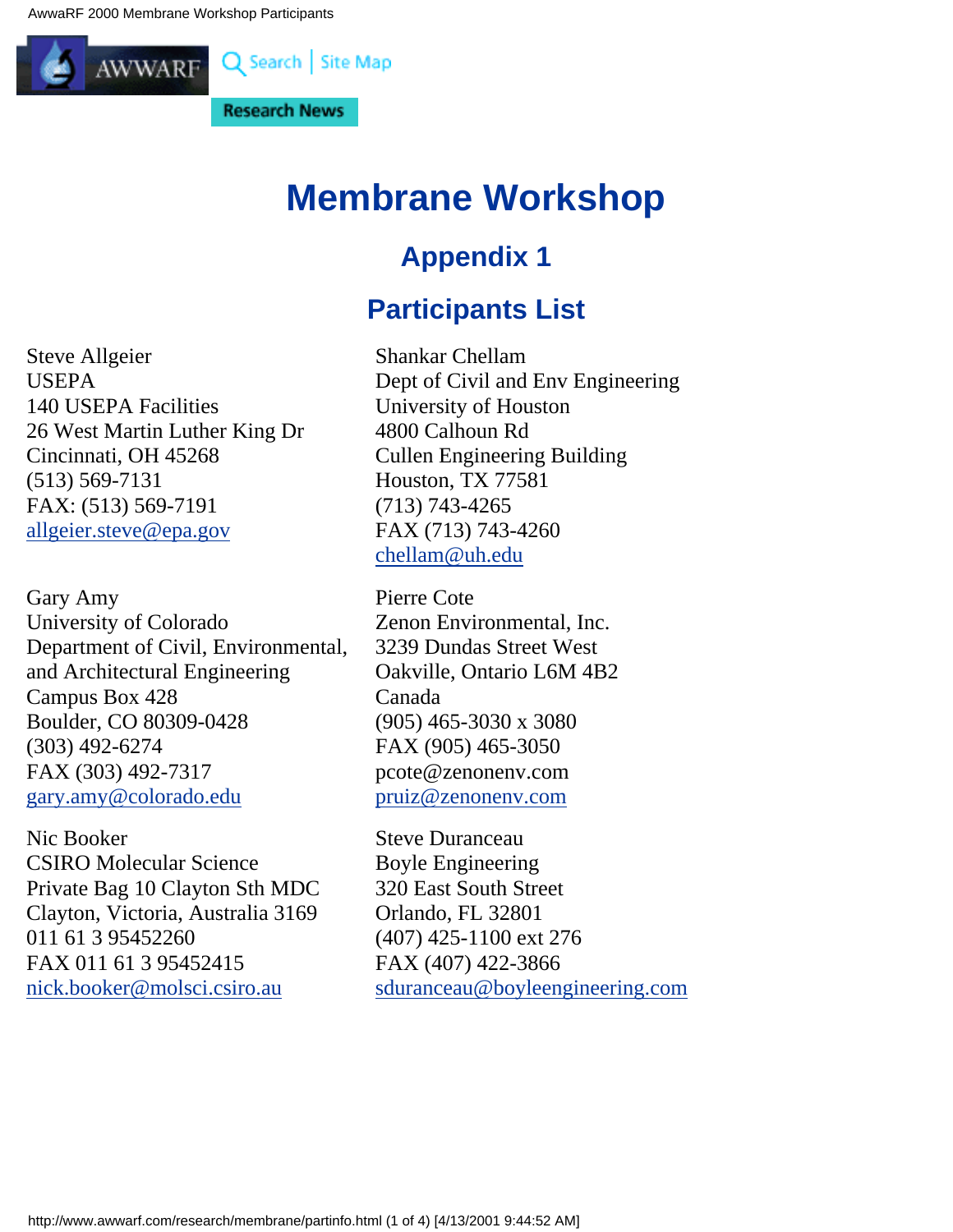# Membrane Workshop

## Appendix 1

## Participants List

Steve Allgeier
USEPA
140 USEPA Facilities
26 West Martin Luther King Dr
Cincinnati, OH 45268
(513) 569-7131
FAX: (513) 569-7191
allgeier.steve@epa.gov

Gary Amy
University of Colorado
Department of Civil, Environmental, and Architectural Engineering
Campus Box 428
Boulder, CO 80309-0428
(303) 492-6274
FAX (303) 492-7317
gary.amy@colorado.edu

Nic Booker
CSIRO Molecular Science
Private Bag 10 Clayton Sth MDC
Clayton, Victoria, Australia 3169
011 61 3 95452260
FAX 011 61 3 95452415
nick.booker@molsci.csiro.au

Shankar Chellam
Dept of Civil and Env Engineering
University of Houston
4800 Calhoun Rd
Cullen Engineering Building
Houston, TX 77581
(713) 743-4265
FAX (713) 743-4260
chellam@uh.edu

Pierre Cote
Zenon Environmental, Inc.
3239 Dundas Street West
Oakville, Ontario L6M 4B2
Canada
(905) 465-3030 x 3080
FAX (905) 465-3050
pcote@zenonenv.com
pruiz@zenonenv.com

Steve Duranceau
Boyle Engineering
320 East South Street
Orlando, FL 32801
(407) 425-1100 ext 276
FAX (407) 422-3866
sduranceau@boyleengineering.com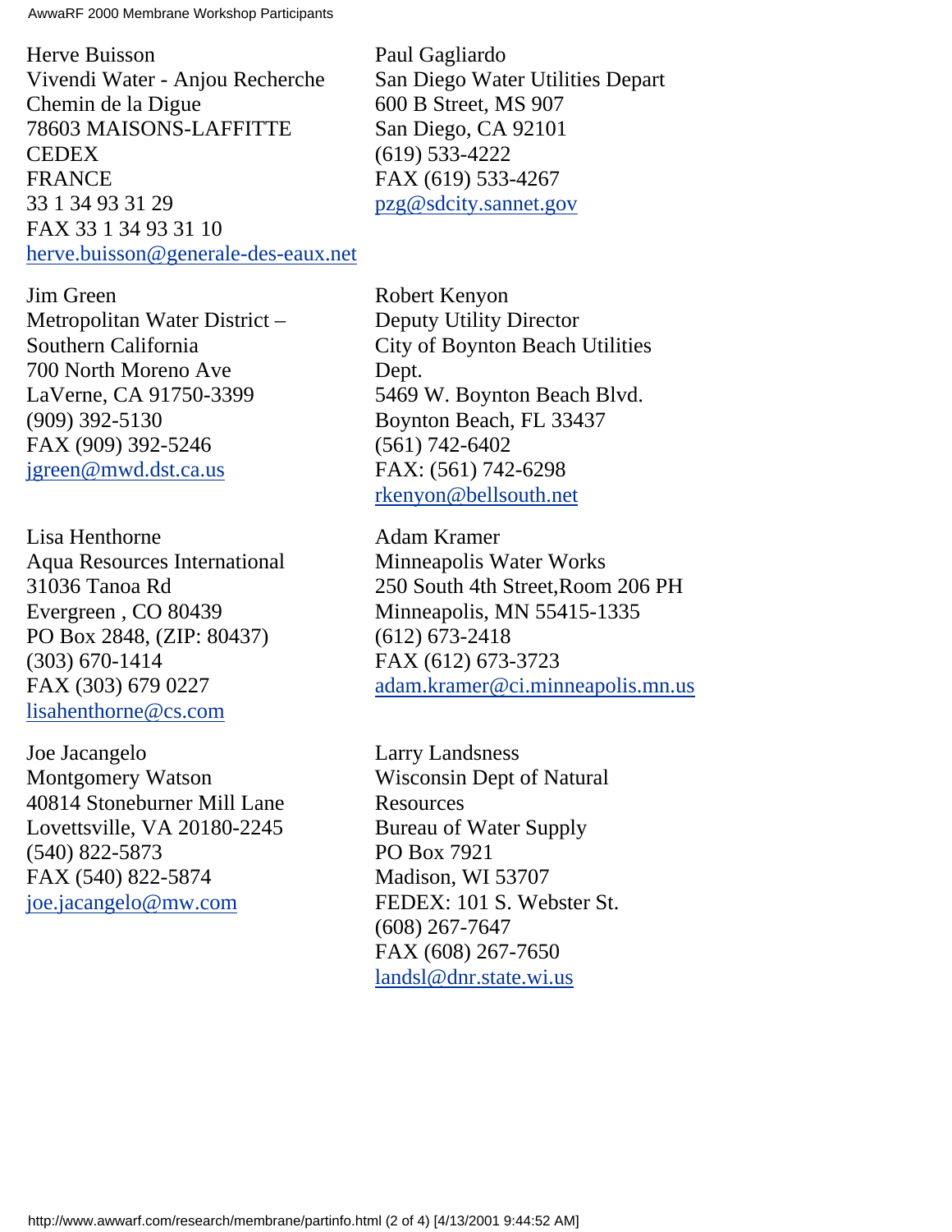Herve Buisson
Vivendi Water - Anjou Recherche
Chemin de la Digue
78603 MAISONS-LAFFITTE
CEDEX
FRANCE
33 1 34 93 31 29
FAX 33 1 34 93 31 10
herve.buisson@generale-des-eaux.net

Paul Gagliardo
San Diego Water Utilities Depart
600 B Street, MS 907
San Diego, CA 92101
(619) 533-4222
FAX (619) 533-4267
pzg@sdcity.sannet.gov

Jim Green
Metropolitan Water District –
Southern California
700 North Moreno Ave
LaVerne, CA 91750-3399
(909) 392-5130
FAX (909) 392-5246
jgreen@mwd.dst.ca.us

Robert Kenyon
Deputy Utility Director
City of Boynton Beach Utilities
Dept.
5469 W. Boynton Beach Blvd.
Boynton Beach, FL 33437
(561) 742-6402
FAX: (561) 742-6298
rkenyon@bellsouth.net

Lisa Henthorne
Aqua Resources International
31036 Tanoa Rd
Evergreen , CO 80439
PO Box 2848, (ZIP: 80437)
(303) 670-1414
FAX (303) 679 0227
lisahenthorne@cs.com

Adam Kramer
Minneapolis Water Works
250 South 4th Street,Room 206 PH
Minneapolis, MN 55415-1335
(612) 673-2418
FAX (612) 673-3723
adam.kramer@ci.minneapolis.mn.us

Joe Jacangelo
Montgomery Watson
40814 Stoneburner Mill Lane
Lovettsville, VA 20180-2245
(540) 822-5873
FAX (540) 822-5874
joe.jacangelo@mw.com

Larry Landsness
Wisconsin Dept of Natural
Resources
Bureau of Water Supply
PO Box 7921
Madison, WI 53707
FEDEX: 101 S. Webster St.
(608) 267-7647
FAX (608) 267-7650
landsl@dnr.state.wi.us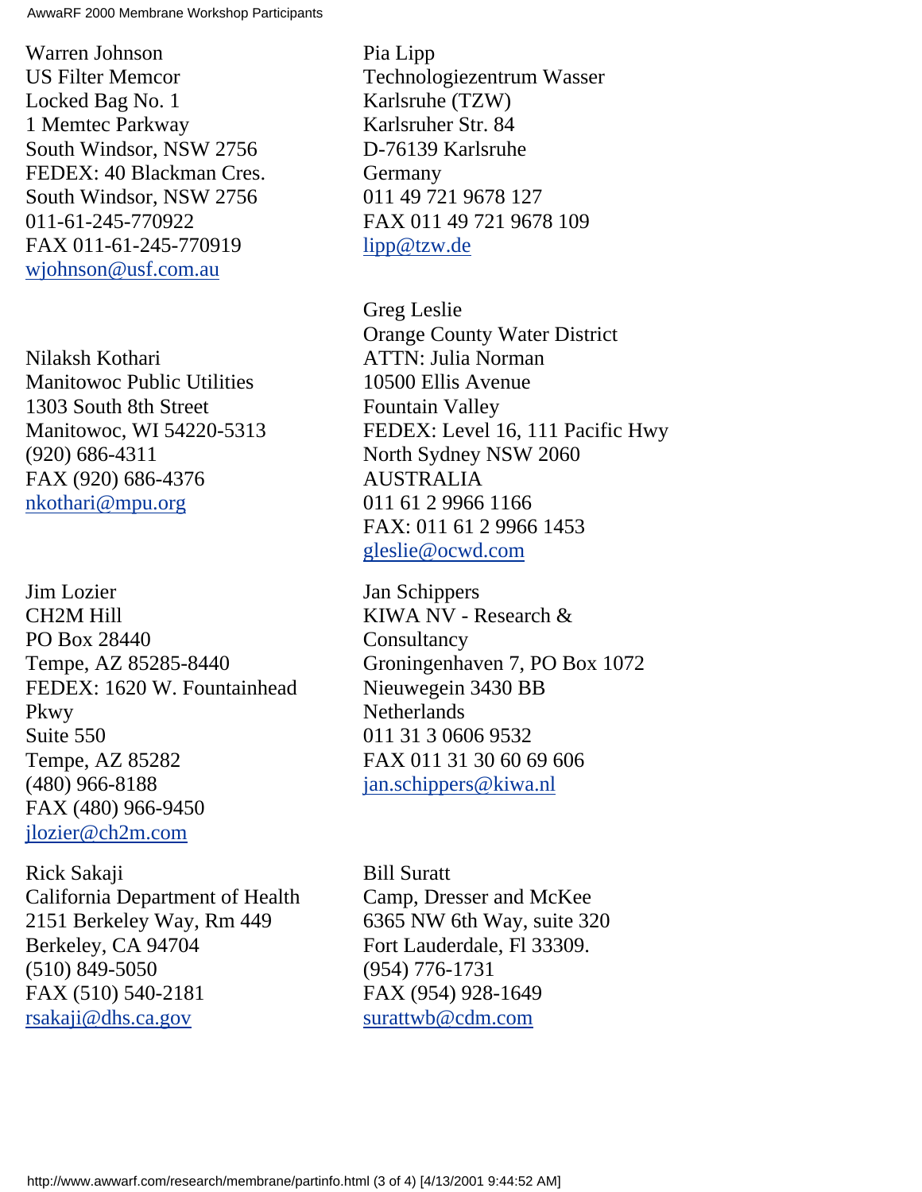Warren Johnson
US Filter Memcor
Locked Bag No. 1
1 Memtec Parkway
South Windsor, NSW 2756
FEDEX: 40 Blackman Cres.
South Windsor, NSW 2756
011-61-245-770922
FAX 011-61-245-770919
wjohnson@usf.com.au

Nilaksh Kothari
Manitowoc Public Utilities
1303 South 8th Street
Manitowoc, WI 54220-5313
(920) 686-4311
FAX (920) 686-4376
nkothari@mpu.org

Jim Lozier
CH2M Hill
PO Box 28440
Tempe, AZ 85285-8440
FEDEX: 1620 W. Fountainhead Pkwy
Suite 550
Tempe, AZ 85282
(480) 966-8188
FAX (480) 966-9450
jlozier@ch2m.com

Rick Sakaji
California Department of Health
2151 Berkeley Way, Rm 449
Berkeley, CA 94704
(510) 849-5050
FAX (510) 540-2181
rsakaji@dhs.ca.gov

Pia Lipp
Technologiezentrum Wasser Karlsruhe (TZW)
Karlsruher Str. 84
D-76139 Karlsruhe
Germany
011 49 721 9678 127
FAX 011 49 721 9678 109
lipp@tzw.de

Greg Leslie
Orange County Water District
ATTN: Julia Norman
10500 Ellis Avenue
Fountain Valley
FEDEX: Level 16, 111 Pacific Hwy
North Sydney NSW 2060
AUSTRALIA
011 61 2 9966 1166
FAX: 011 61 2 9966 1453
gleslie@ocwd.com

Jan Schippers
KIWA NV - Research & Consultancy
Groningenhaven 7, PO Box 1072
Nieuwegein 3430 BB
Netherlands
011 31 3 0606 9532
FAX 011 31 30 60 69 606
jan.schippers@kiwa.nl

Bill Suratt
Camp, Dresser and McKee
6365 NW 6th Way, suite 320
Fort Lauderdale, Fl 33309.
(954) 776-1731
FAX (954) 928-1649
surattwb@cdm.com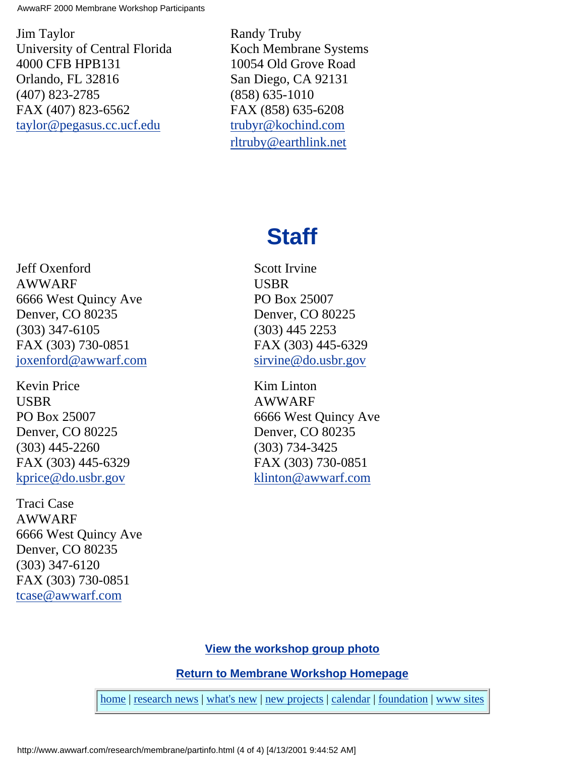Jim Taylor
University of Central Florida
4000 CFB HPB131
Orlando, FL 32816
(407) 823-2785
FAX (407) 823-6562
taylor@pegasus.cc.ucf.edu

Randy Truby
Koch Membrane Systems
10054 Old Grove Road
San Diego, CA 92131
(858) 635-1010
FAX (858) 635-6208
trubyr@kochind.com
rltruby@earthlink.net

## Staff

Jeff Oxenford
AWWARF
6666 West Quincy Ave
Denver, CO 80235
(303) 347-6105
FAX (303) 730-0851
joxenford@awwarf.com

Scott Irvine
USBR
PO Box 25007
Denver, CO 80225
(303) 445 2253
FAX (303) 445-6329
sirvine@do.usbr.gov

Kevin Price
USBR
PO Box 25007
Denver, CO 80225
(303) 445-2260
FAX (303) 445-6329
kprice@do.usbr.gov

Kim Linton
AWWARF
6666 West Quincy Ave
Denver, CO 80235
(303) 734-3425
FAX (303) 730-0851
klinton@awwarf.com

Traci Case
AWWARF
6666 West Quincy Ave
Denver, CO 80235
(303) 347-6120
FAX (303) 730-0851
tcase@awwarf.com

**View the workshop group photo**

**Return to Membrane Workshop Homepage**

home | research news | what's new | new projects | calendar | foundation | www sites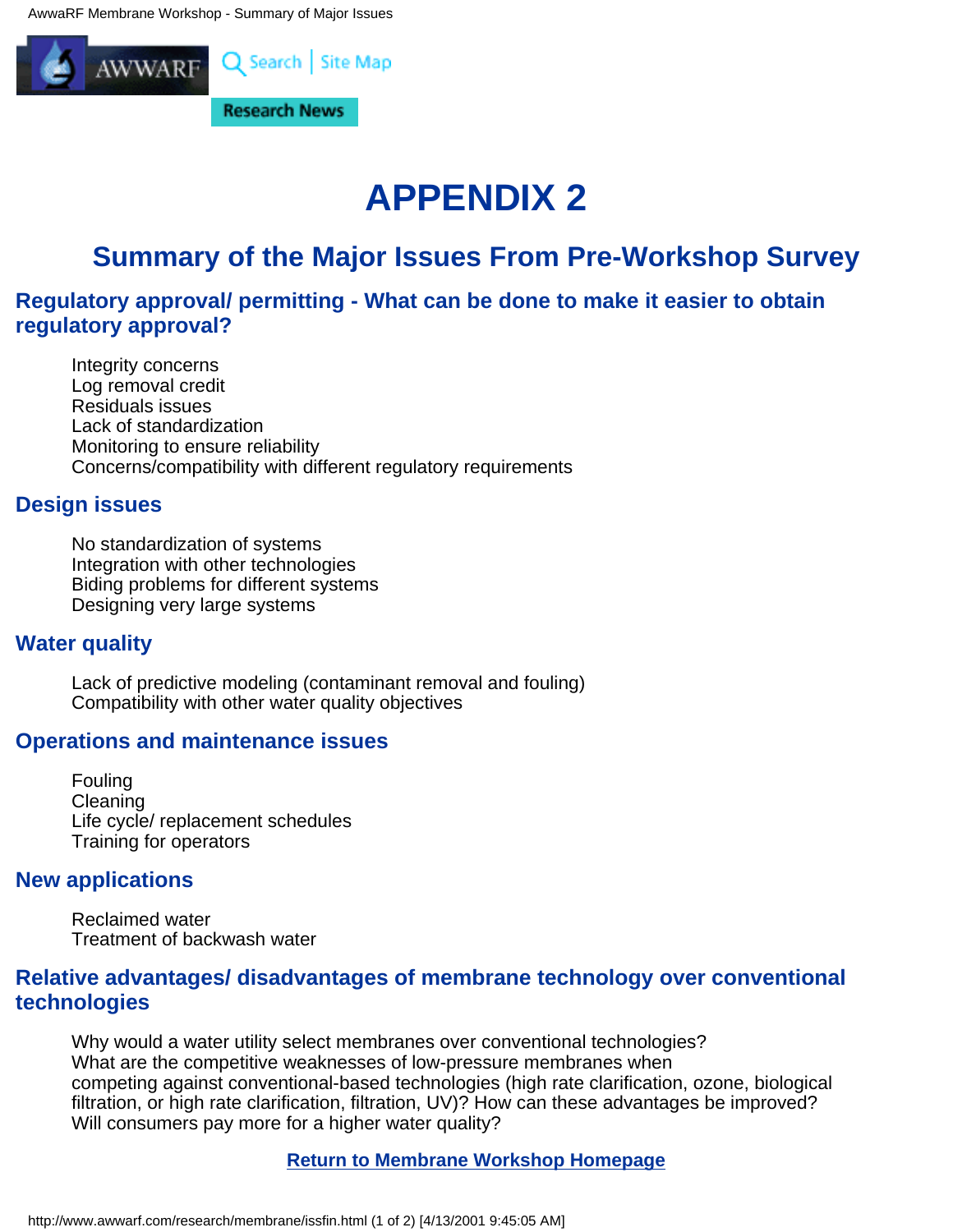# APPENDIX 2

## Summary of the Major Issues From Pre-Workshop Survey

### Regulatory approval/ permitting - What can be done to make it easier to obtain regulatory approval?

Integrity concerns
Log removal credit
Residuals issues
Lack of standardization
Monitoring to ensure reliability
Concerns/compatibility with different regulatory requirements

### Design issues

No standardization of systems
Integration with other technologies
Biding problems for different systems
Designing very large systems

### Water quality

Lack of predictive modeling (contaminant removal and fouling)
Compatibility with other water quality objectives

### Operations and maintenance issues

Fouling
Cleaning
Life cycle/ replacement schedules
Training for operators

### New applications

Reclaimed water
Treatment of backwash water

### Relative advantages/ disadvantages of membrane technology over conventional technologies

Why would a water utility select membranes over conventional technologies?
What are the competitive weaknesses of low-pressure membranes when competing against conventional-based technologies (high rate clarification, ozone, biological filtration, or high rate clarification, filtration, UV)? How can these advantages be improved?
Will consumers pay more for a higher water quality?

Return to Membrane Workshop Homepage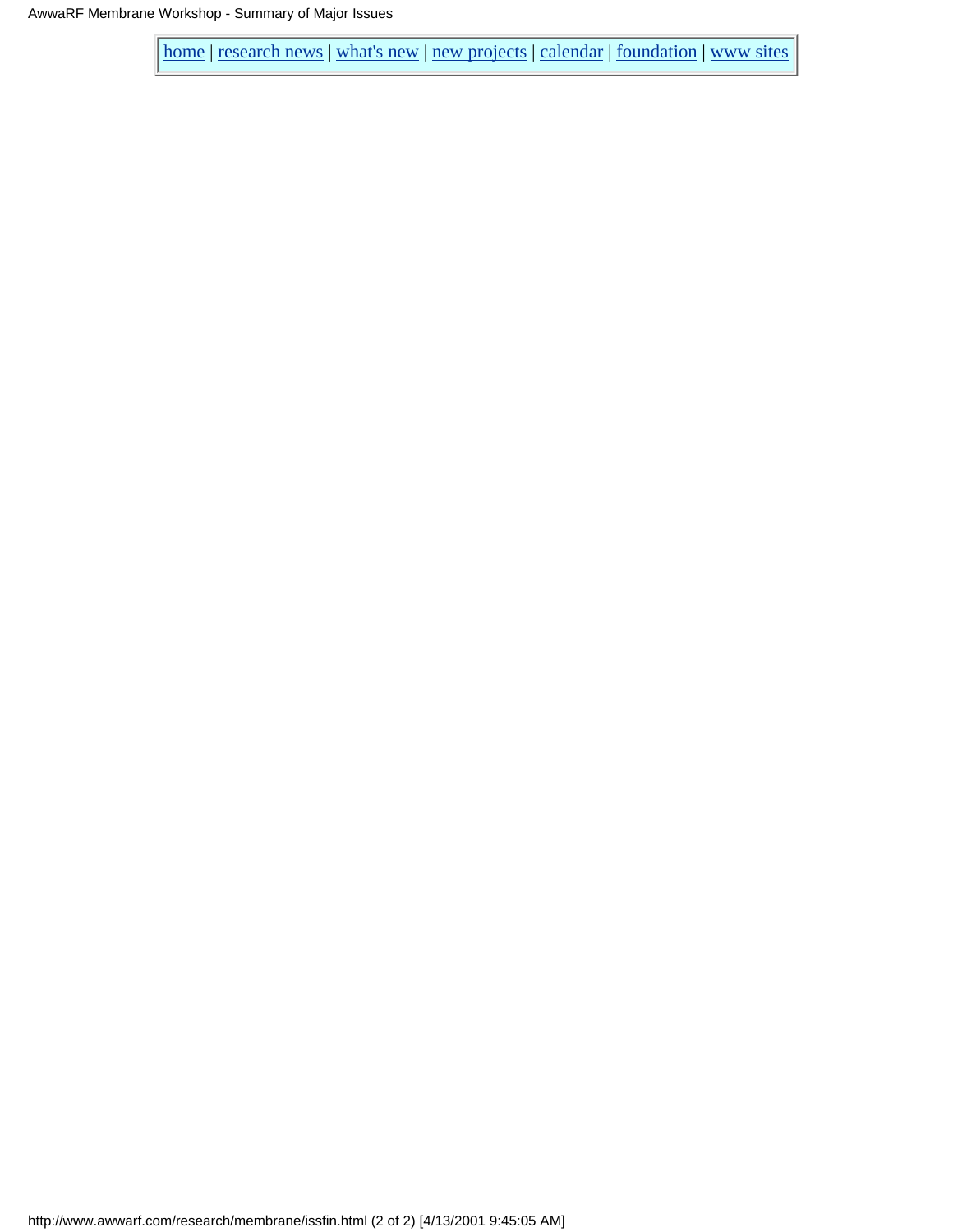home | research news | what's new | new projects | calendar | foundation | www sites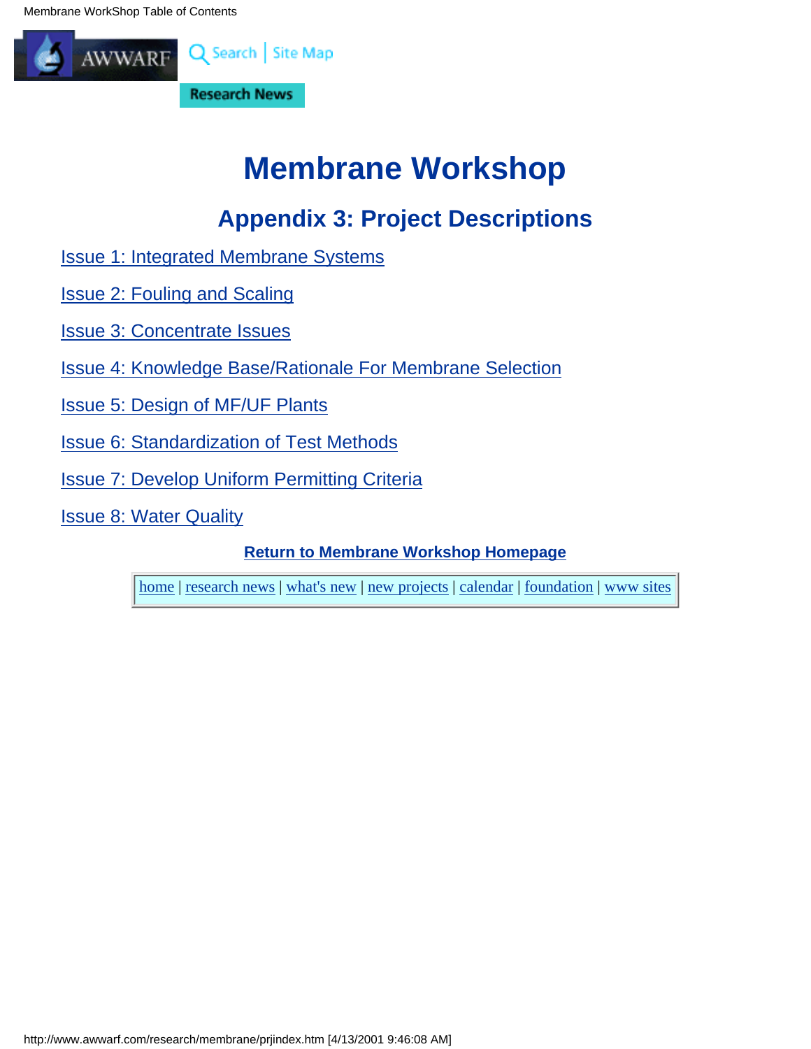# Membrane Workshop

## Appendix 3: Project Descriptions

Issue 1: Integrated Membrane Systems

Issue 2: Fouling and Scaling

Issue 3: Concentrate Issues

Issue 4: Knowledge Base/Rationale For Membrane Selection

Issue 5: Design of MF/UF Plants

Issue 6: Standardization of Test Methods

Issue 7: Develop Uniform Permitting Criteria

Issue 8: Water Quality

**Return to Membrane Workshop Homepage**

home | research news | what's new | new projects | calendar | foundation | www sites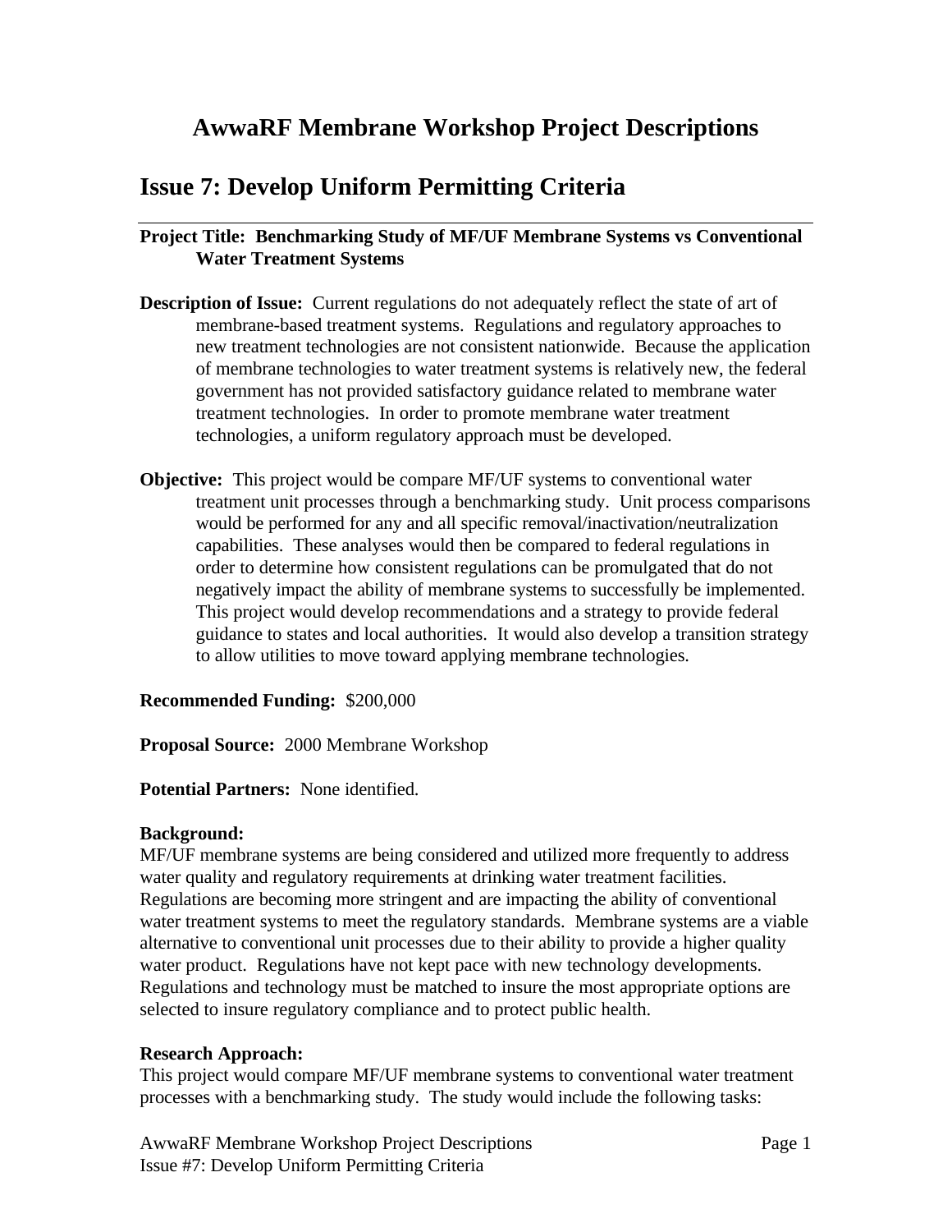# AwwaRF Membrane Workshop Project Descriptions

## Issue 7: Develop Uniform Permitting Criteria

**Project Title: Benchmarking Study of MF/UF Membrane Systems vs Conventional Water Treatment Systems**

**Description of Issue:** Current regulations do not adequately reflect the state of art of membrane-based treatment systems. Regulations and regulatory approaches to new treatment technologies are not consistent nationwide. Because the application of membrane technologies to water treatment systems is relatively new, the federal government has not provided satisfactory guidance related to membrane water treatment technologies. In order to promote membrane water treatment technologies, a uniform regulatory approach must be developed.

**Objective:** This project would be compare MF/UF systems to conventional water treatment unit processes through a benchmarking study. Unit process comparisons would be performed for any and all specific removal/inactivation/neutralization capabilities. These analyses would then be compared to federal regulations in order to determine how consistent regulations can be promulgated that do not negatively impact the ability of membrane systems to successfully be implemented. This project would develop recommendations and a strategy to provide federal guidance to states and local authorities. It would also develop a transition strategy to allow utilities to move toward applying membrane technologies.

**Recommended Funding:** $200,000

**Proposal Source:** 2000 Membrane Workshop

**Potential Partners:** None identified.

**Background:**
MF/UF membrane systems are being considered and utilized more frequently to address water quality and regulatory requirements at drinking water treatment facilities. Regulations are becoming more stringent and are impacting the ability of conventional water treatment systems to meet the regulatory standards. Membrane systems are a viable alternative to conventional unit processes due to their ability to provide a higher quality water product. Regulations have not kept pace with new technology developments. Regulations and technology must be matched to insure the most appropriate options are selected to insure regulatory compliance and to protect public health.

**Research Approach:**
This project would compare MF/UF membrane systems to conventional water treatment processes with a benchmarking study. The study would include the following tasks: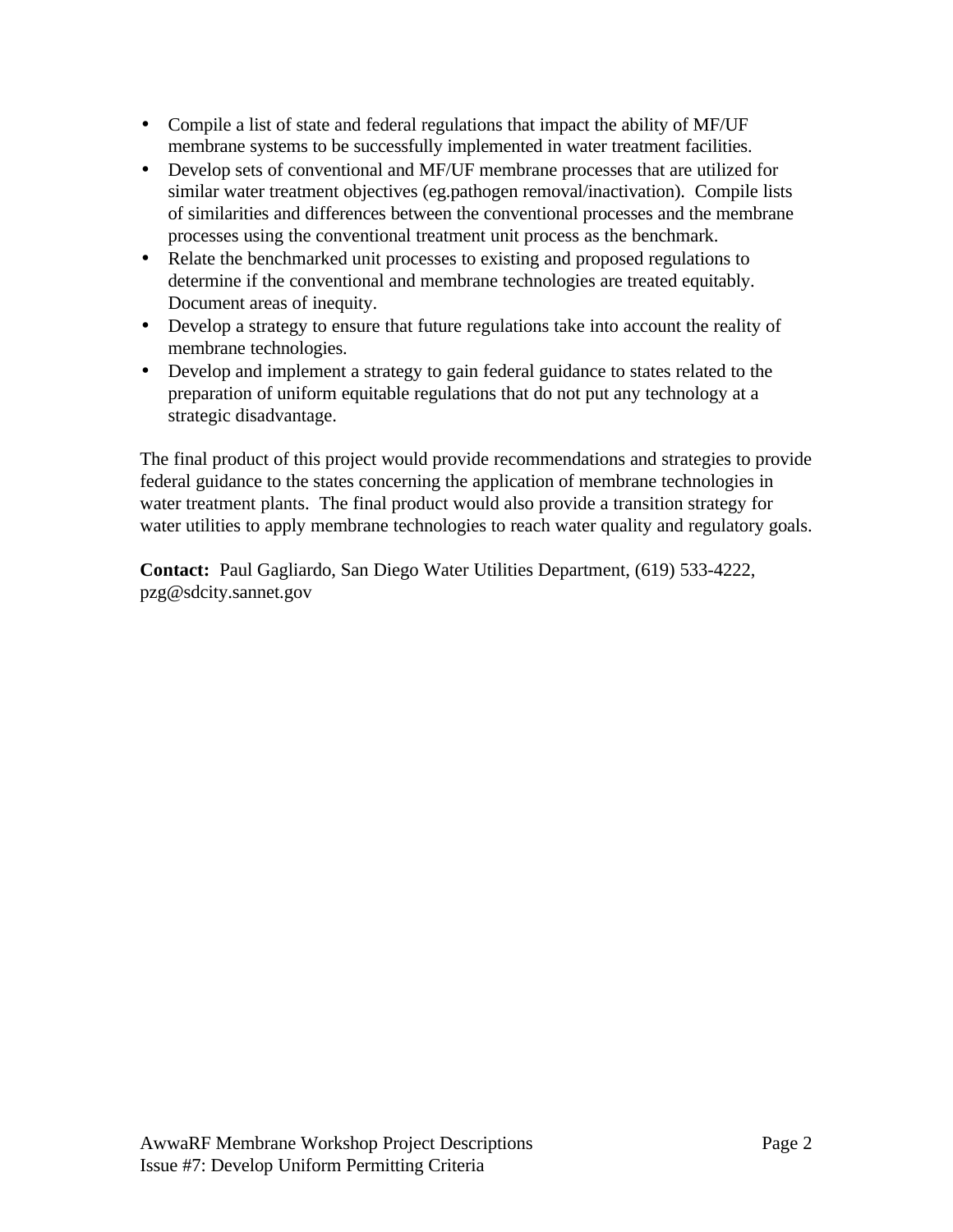- Compile a list of state and federal regulations that impact the ability of MF/UF membrane systems to be successfully implemented in water treatment facilities.
- Develop sets of conventional and MF/UF membrane processes that are utilized for similar water treatment objectives (eg.pathogen removal/inactivation). Compile lists of similarities and differences between the conventional processes and the membrane processes using the conventional treatment unit process as the benchmark.
- Relate the benchmarked unit processes to existing and proposed regulations to determine if the conventional and membrane technologies are treated equitably. Document areas of inequity.
- Develop a strategy to ensure that future regulations take into account the reality of membrane technologies.
- Develop and implement a strategy to gain federal guidance to states related to the preparation of uniform equitable regulations that do not put any technology at a strategic disadvantage.

The final product of this project would provide recommendations and strategies to provide federal guidance to the states concerning the application of membrane technologies in water treatment plants. The final product would also provide a transition strategy for water utilities to apply membrane technologies to reach water quality and regulatory goals.

**Contact:** Paul Gagliardo, San Diego Water Utilities Department, (619) 533-4222, pzg@sdcity.sannet.gov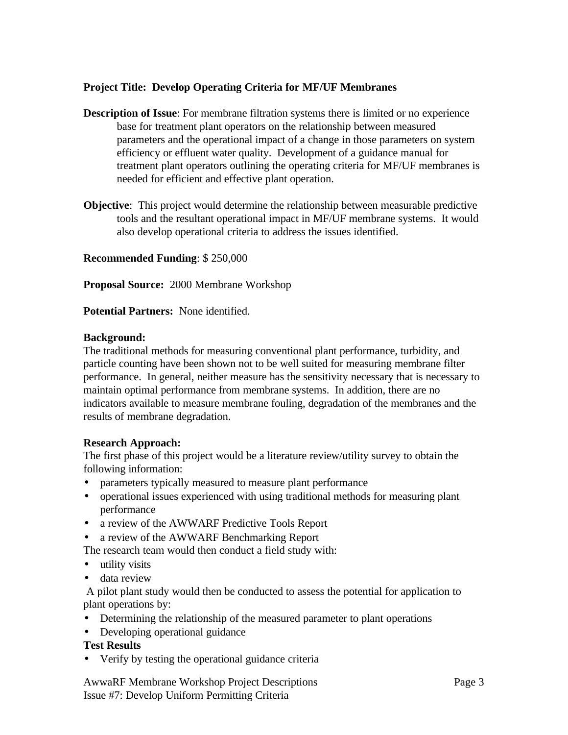**Project Title: Develop Operating Criteria for MF/UF Membranes**

**Description of Issue**: For membrane filtration systems there is limited or no experience base for treatment plant operators on the relationship between measured parameters and the operational impact of a change in those parameters on system efficiency or effluent water quality. Development of a guidance manual for treatment plant operators outlining the operating criteria for MF/UF membranes is needed for efficient and effective plant operation.

**Objective**: This project would determine the relationship between measurable predictive tools and the resultant operational impact in MF/UF membrane systems. It would also develop operational criteria to address the issues identified.

**Recommended Funding**: $ 250,000

**Proposal Source:** 2000 Membrane Workshop

**Potential Partners:** None identified.

**Background:**
The traditional methods for measuring conventional plant performance, turbidity, and particle counting have been shown not to be well suited for measuring membrane filter performance. In general, neither measure has the sensitivity necessary that is necessary to maintain optimal performance from membrane systems. In addition, there are no indicators available to measure membrane fouling, degradation of the membranes and the results of membrane degradation.

**Research Approach:**
The first phase of this project would be a literature review/utility survey to obtain the following information:

- parameters typically measured to measure plant performance
- operational issues experienced with using traditional methods for measuring plant performance
- a review of the AWWARF Predictive Tools Report
- a review of the AWWARF Benchmarking Report

The research team would then conduct a field study with:

- utility visits
- data review

A pilot plant study would then be conducted to assess the potential for application to plant operations by:

- Determining the relationship of the measured parameter to plant operations
- Developing operational guidance

**Test Results**

- Verify by testing the operational guidance criteria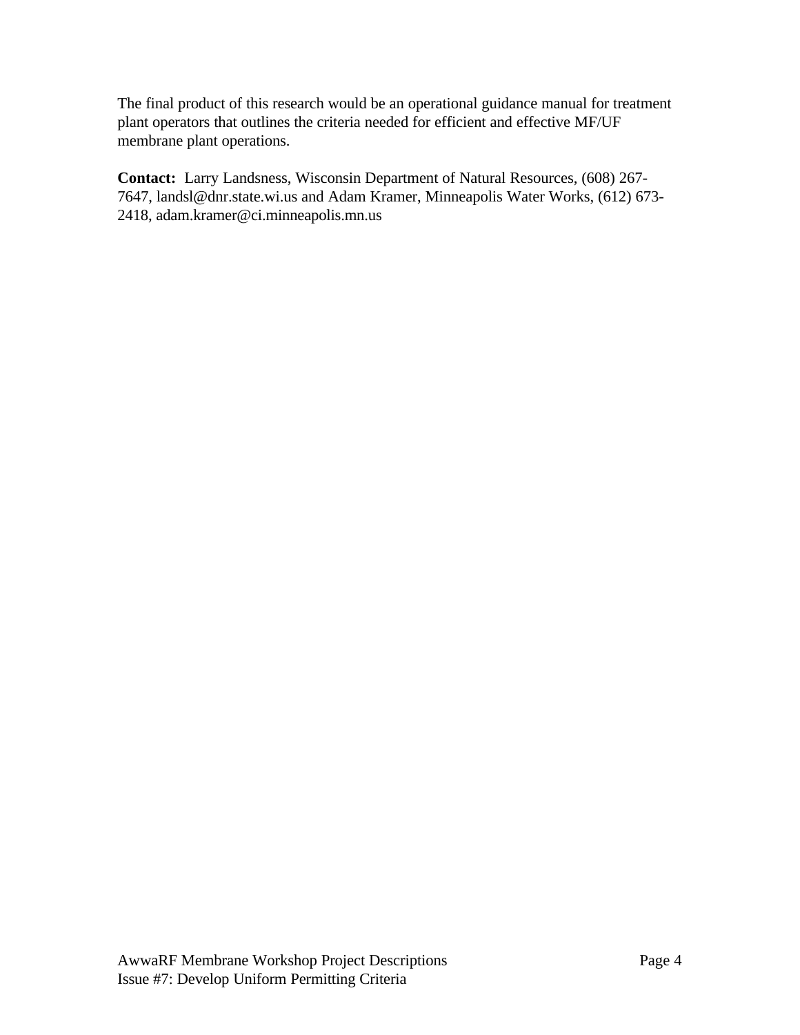The final product of this research would be an operational guidance manual for treatment plant operators that outlines the criteria needed for efficient and effective MF/UF membrane plant operations.

**Contact:** Larry Landsness, Wisconsin Department of Natural Resources, (608) 267-7647, landsl@dnr.state.wi.us and Adam Kramer, Minneapolis Water Works, (612) 673-2418, adam.kramer@ci.minneapolis.mn.us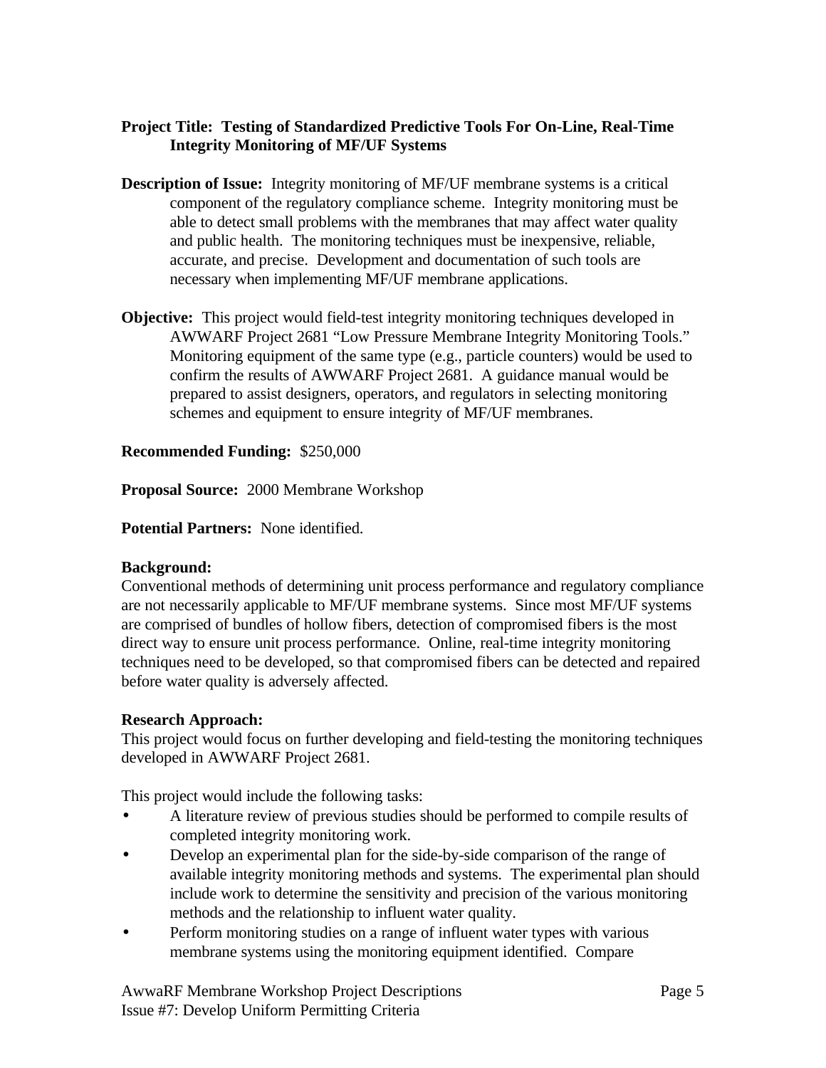**Project Title: Testing of Standardized Predictive Tools For On-Line, Real-Time Integrity Monitoring of MF/UF Systems**

**Description of Issue:** Integrity monitoring of MF/UF membrane systems is a critical component of the regulatory compliance scheme. Integrity monitoring must be able to detect small problems with the membranes that may affect water quality and public health. The monitoring techniques must be inexpensive, reliable, accurate, and precise. Development and documentation of such tools are necessary when implementing MF/UF membrane applications.

**Objective:** This project would field-test integrity monitoring techniques developed in AWWARF Project 2681 "Low Pressure Membrane Integrity Monitoring Tools." Monitoring equipment of the same type (e.g., particle counters) would be used to confirm the results of AWWARF Project 2681. A guidance manual would be prepared to assist designers, operators, and regulators in selecting monitoring schemes and equipment to ensure integrity of MF/UF membranes.

**Recommended Funding:** $250,000

**Proposal Source:** 2000 Membrane Workshop

**Potential Partners:** None identified.

**Background:**

Conventional methods of determining unit process performance and regulatory compliance are not necessarily applicable to MF/UF membrane systems. Since most MF/UF systems are comprised of bundles of hollow fibers, detection of compromised fibers is the most direct way to ensure unit process performance. Online, real-time integrity monitoring techniques need to be developed, so that compromised fibers can be detected and repaired before water quality is adversely affected.

**Research Approach:**

This project would focus on further developing and field-testing the monitoring techniques developed in AWWARF Project 2681.

This project would include the following tasks:

- A literature review of previous studies should be performed to compile results of completed integrity monitoring work.
- Develop an experimental plan for the side-by-side comparison of the range of available integrity monitoring methods and systems. The experimental plan should include work to determine the sensitivity and precision of the various monitoring methods and the relationship to influent water quality.
- Perform monitoring studies on a range of influent water types with various membrane systems using the monitoring equipment identified. Compare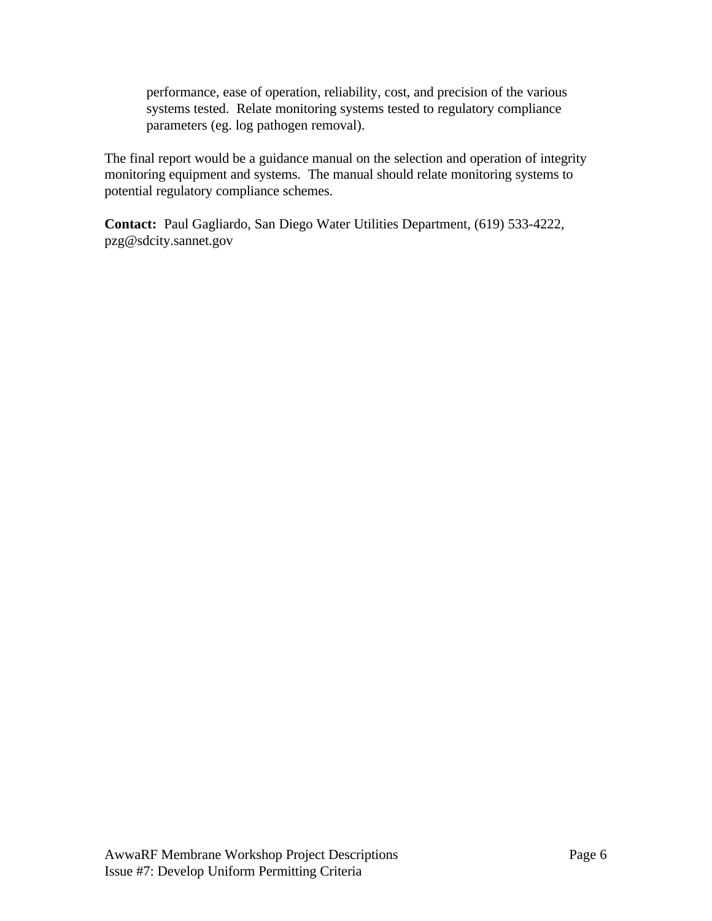performance, ease of operation, reliability, cost, and precision of the various systems tested. Relate monitoring systems tested to regulatory compliance parameters (eg. log pathogen removal).

The final report would be a guidance manual on the selection and operation of integrity monitoring equipment and systems. The manual should relate monitoring systems to potential regulatory compliance schemes.

**Contact:** Paul Gagliardo, San Diego Water Utilities Department, (619) 533-4222, pzg@sdcity.sannet.gov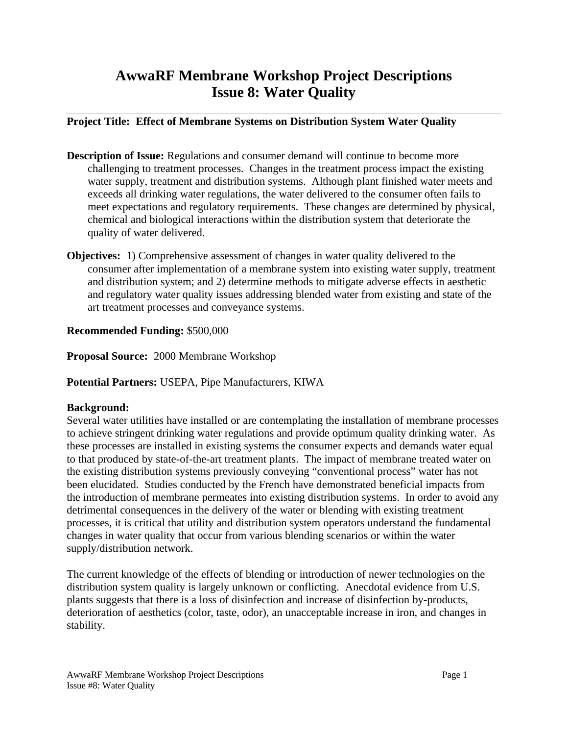# AwwaRF Membrane Workshop Project Descriptions
# Issue 8: Water Quality

**Project Title: Effect of Membrane Systems on Distribution System Water Quality**

**Description of Issue:** Regulations and consumer demand will continue to become more challenging to treatment processes. Changes in the treatment process impact the existing water supply, treatment and distribution systems. Although plant finished water meets and exceeds all drinking water regulations, the water delivered to the consumer often fails to meet expectations and regulatory requirements. These changes are determined by physical, chemical and biological interactions within the distribution system that deteriorate the quality of water delivered.

**Objectives:** 1) Comprehensive assessment of changes in water quality delivered to the consumer after implementation of a membrane system into existing water supply, treatment and distribution system; and 2) determine methods to mitigate adverse effects in aesthetic and regulatory water quality issues addressing blended water from existing and state of the art treatment processes and conveyance systems.

**Recommended Funding:** $500,000

**Proposal Source:** 2000 Membrane Workshop

**Potential Partners:** USEPA, Pipe Manufacturers, KIWA

**Background:**

Several water utilities have installed or are contemplating the installation of membrane processes to achieve stringent drinking water regulations and provide optimum quality drinking water. As these processes are installed in existing systems the consumer expects and demands water equal to that produced by state-of-the-art treatment plants. The impact of membrane treated water on the existing distribution systems previously conveying "conventional process" water has not been elucidated. Studies conducted by the French have demonstrated beneficial impacts from the introduction of membrane permeates into existing distribution systems. In order to avoid any detrimental consequences in the delivery of the water or blending with existing treatment processes, it is critical that utility and distribution system operators understand the fundamental changes in water quality that occur from various blending scenarios or within the water supply/distribution network.

The current knowledge of the effects of blending or introduction of newer technologies on the distribution system quality is largely unknown or conflicting. Anecdotal evidence from U.S. plants suggests that there is a loss of disinfection and increase of disinfection by-products, deterioration of aesthetics (color, taste, odor), an unacceptable increase in iron, and changes in stability.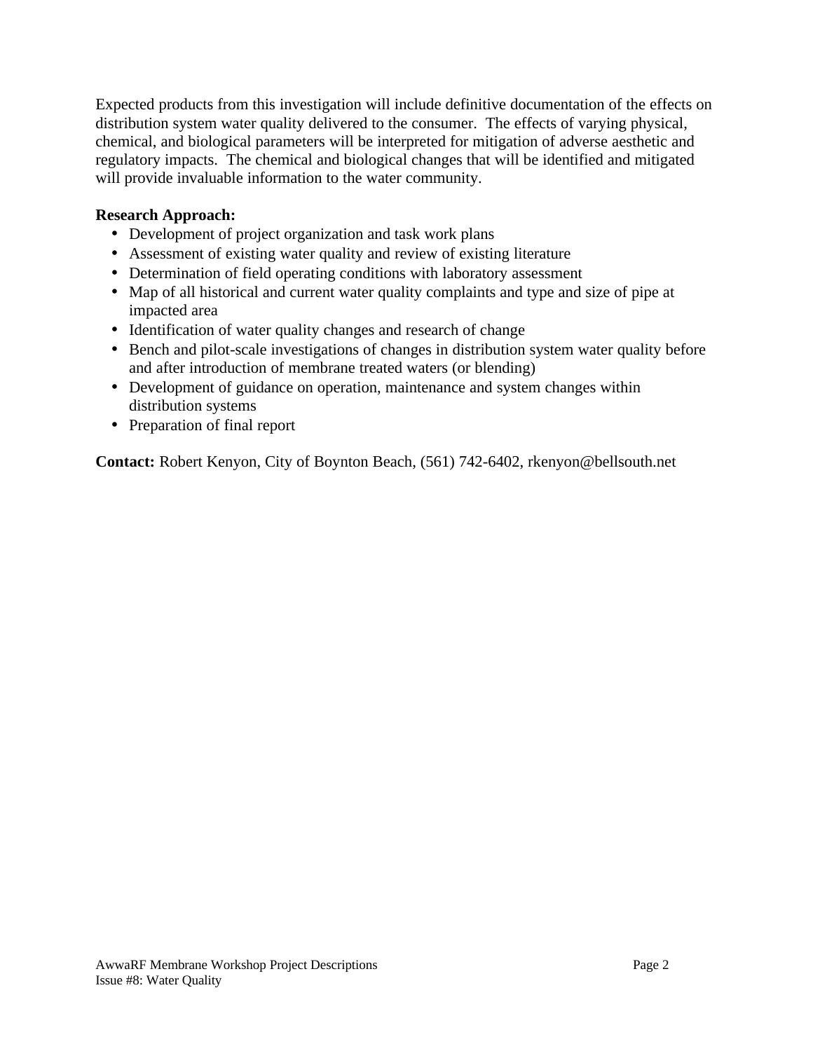Expected products from this investigation will include definitive documentation of the effects on distribution system water quality delivered to the consumer. The effects of varying physical, chemical, and biological parameters will be interpreted for mitigation of adverse aesthetic and regulatory impacts. The chemical and biological changes that will be identified and mitigated will provide invaluable information to the water community.

**Research Approach:**

- Development of project organization and task work plans
- Assessment of existing water quality and review of existing literature
- Determination of field operating conditions with laboratory assessment
- Map of all historical and current water quality complaints and type and size of pipe at impacted area
- Identification of water quality changes and research of change
- Bench and pilot-scale investigations of changes in distribution system water quality before and after introduction of membrane treated waters (or blending)
- Development of guidance on operation, maintenance and system changes within distribution systems
- Preparation of final report

**Contact:** Robert Kenyon, City of Boynton Beach, (561) 742-6402, rkenyon@bellsouth.net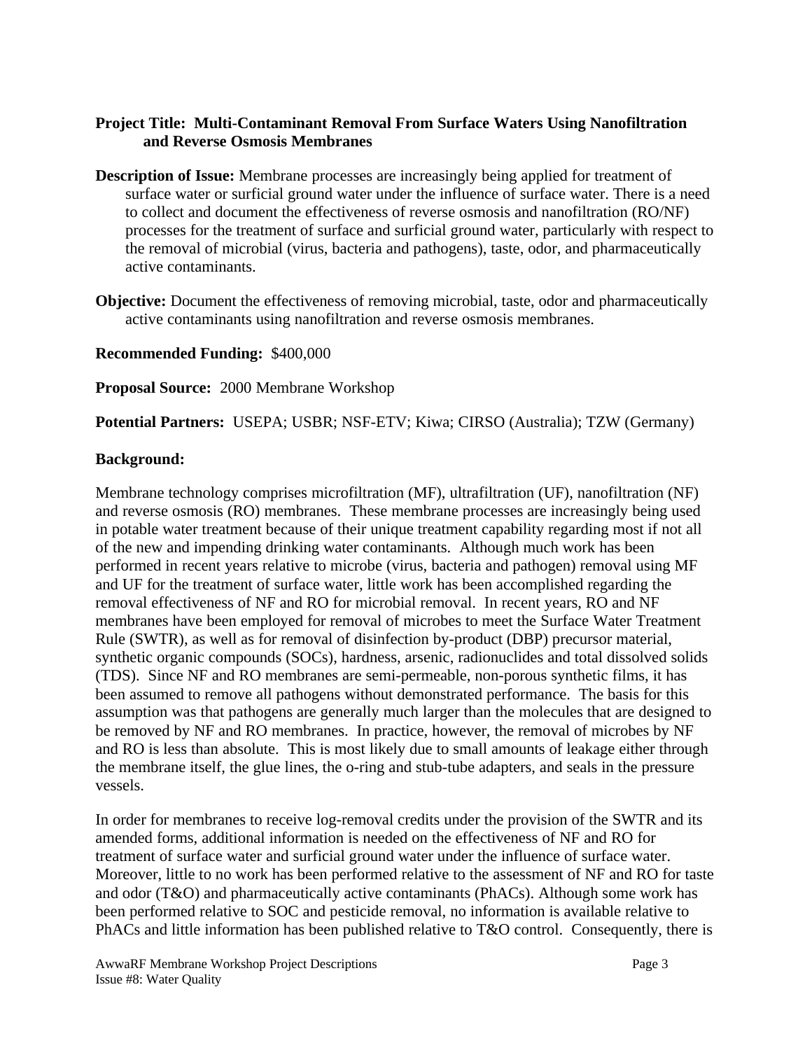**Project Title: Multi-Contaminant Removal From Surface Waters Using Nanofiltration and Reverse Osmosis Membranes**

**Description of Issue:** Membrane processes are increasingly being applied for treatment of surface water or surficial ground water under the influence of surface water. There is a need to collect and document the effectiveness of reverse osmosis and nanofiltration (RO/NF) processes for the treatment of surface and surficial ground water, particularly with respect to the removal of microbial (virus, bacteria and pathogens), taste, odor, and pharmaceutically active contaminants.

**Objective:** Document the effectiveness of removing microbial, taste, odor and pharmaceutically active contaminants using nanofiltration and reverse osmosis membranes.

**Recommended Funding:** $400,000

**Proposal Source:** 2000 Membrane Workshop

**Potential Partners:** USEPA; USBR; NSF-ETV; Kiwa; CIRSO (Australia); TZW (Germany)

**Background:**

Membrane technology comprises microfiltration (MF), ultrafiltration (UF), nanofiltration (NF) and reverse osmosis (RO) membranes. These membrane processes are increasingly being used in potable water treatment because of their unique treatment capability regarding most if not all of the new and impending drinking water contaminants. Although much work has been performed in recent years relative to microbe (virus, bacteria and pathogen) removal using MF and UF for the treatment of surface water, little work has been accomplished regarding the removal effectiveness of NF and RO for microbial removal. In recent years, RO and NF membranes have been employed for removal of microbes to meet the Surface Water Treatment Rule (SWTR), as well as for removal of disinfection by-product (DBP) precursor material, synthetic organic compounds (SOCs), hardness, arsenic, radionuclides and total dissolved solids (TDS). Since NF and RO membranes are semi-permeable, non-porous synthetic films, it has been assumed to remove all pathogens without demonstrated performance. The basis for this assumption was that pathogens are generally much larger than the molecules that are designed to be removed by NF and RO membranes. In practice, however, the removal of microbes by NF and RO is less than absolute. This is most likely due to small amounts of leakage either through the membrane itself, the glue lines, the o-ring and stub-tube adapters, and seals in the pressure vessels.

In order for membranes to receive log-removal credits under the provision of the SWTR and its amended forms, additional information is needed on the effectiveness of NF and RO for treatment of surface water and surficial ground water under the influence of surface water. Moreover, little to no work has been performed relative to the assessment of NF and RO for taste and odor (T&O) and pharmaceutically active contaminants (PhACs). Although some work has been performed relative to SOC and pesticide removal, no information is available relative to PhACs and little information has been published relative to T&O control. Consequently, there is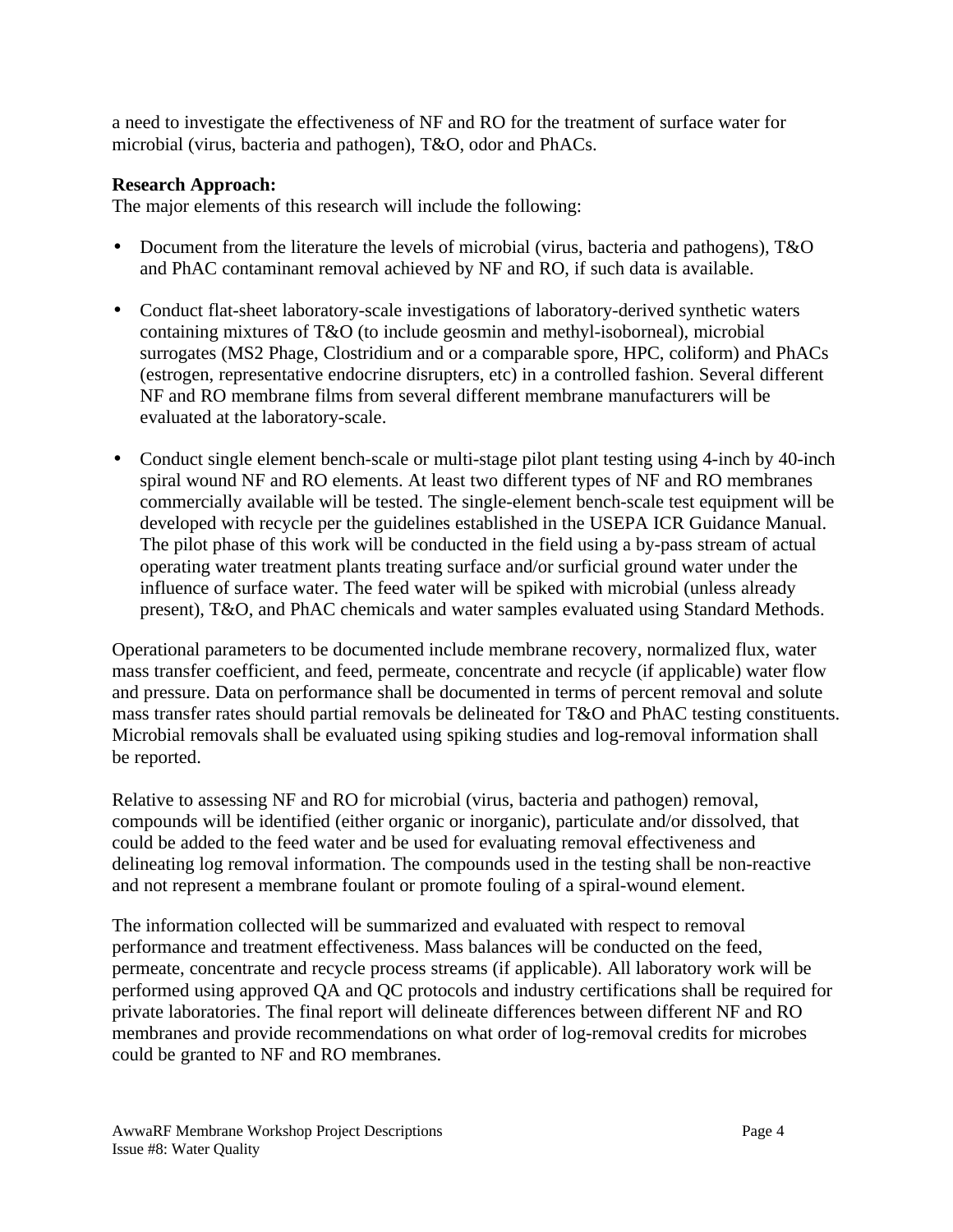a need to investigate the effectiveness of NF and RO for the treatment of surface water for microbial (virus, bacteria and pathogen), T&O, odor and PhACs.

**Research Approach:**
The major elements of this research will include the following:

- Document from the literature the levels of microbial (virus, bacteria and pathogens), T&O and PhAC contaminant removal achieved by NF and RO, if such data is available.

- Conduct flat-sheet laboratory-scale investigations of laboratory-derived synthetic waters containing mixtures of T&O (to include geosmin and methyl-isoborneal), microbial surrogates (MS2 Phage, Clostridium and or a comparable spore, HPC, coliform) and PhACs (estrogen, representative endocrine disrupters, etc) in a controlled fashion. Several different NF and RO membrane films from several different membrane manufacturers will be evaluated at the laboratory-scale.

- Conduct single element bench-scale or multi-stage pilot plant testing using 4-inch by 40-inch spiral wound NF and RO elements. At least two different types of NF and RO membranes commercially available will be tested. The single-element bench-scale test equipment will be developed with recycle per the guidelines established in the USEPA ICR Guidance Manual. The pilot phase of this work will be conducted in the field using a by-pass stream of actual operating water treatment plants treating surface and/or surficial ground water under the influence of surface water. The feed water will be spiked with microbial (unless already present), T&O, and PhAC chemicals and water samples evaluated using Standard Methods.

Operational parameters to be documented include membrane recovery, normalized flux, water mass transfer coefficient, and feed, permeate, concentrate and recycle (if applicable) water flow and pressure. Data on performance shall be documented in terms of percent removal and solute mass transfer rates should partial removals be delineated for T&O and PhAC testing constituents. Microbial removals shall be evaluated using spiking studies and log-removal information shall be reported.

Relative to assessing NF and RO for microbial (virus, bacteria and pathogen) removal, compounds will be identified (either organic or inorganic), particulate and/or dissolved, that could be added to the feed water and be used for evaluating removal effectiveness and delineating log removal information. The compounds used in the testing shall be non-reactive and not represent a membrane foulant or promote fouling of a spiral-wound element.

The information collected will be summarized and evaluated with respect to removal performance and treatment effectiveness. Mass balances will be conducted on the feed, permeate, concentrate and recycle process streams (if applicable). All laboratory work will be performed using approved QA and QC protocols and industry certifications shall be required for private laboratories. The final report will delineate differences between different NF and RO membranes and provide recommendations on what order of log-removal credits for microbes could be granted to NF and RO membranes.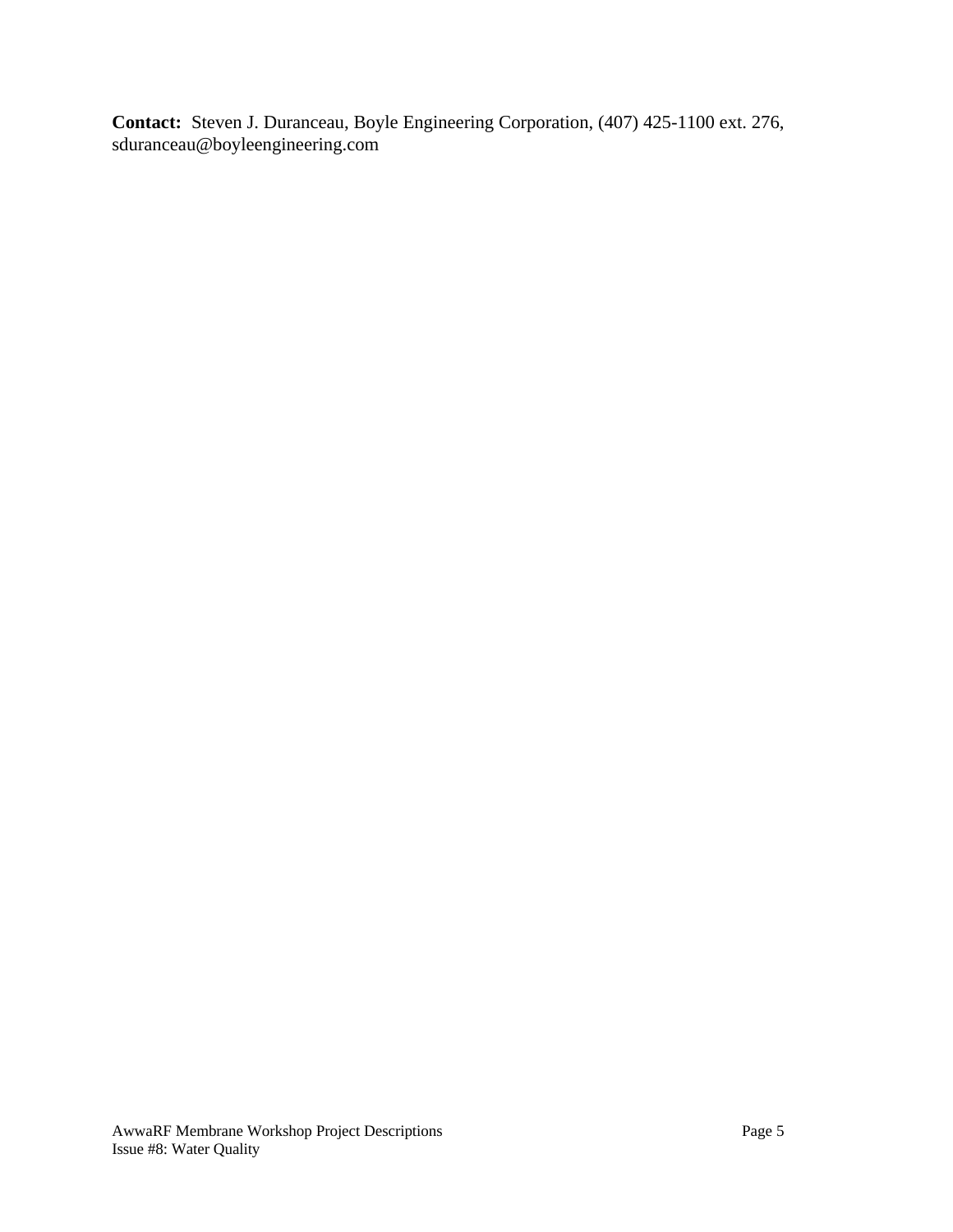**Contact:** Steven J. Duranceau, Boyle Engineering Corporation, (407) 425-1100 ext. 276, sduranceau@boyleengineering.com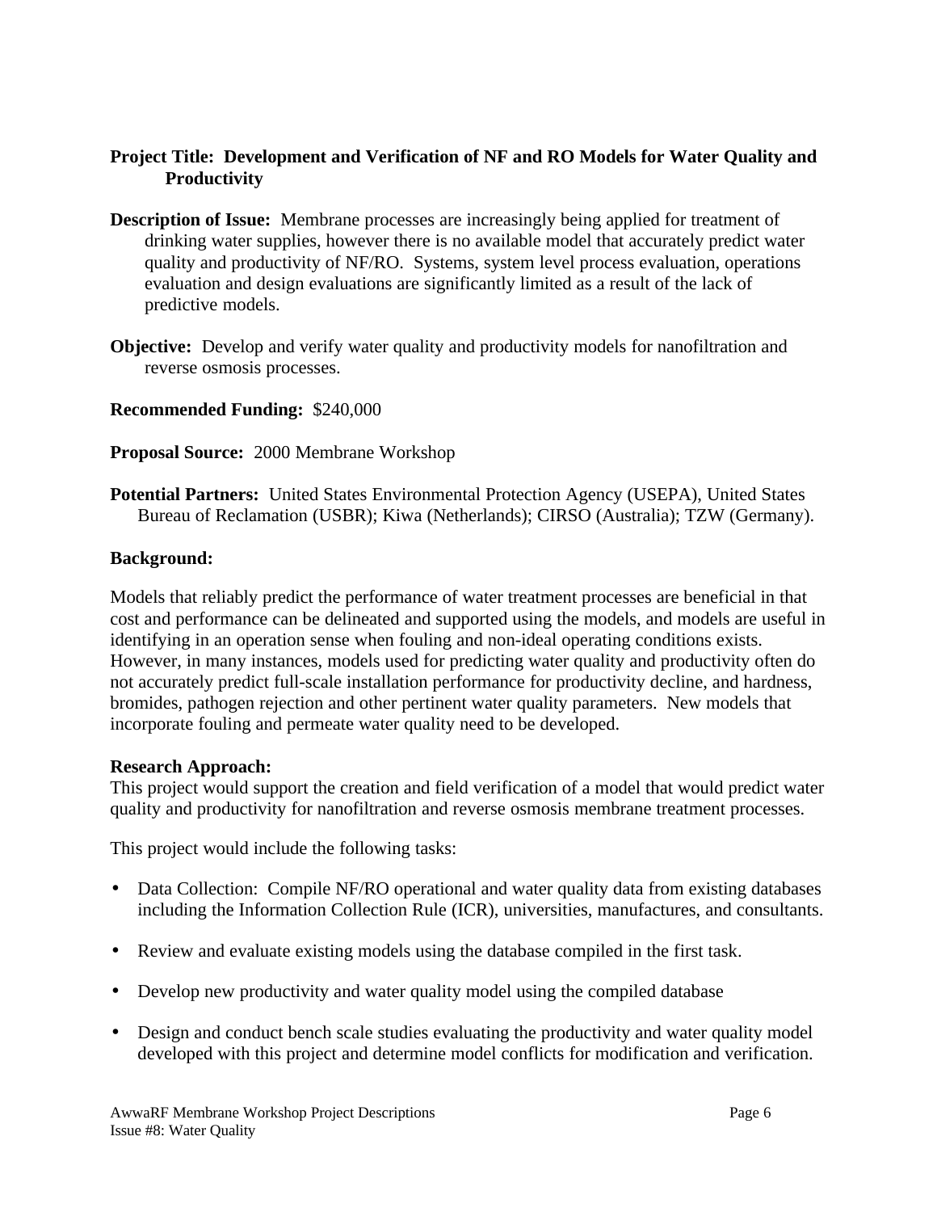**Project Title: Development and Verification of NF and RO Models for Water Quality and Productivity**

**Description of Issue:** Membrane processes are increasingly being applied for treatment of drinking water supplies, however there is no available model that accurately predict water quality and productivity of NF/RO. Systems, system level process evaluation, operations evaluation and design evaluations are significantly limited as a result of the lack of predictive models.

**Objective:** Develop and verify water quality and productivity models for nanofiltration and reverse osmosis processes.

**Recommended Funding:** $240,000

**Proposal Source:** 2000 Membrane Workshop

**Potential Partners:** United States Environmental Protection Agency (USEPA), United States Bureau of Reclamation (USBR); Kiwa (Netherlands); CIRSO (Australia); TZW (Germany).

**Background:**

Models that reliably predict the performance of water treatment processes are beneficial in that cost and performance can be delineated and supported using the models, and models are useful in identifying in an operation sense when fouling and non-ideal operating conditions exists. However, in many instances, models used for predicting water quality and productivity often do not accurately predict full-scale installation performance for productivity decline, and hardness, bromides, pathogen rejection and other pertinent water quality parameters. New models that incorporate fouling and permeate water quality need to be developed.

**Research Approach:**

This project would support the creation and field verification of a model that would predict water quality and productivity for nanofiltration and reverse osmosis membrane treatment processes.

This project would include the following tasks:

- Data Collection: Compile NF/RO operational and water quality data from existing databases including the Information Collection Rule (ICR), universities, manufactures, and consultants.
- Review and evaluate existing models using the database compiled in the first task.
- Develop new productivity and water quality model using the compiled database
- Design and conduct bench scale studies evaluating the productivity and water quality model developed with this project and determine model conflicts for modification and verification.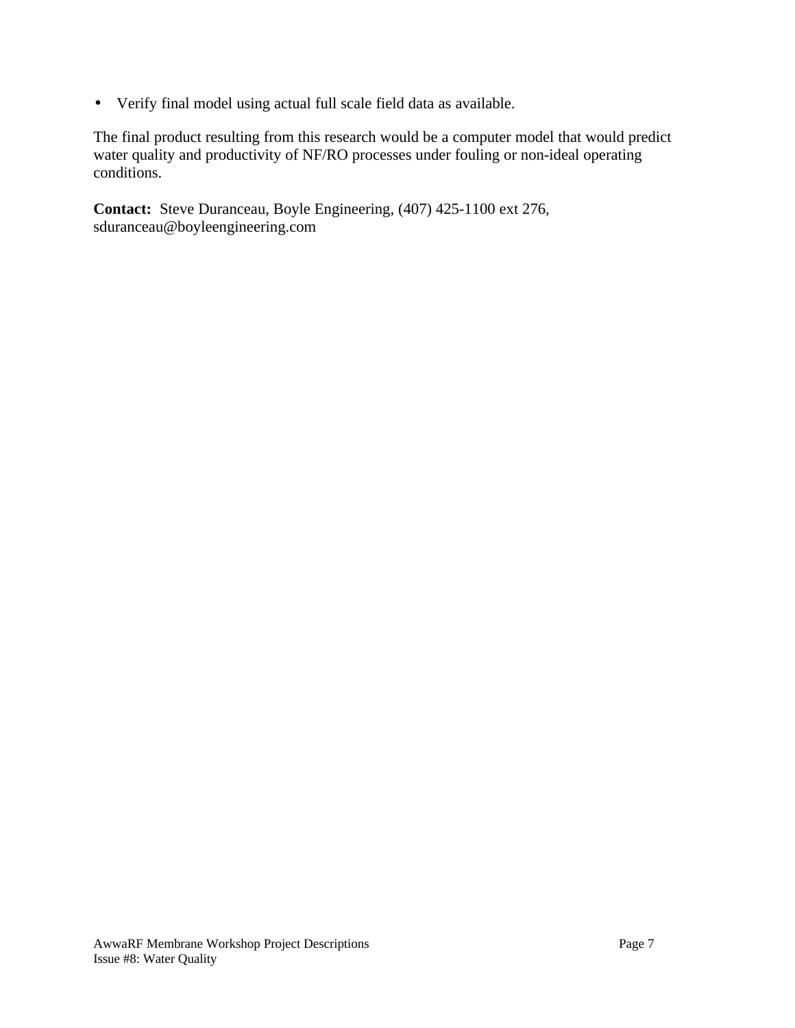- Verify final model using actual full scale field data as available.

The final product resulting from this research would be a computer model that would predict water quality and productivity of NF/RO processes under fouling or non-ideal operating conditions.

**Contact:** Steve Duranceau, Boyle Engineering, (407) 425-1100 ext 276, sduranceau@boyleengineering.com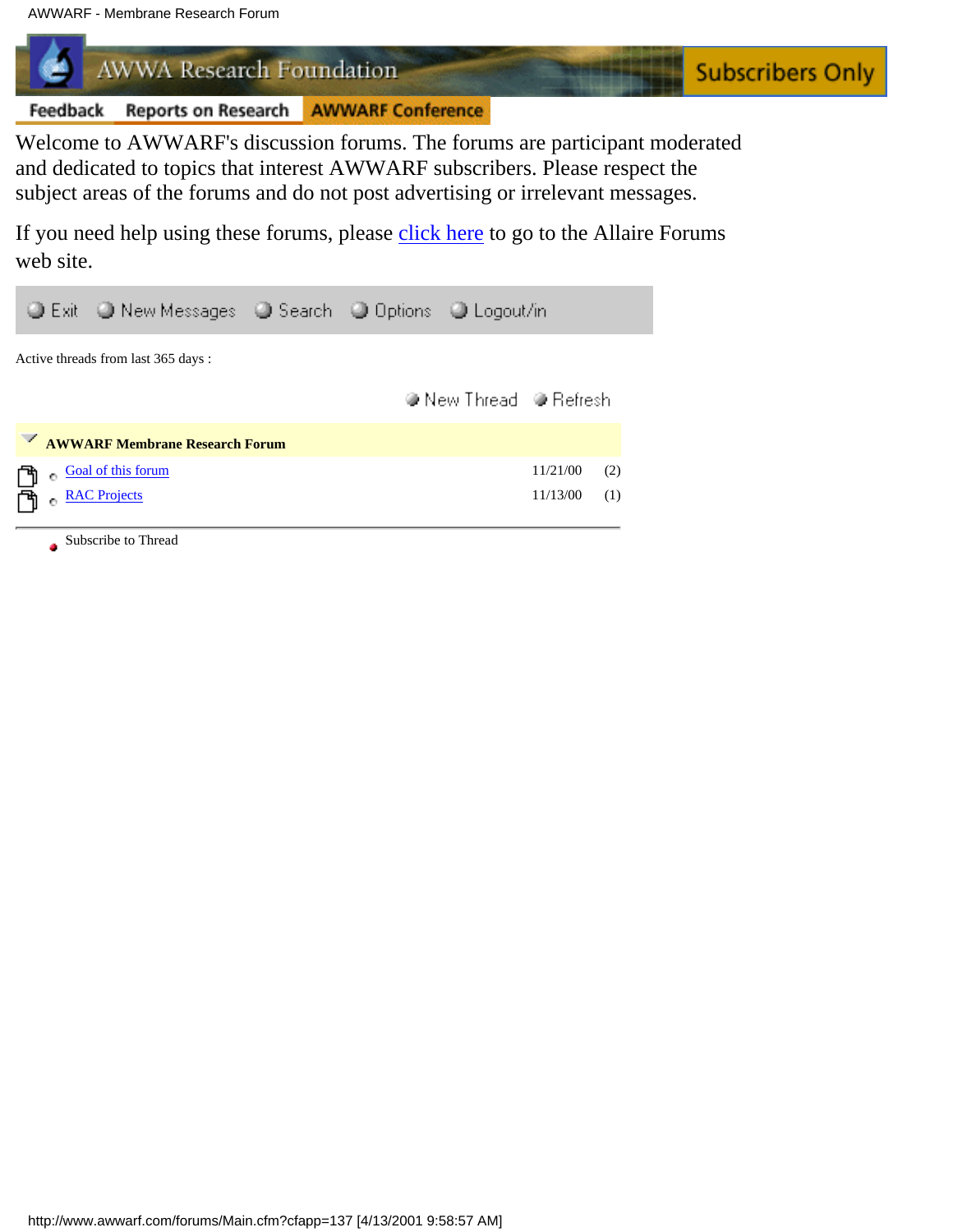AWWA Research Foundation

Subscribers Only

Feedback | Reports on Research | AWWARF Conference

Welcome to AWWARF's discussion forums. The forums are participant moderated and dedicated to topics that interest AWWARF subscribers. Please respect the subject areas of the forums and do not post advertising or irrelevant messages.

If you need help using these forums, please click here to go to the Allaire Forums web site.

Exit | New Messages | Search | Options | Logout/in

Active threads from last 365 days :

New Thread | Refresh

| **AWWARF Membrane Research Forum** | | |
|---|---|---|
| Goal of this forum | 11/21/00 | (2) |
| RAC Projects | 11/13/00 | (1) |

Subscribe to Thread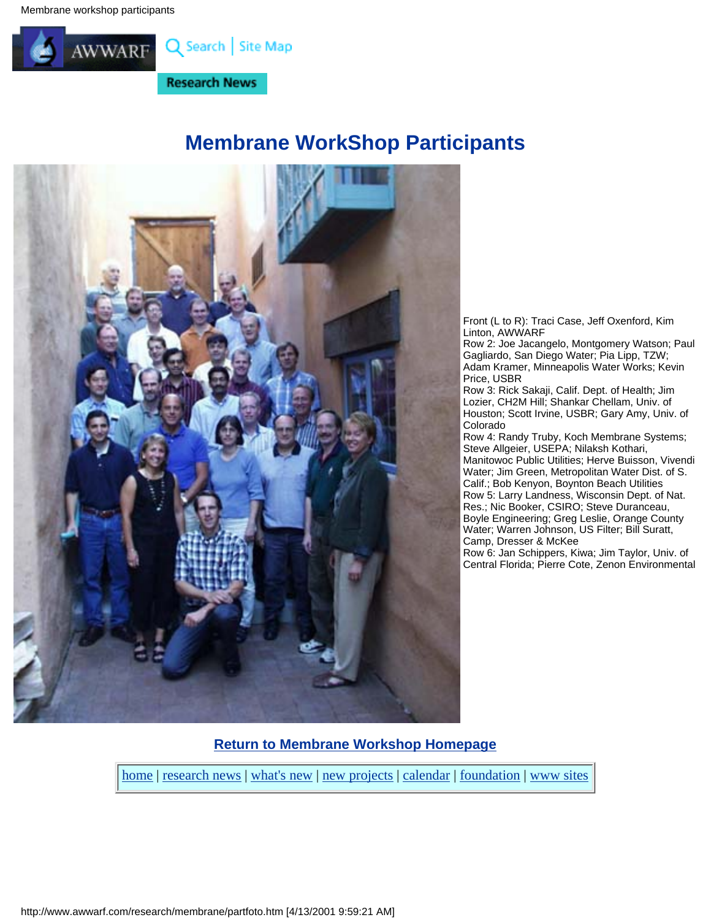Research News

# Membrane WorkShop Participants

Front (L to R): Traci Case, Jeff Oxenford, Kim Linton, AWWARF
Row 2: Joe Jacangelo, Montgomery Watson; Paul Gagliardo, San Diego Water; Pia Lipp, TZW; Adam Kramer, Minneapolis Water Works; Kevin Price, USBR
Row 3: Rick Sakaji, Calif. Dept. of Health; Jim Lozier, CH2M Hill; Shankar Chellam, Univ. of Houston; Scott Irvine, USBR; Gary Amy, Univ. of Colorado
Row 4: Randy Truby, Koch Membrane Systems; Steve Allgeier, USEPA; Nilaksh Kothari, Manitowoc Public Utilities; Herve Buisson, Vivendi Water; Jim Green, Metropolitan Water Dist. of S. Calif.; Bob Kenyon, Boynton Beach Utilities
Row 5: Larry Landness, Wisconsin Dept. of Nat. Res.; Nic Booker, CSIRO; Steve Duranceau, Boyle Engineering; Greg Leslie, Orange County Water; Warren Johnson, US Filter; Bill Suratt, Camp, Dresser & McKee
Row 6: Jan Schippers, Kiwa; Jim Taylor, Univ. of Central Florida; Pierre Cote, Zenon Environmental

**Return to Membrane Workshop Homepage**

home | research news | what's new | new projects | calendar | foundation | www sites